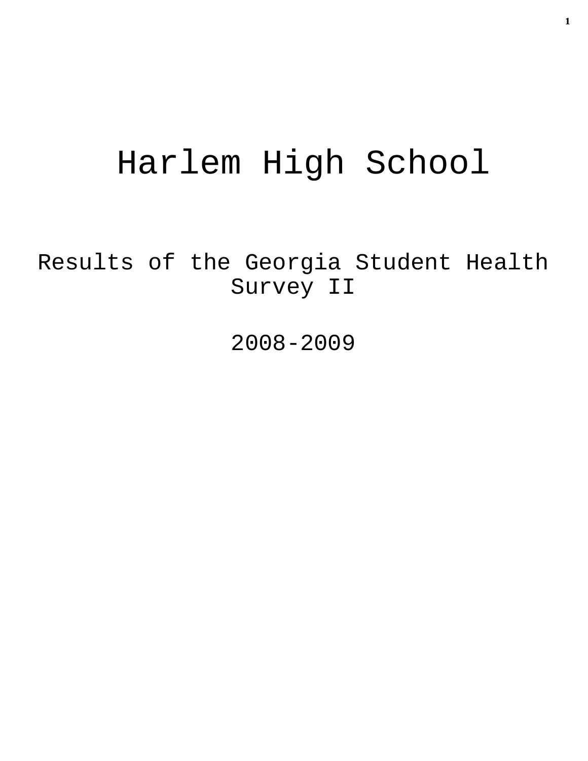# Harlem High School

Results of the Georgia Student Health Survey II

2008-2009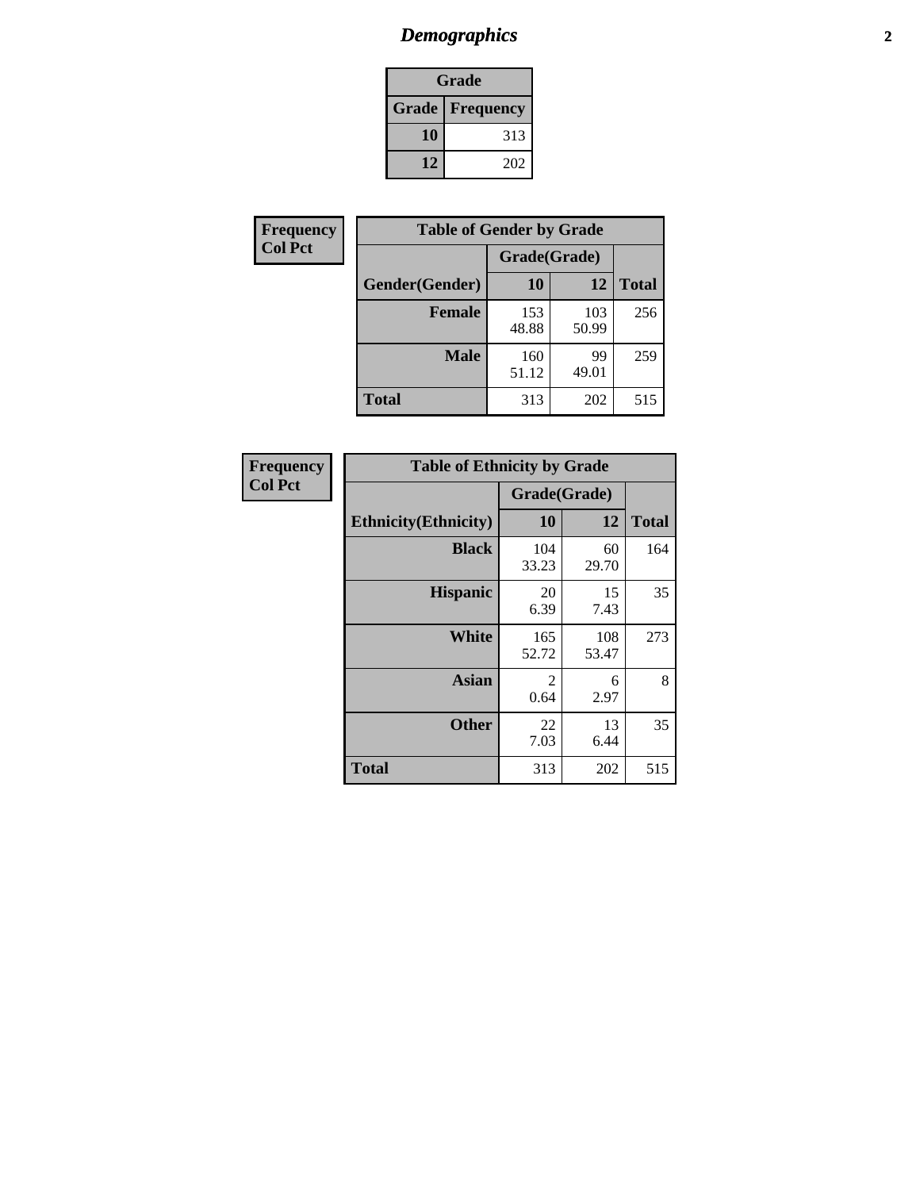# Demographics

| Grade | |
|---|---|
| **Grade** | **Frequency** |
| 10 | 313 |
| 12 | 202 |

**Frequency**
**Col Pct**

| Table of Gender by Grade | | | |
|---|---|---|---|
| | Grade(Grade) | | |
| **Gender(Gender)** | **10** | **12** | **Total** |
| **Female** | 153<br>48.88 | 103<br>50.99 | 256 |
| **Male** | 160<br>51.12 | 99<br>49.01 | 259 |
| **Total** | 313 | 202 | 515 |

**Frequency**
**Col Pct**

| Table of Ethnicity by Grade | | | |
|---|---|---|---|
| | Grade(Grade) | | |
| **Ethnicity(Ethnicity)** | **10** | **12** | **Total** |
| **Black** | 104<br>33.23 | 60<br>29.70 | 164 |
| **Hispanic** | 20<br>6.39 | 15<br>7.43 | 35 |
| **White** | 165<br>52.72 | 108<br>53.47 | 273 |
| **Asian** | 2<br>0.64 | 6<br>2.97 | 8 |
| **Other** | 22<br>7.03 | 13<br>6.44 | 35 |
| **Total** | 313 | 202 | 515 |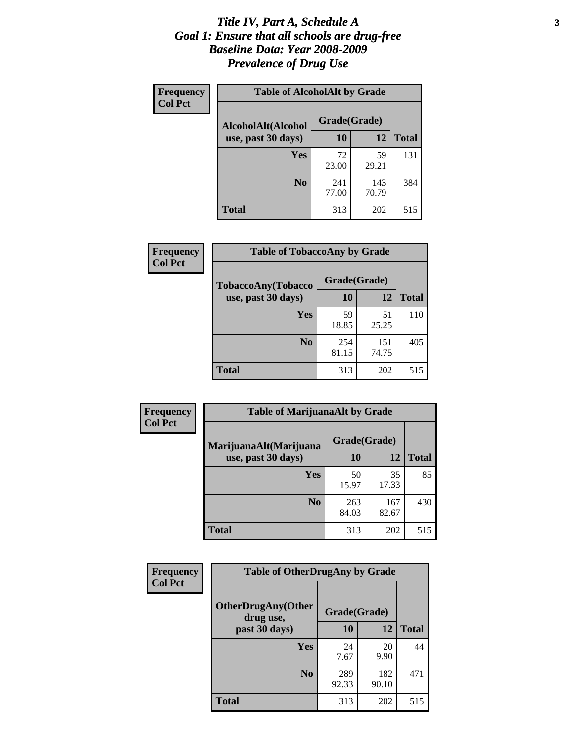# *Title IV, Part A, Schedule A*
# *Goal 1: Ensure that all schools are drug-free*
# *Baseline Data: Year 2008-2009*
# *Prevalence of Drug Use*

**Frequency**
**Col Pct**

**Table of AlcoholAlt by Grade**

| AlcoholAlt(Alcohol use, past 30 days) | Grade(Grade) | | |
|---|---|---|---|
| | **10** | **12** | **Total** |
| **Yes** | 72<br>23.00 | 59<br>29.21 | 131 |
| **No** | 241<br>77.00 | 143<br>70.79 | 384 |
| **Total** | 313 | 202 | 515 |

**Frequency**
**Col Pct**

**Table of TobaccoAny by Grade**

| TobaccoAny(Tobacco use, past 30 days) | Grade(Grade) | | |
|---|---|---|---|
| | **10** | **12** | **Total** |
| **Yes** | 59<br>18.85 | 51<br>25.25 | 110 |
| **No** | 254<br>81.15 | 151<br>74.75 | 405 |
| **Total** | 313 | 202 | 515 |

**Frequency**
**Col Pct**

**Table of MarijuanaAlt by Grade**

| MarijuanaAlt(Marijuana use, past 30 days) | Grade(Grade) | | |
|---|---|---|---|
| | **10** | **12** | **Total** |
| **Yes** | 50<br>15.97 | 35<br>17.33 | 85 |
| **No** | 263<br>84.03 | 167<br>82.67 | 430 |
| **Total** | 313 | 202 | 515 |

**Frequency**
**Col Pct**

**Table of OtherDrugAny by Grade**

| OtherDrugAny(Other drug use, past 30 days) | Grade(Grade) | | |
|---|---|---|---|
| | **10** | **12** | **Total** |
| **Yes** | 24<br>7.67 | 20<br>9.90 | 44 |
| **No** | 289<br>92.33 | 182<br>90.10 | 471 |
| **Total** | 313 | 202 | 515 |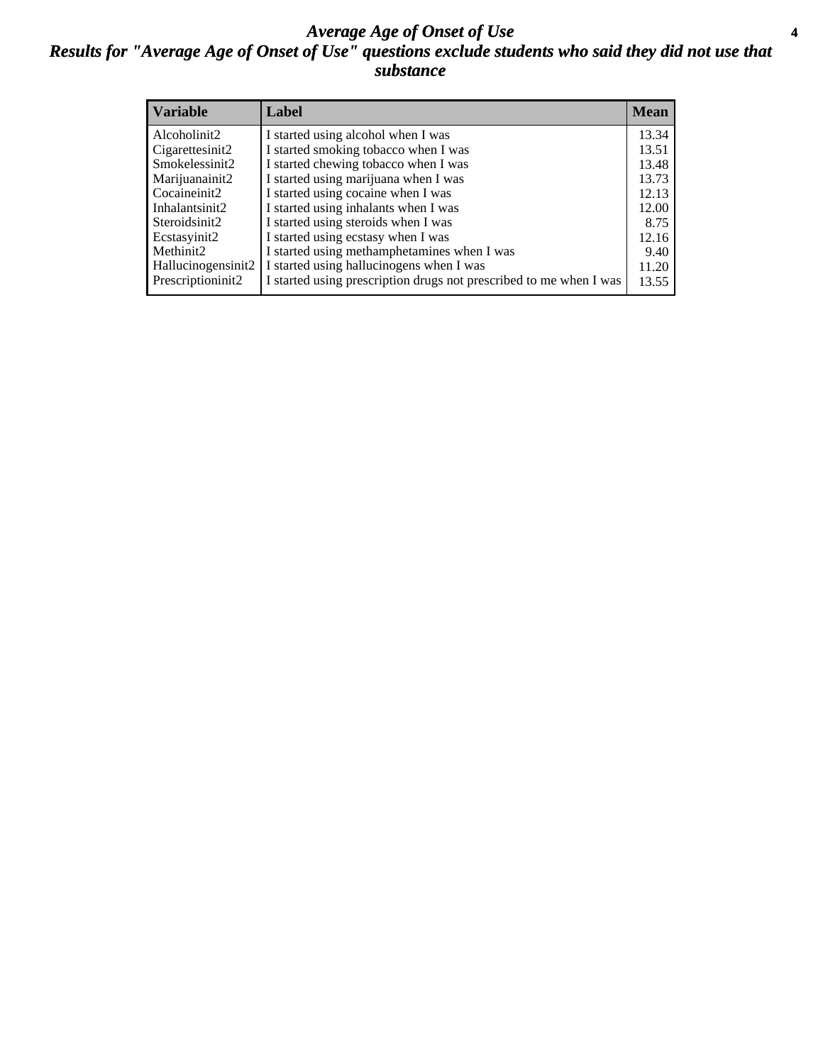# *Average Age of Onset of Use*

## *Results for "Average Age of Onset of Use" questions exclude students who said they did not use that substance*

| Variable | Label | Mean |
|---|---|---|
| Alcoholinit2 | I started using alcohol when I was | 13.34 |
| Cigarettesinit2 | I started smoking tobacco when I was | 13.51 |
| Smokelessinit2 | I started chewing tobacco when I was | 13.48 |
| Marijuanainit2 | I started using marijuana when I was | 13.73 |
| Cocaineinit2 | I started using cocaine when I was | 12.13 |
| Inhalantsinit2 | I started using inhalants when I was | 12.00 |
| Steroidsinit2 | I started using steroids when I was | 8.75 |
| Ecstasyinit2 | I started using ecstasy when I was | 12.16 |
| Methinit2 | I started using methamphetamines when I was | 9.40 |
| Hallucinogensinit2 | I started using hallucinogens when I was | 11.20 |
| Prescriptioninit2 | I started using prescription drugs not prescribed to me when I was | 13.55 |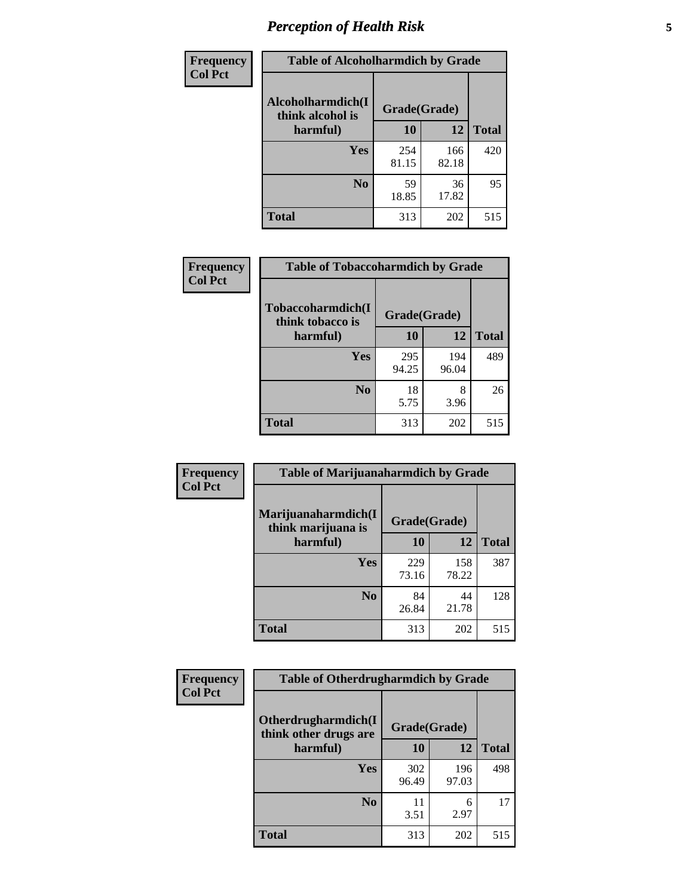# Perception of Health Risk

| Frequency Col Pct | Table of Alcoholharmdich by Grade | | |
|---|---|---|---|
| Alcoholharmdich(I think alcohol is harmful) | Grade(Grade) | | |
| | 10 | 12 | Total |
| Yes | 254<br>81.15 | 166<br>82.18 | 420 |
| No | 59<br>18.85 | 36<br>17.82 | 95 |
| Total | 313 | 202 | 515 |

| Frequency Col Pct | Table of Tobaccoharmdich by Grade | | |
|---|---|---|---|
| Tobaccoharmdich(I think tobacco is harmful) | Grade(Grade) | | |
| | 10 | 12 | Total |
| Yes | 295<br>94.25 | 194<br>96.04 | 489 |
| No | 18<br>5.75 | 8<br>3.96 | 26 |
| Total | 313 | 202 | 515 |

| Frequency Col Pct | Table of Marijuanaharmdich by Grade | | |
|---|---|---|---|
| Marijuanaharmdich(I think marijuana is harmful) | Grade(Grade) | | |
| | 10 | 12 | Total |
| Yes | 229<br>73.16 | 158<br>78.22 | 387 |
| No | 84<br>26.84 | 44<br>21.78 | 128 |
| Total | 313 | 202 | 515 |

| Frequency Col Pct | Table of Otherdrugharmdich by Grade | | |
|---|---|---|---|
| Otherdrugharmdich(I think other drugs are harmful) | Grade(Grade) | | |
| | 10 | 12 | Total |
| Yes | 302<br>96.49 | 196<br>97.03 | 498 |
| No | 11<br>3.51 | 6<br>2.97 | 17 |
| Total | 313 | 202 | 515 |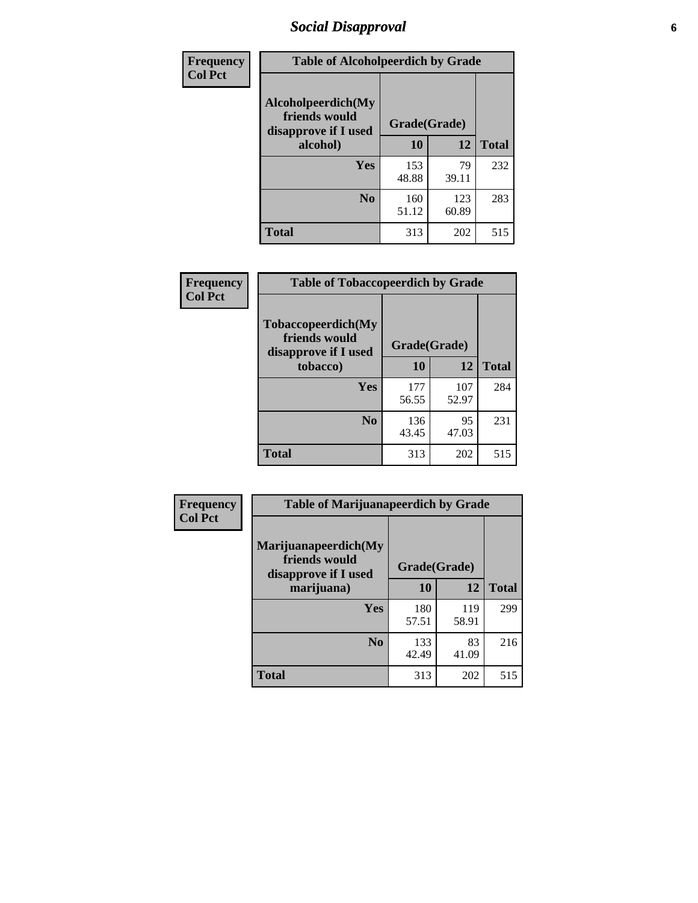# *Social Disapproval*

| Frequency<br>Col Pct | Table of Alcoholpeerdich by Grade | | |
|---|---|---|---|
| Alcoholpeerdich(My friends would disapprove if I used alcohol) | Grade(Grade) | | |
| | 10 | 12 | Total |
| Yes | 153<br>48.88 | 79<br>39.11 | 232 |
| No | 160<br>51.12 | 123<br>60.89 | 283 |
| Total | 313 | 202 | 515 |

| Frequency<br>Col Pct | Table of Tobaccopeerdich by Grade | | |
|---|---|---|---|
| Tobaccopeerdich(My friends would disapprove if I used tobacco) | Grade(Grade) | | |
| | 10 | 12 | Total |
| Yes | 177<br>56.55 | 107<br>52.97 | 284 |
| No | 136<br>43.45 | 95<br>47.03 | 231 |
| Total | 313 | 202 | 515 |

| Frequency<br>Col Pct | Table of Marijuanapeerdich by Grade | | |
|---|---|---|---|
| Marijuanapeerdich(My friends would disapprove if I used marijuana) | Grade(Grade) | | |
| | 10 | 12 | Total |
| Yes | 180<br>57.51 | 119<br>58.91 | 299 |
| No | 133<br>42.49 | 83<br>41.09 | 216 |
| Total | 313 | 202 | 515 |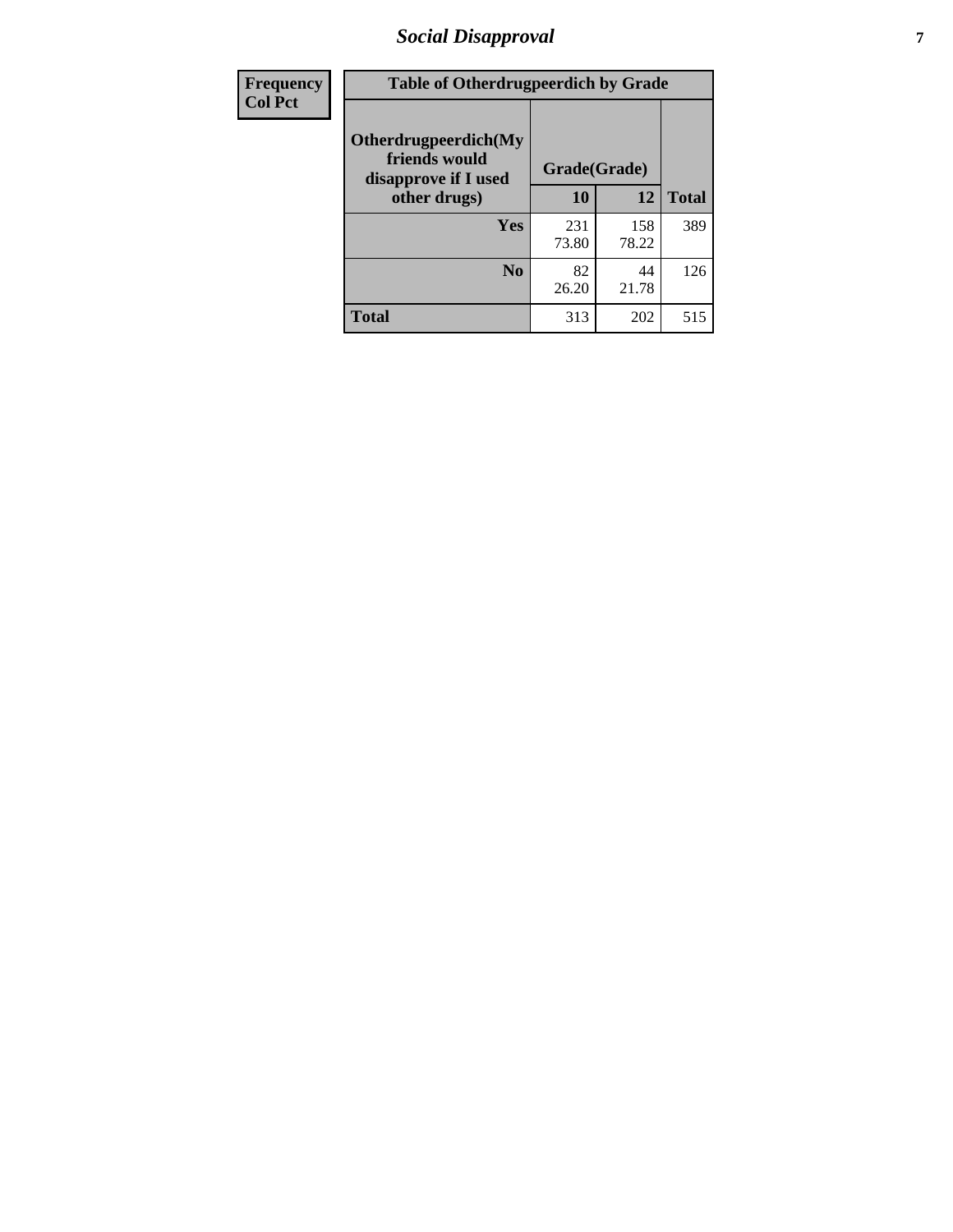| Frequency<br>Col Pct | Table of Otherdrugpeerdich by Grade | | |
|---|---|---|---|
| Otherdrugpeerdich(My friends would disapprove if I used other drugs) | Grade(Grade) | | |
| | 10 | 12 | Total |
| Yes | 231<br>73.80 | 158<br>78.22 | 389 |
| No | 82<br>26.20 | 44<br>21.78 | 126 |
| Total | 313 | 202 | 515 |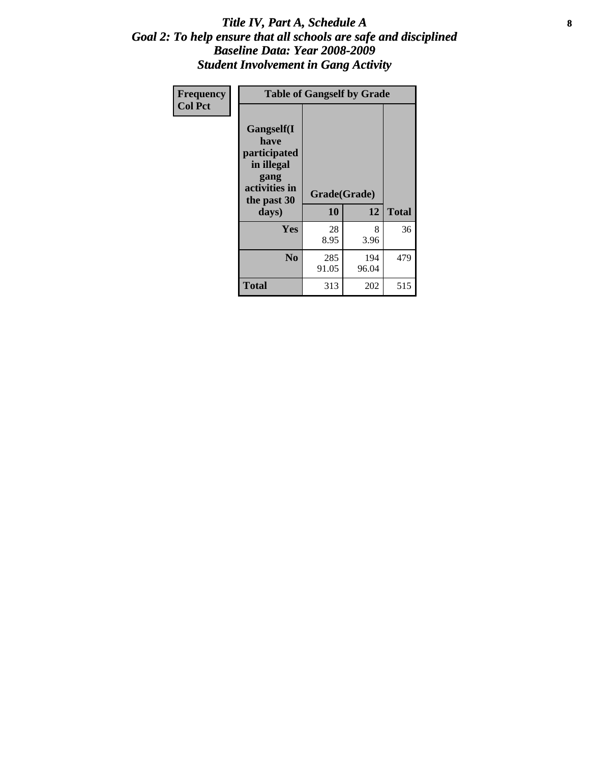# *Title IV, Part A, Schedule A*
## *Goal 2: To help ensure that all schools are safe and disciplined*
## *Baseline Data: Year 2008-2009*
## *Student Involvement in Gang Activity*

| Frequency<br>Col Pct | Table of Gangself by Grade | | |
|---|---|---|---|
| **Gangself(I have participated in illegal gang activities in the past 30 days)** | **Grade(Grade)** | | |
| | **10** | **12** | **Total** |
| **Yes** | 28<br>8.95 | 8<br>3.96 | 36 |
| **No** | 285<br>91.05 | 194<br>96.04 | 479 |
| **Total** | 313 | 202 | 515 |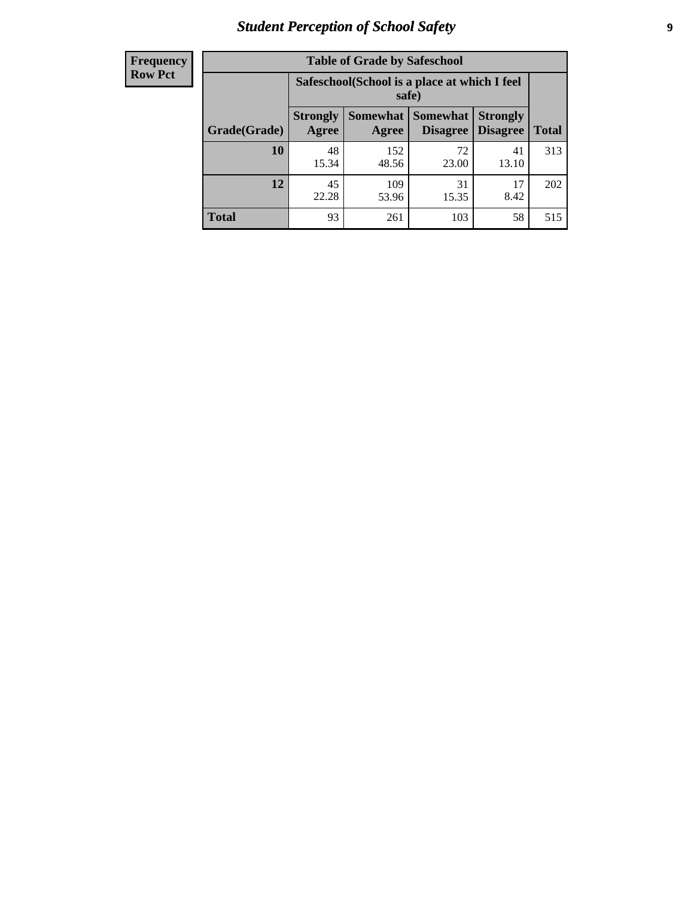# Student Perception of School Safety

| Frequency<br>Row Pct | | | | | |
|---|---|---|---|---|---|
| **Table of Grade by Safeschool** | | | | | |
| | **Safeschool(School is a place at which I feel safe)** | | | | |
| **Grade(Grade)** | **Strongly Agree** | **Somewhat Agree** | **Somewhat Disagree** | **Strongly Disagree** | **Total** |
| **10** | 48<br>15.34 | 152<br>48.56 | 72<br>23.00 | 41<br>13.10 | 313 |
| **12** | 45<br>22.28 | 109<br>53.96 | 31<br>15.35 | 17<br>8.42 | 202 |
| **Total** | 93 | 261 | 103 | 58 | 515 |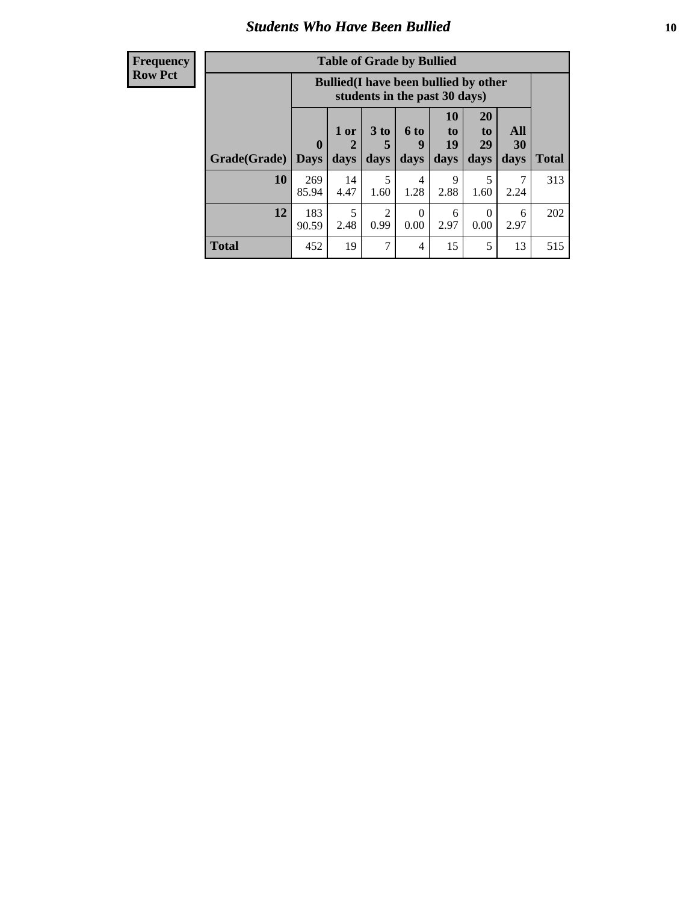## Students Who Have Been Bullied

| Frequency<br>Row Pct |
|---|

**Table of Grade by Bullied**

| Grade(Grade) | Bullied(I have been bullied by other students in the past 30 days) | | | | | | | Total |
|---|---|---|---|---|---|---|---|---|
| | 0 Days | 1 or 2 days | 3 to 5 days | 6 to 9 days | 10 to 19 days | 20 to 29 days | All 30 days | |
| **10** | 269<br>85.94 | 14<br>4.47 | 5<br>1.60 | 4<br>1.28 | 9<br>2.88 | 5<br>1.60 | 7<br>2.24 | 313 |
| **12** | 183<br>90.59 | 5<br>2.48 | 2<br>0.99 | 0<br>0.00 | 6<br>2.97 | 0<br>0.00 | 6<br>2.97 | 202 |
| **Total** | 452 | 19 | 7 | 4 | 15 | 5 | 13 | 515 |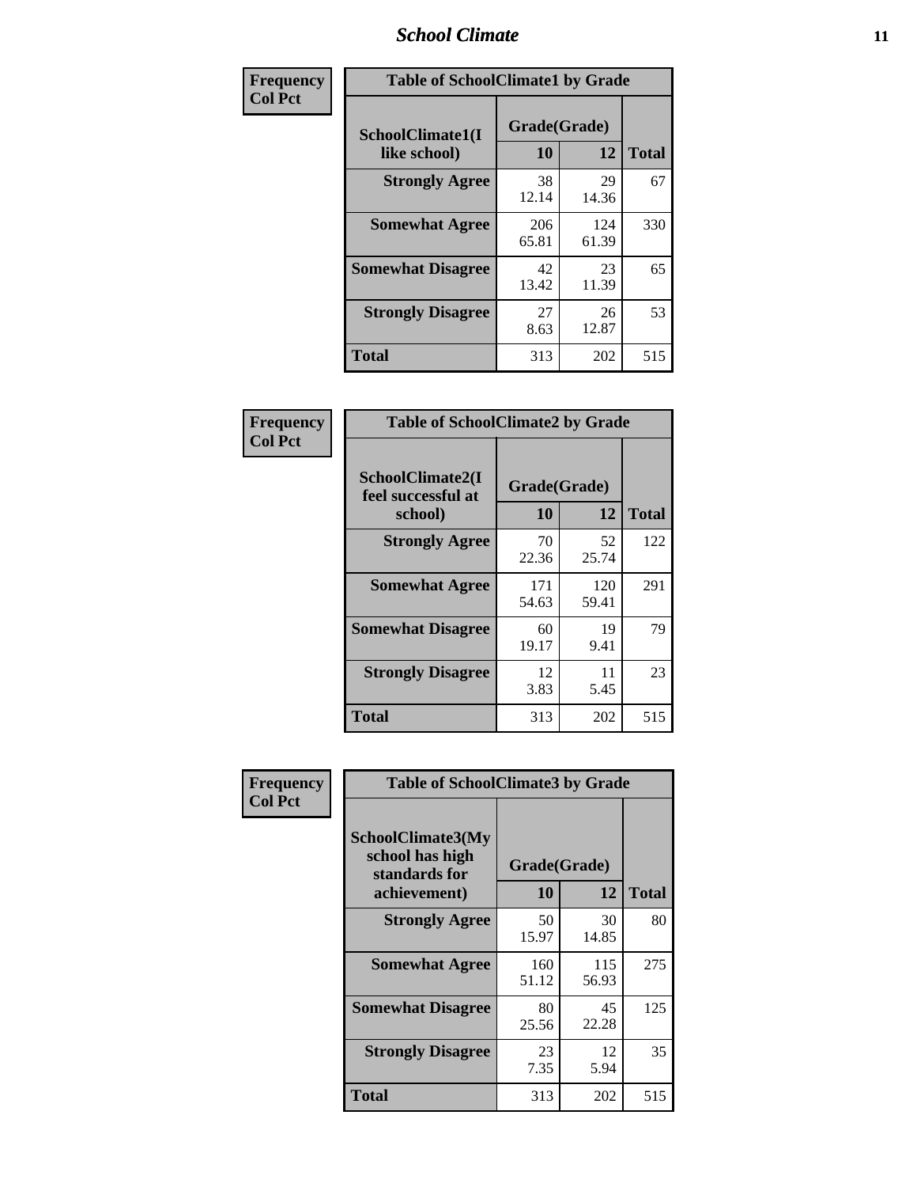| Frequency<br>Col Pct |
|---|

**Table of SchoolClimate1 by Grade**

| SchoolClimate1(I like school) | Grade(Grade) 10 | 12 | Total |
|---|---|---|---|
| Strongly Agree | 38<br>12.14 | 29<br>14.36 | 67 |
| Somewhat Agree | 206<br>65.81 | 124<br>61.39 | 330 |
| Somewhat Disagree | 42<br>13.42 | 23<br>11.39 | 65 |
| Strongly Disagree | 27<br>8.63 | 26<br>12.87 | 53 |
| Total | 313 | 202 | 515 |

| Frequency<br>Col Pct |
|---|

**Table of SchoolClimate2 by Grade**

| SchoolClimate2(I feel successful at school) | Grade(Grade) 10 | 12 | Total |
|---|---|---|---|
| Strongly Agree | 70<br>22.36 | 52<br>25.74 | 122 |
| Somewhat Agree | 171<br>54.63 | 120<br>59.41 | 291 |
| Somewhat Disagree | 60<br>19.17 | 19<br>9.41 | 79 |
| Strongly Disagree | 12<br>3.83 | 11<br>5.45 | 23 |
| Total | 313 | 202 | 515 |

| Frequency<br>Col Pct |
|---|

**Table of SchoolClimate3 by Grade**

| SchoolClimate3(My school has high standards for achievement) | Grade(Grade) 10 | 12 | Total |
|---|---|---|---|
| Strongly Agree | 50<br>15.97 | 30<br>14.85 | 80 |
| Somewhat Agree | 160<br>51.12 | 115<br>56.93 | 275 |
| Somewhat Disagree | 80<br>25.56 | 45<br>22.28 | 125 |
| Strongly Disagree | 23<br>7.35 | 12<br>5.94 | 35 |
| Total | 313 | 202 | 515 |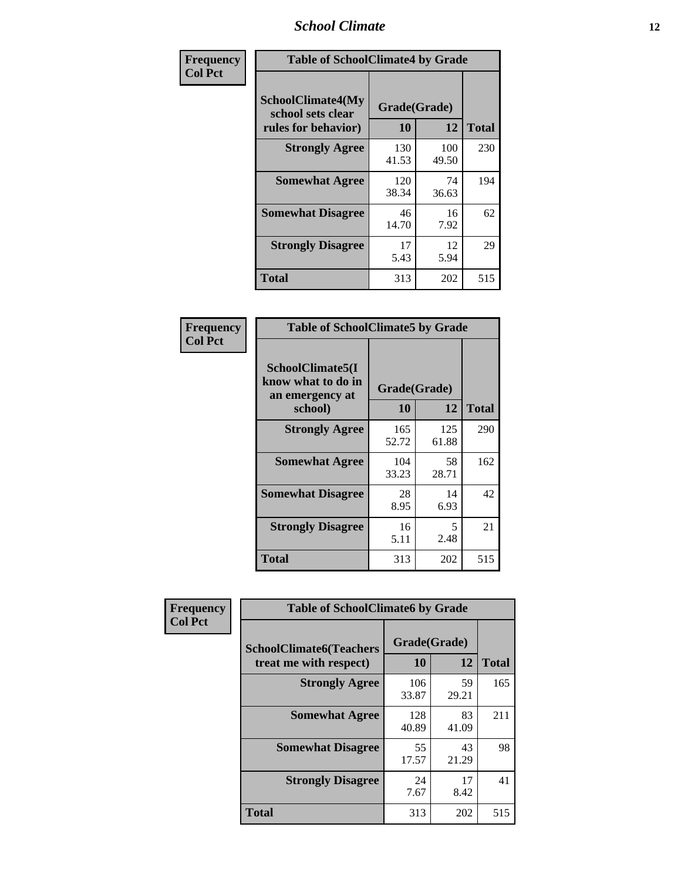**Frequency**
**Col Pct**

| Table of SchoolClimate4 by Grade | | | |
|---|---|---|---|
| SchoolClimate4(My school sets clear rules for behavior) | Grade(Grade) | | Total |
| | 10 | 12 | |
| **Strongly Agree** | 130<br>41.53 | 100<br>49.50 | 230 |
| **Somewhat Agree** | 120<br>38.34 | 74<br>36.63 | 194 |
| **Somewhat Disagree** | 46<br>14.70 | 16<br>7.92 | 62 |
| **Strongly Disagree** | 17<br>5.43 | 12<br>5.94 | 29 |
| **Total** | 313 | 202 | 515 |

**Frequency**
**Col Pct**

| Table of SchoolClimate5 by Grade | | | |
|---|---|---|---|
| SchoolClimate5(I know what to do in an emergency at school) | Grade(Grade) | | Total |
| | 10 | 12 | |
| **Strongly Agree** | 165<br>52.72 | 125<br>61.88 | 290 |
| **Somewhat Agree** | 104<br>33.23 | 58<br>28.71 | 162 |
| **Somewhat Disagree** | 28<br>8.95 | 14<br>6.93 | 42 |
| **Strongly Disagree** | 16<br>5.11 | 5<br>2.48 | 21 |
| **Total** | 313 | 202 | 515 |

**Frequency**
**Col Pct**

| Table of SchoolClimate6 by Grade | | | |
|---|---|---|---|
| SchoolClimate6(Teachers treat me with respect) | Grade(Grade) | | Total |
| | 10 | 12 | |
| **Strongly Agree** | 106<br>33.87 | 59<br>29.21 | 165 |
| **Somewhat Agree** | 128<br>40.89 | 83<br>41.09 | 211 |
| **Somewhat Disagree** | 55<br>17.57 | 43<br>21.29 | 98 |
| **Strongly Disagree** | 24<br>7.67 | 17<br>8.42 | 41 |
| **Total** | 313 | 202 | 515 |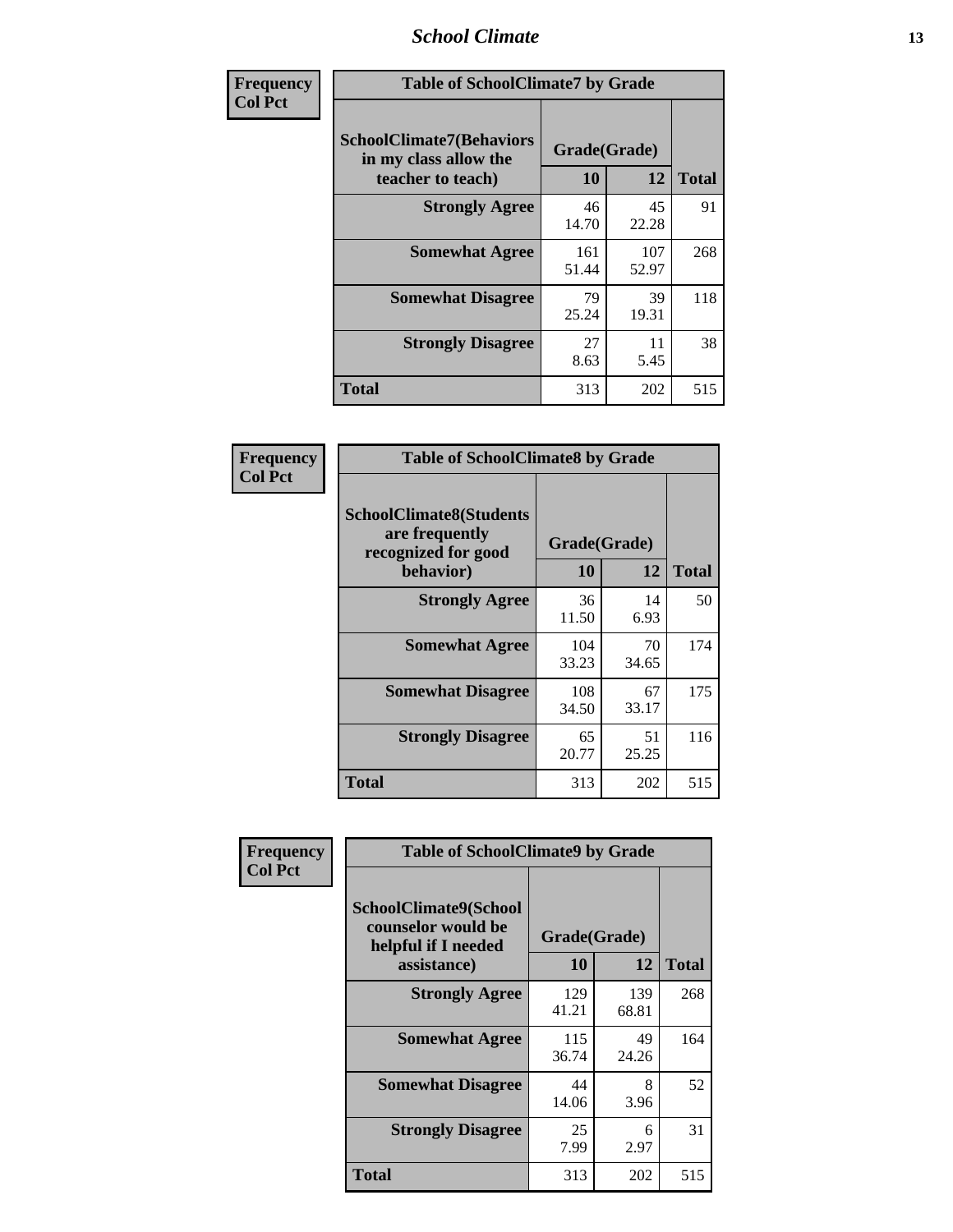| Frequency<br>Col Pct |
|---|

**Table of SchoolClimate7 by Grade**

| SchoolClimate7(Behaviors in my class allow the teacher to teach) | Grade(Grade) | | Total |
|---|---|---|---|
| | 10 | 12 | |
| Strongly Agree | 46<br>14.70 | 45<br>22.28 | 91 |
| Somewhat Agree | 161<br>51.44 | 107<br>52.97 | 268 |
| Somewhat Disagree | 79<br>25.24 | 39<br>19.31 | 118 |
| Strongly Disagree | 27<br>8.63 | 11<br>5.45 | 38 |
| Total | 313 | 202 | 515 |

| Frequency<br>Col Pct |
|---|

**Table of SchoolClimate8 by Grade**

| SchoolClimate8(Students are frequently recognized for good behavior) | Grade(Grade) | | Total |
|---|---|---|---|
| | 10 | 12 | |
| Strongly Agree | 36<br>11.50 | 14<br>6.93 | 50 |
| Somewhat Agree | 104<br>33.23 | 70<br>34.65 | 174 |
| Somewhat Disagree | 108<br>34.50 | 67<br>33.17 | 175 |
| Strongly Disagree | 65<br>20.77 | 51<br>25.25 | 116 |
| Total | 313 | 202 | 515 |

| Frequency<br>Col Pct |
|---|

**Table of SchoolClimate9 by Grade**

| SchoolClimate9(School counselor would be helpful if I needed assistance) | Grade(Grade) | | Total |
|---|---|---|---|
| | 10 | 12 | |
| Strongly Agree | 129<br>41.21 | 139<br>68.81 | 268 |
| Somewhat Agree | 115<br>36.74 | 49<br>24.26 | 164 |
| Somewhat Disagree | 44<br>14.06 | 8<br>3.96 | 52 |
| Strongly Disagree | 25<br>7.99 | 6<br>2.97 | 31 |
| Total | 313 | 202 | 515 |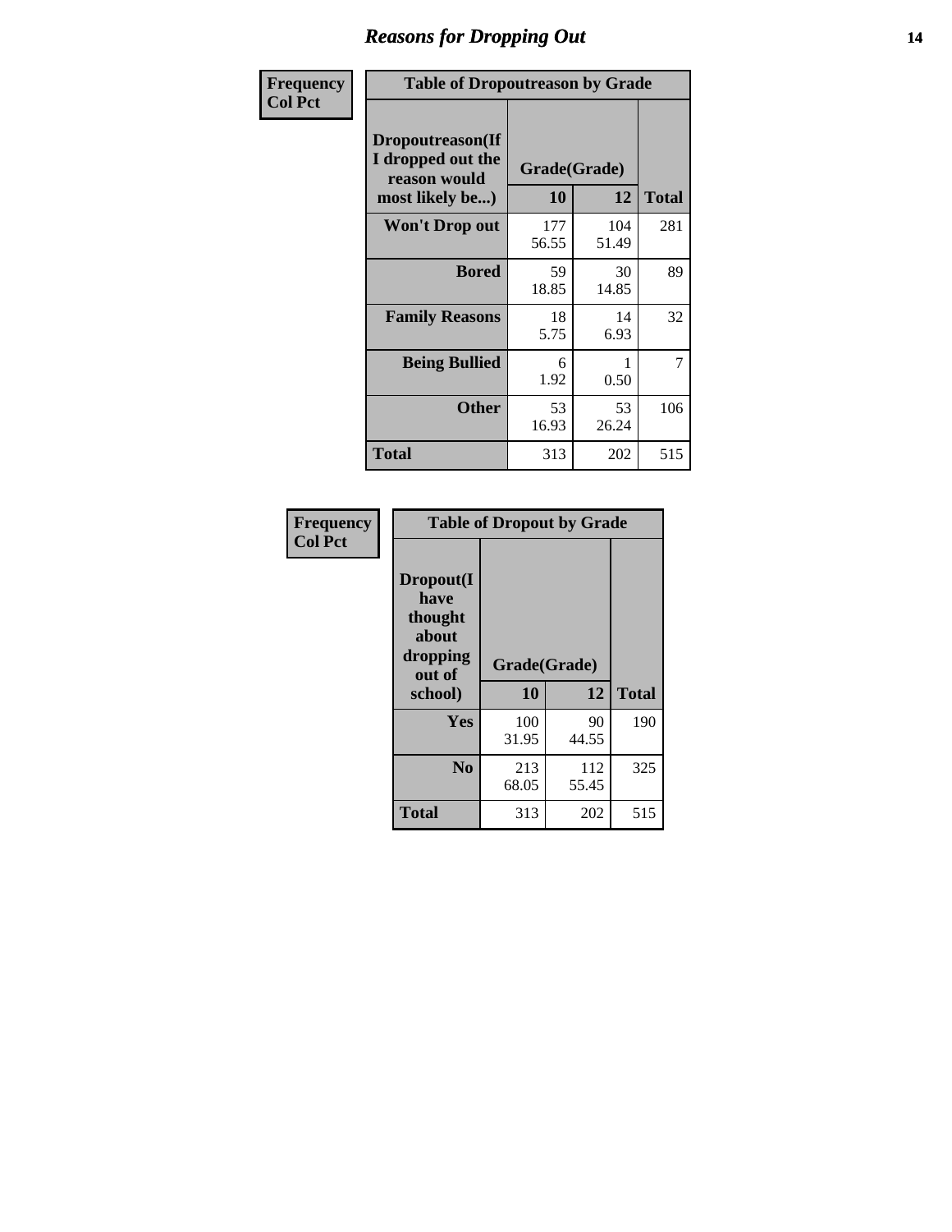# Reasons for Dropping Out

**Frequency**
**Col Pct**

| Table of Dropoutreason by Grade | | | |
|---|---|---|---|
| **Dropoutreason(If I dropped out the reason would most likely be...)** | **Grade(Grade)** | | |
| | **10** | **12** | **Total** |
| **Won't Drop out** | 177<br>56.55 | 104<br>51.49 | 281 |
| **Bored** | 59<br>18.85 | 30<br>14.85 | 89 |
| **Family Reasons** | 18<br>5.75 | 14<br>6.93 | 32 |
| **Being Bullied** | 6<br>1.92 | 1<br>0.50 | 7 |
| **Other** | 53<br>16.93 | 53<br>26.24 | 106 |
| **Total** | 313 | 202 | 515 |

**Frequency**
**Col Pct**

| Table of Dropout by Grade | | | |
|---|---|---|---|
| **Dropout(I have thought about dropping out of school)** | **Grade(Grade)** | | |
| | **10** | **12** | **Total** |
| **Yes** | 100<br>31.95 | 90<br>44.55 | 190 |
| **No** | 213<br>68.05 | 112<br>55.45 | 325 |
| **Total** | 313 | 202 | 515 |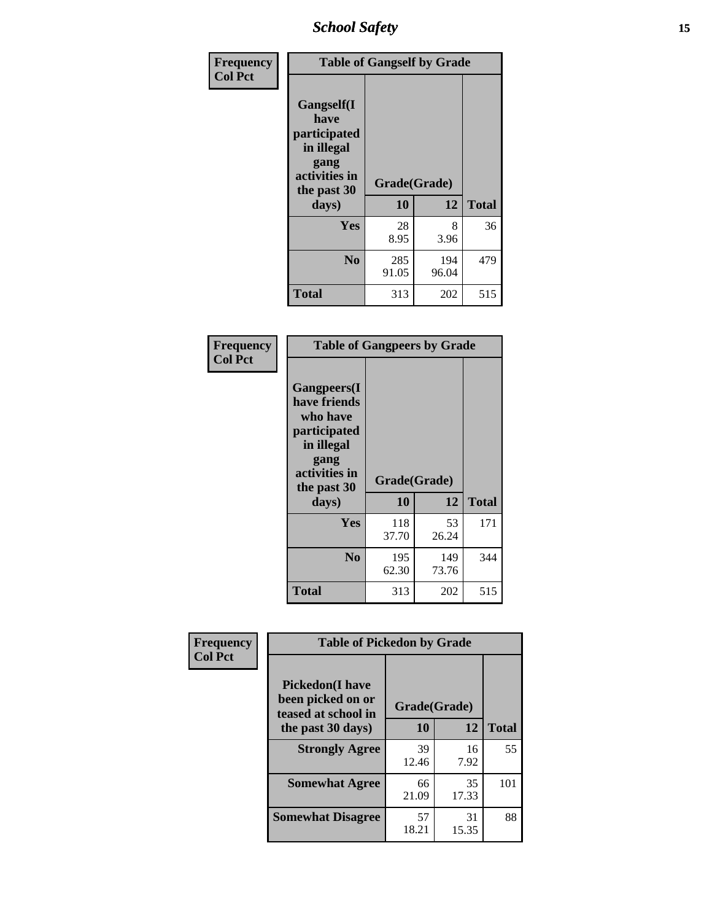| Frequency<br>Col Pct | | | |
|---|---|---|---|
| **Table of Gangself by Grade** | | | |
| **Gangself(I have participated in illegal gang activities in the past 30 days)** | **Grade(Grade)** | | |
| | **10** | **12** | **Total** |
| **Yes** | 28<br>8.95 | 8<br>3.96 | 36 |
| **No** | 285<br>91.05 | 194<br>96.04 | 479 |
| **Total** | 313 | 202 | 515 |

| Frequency<br>Col Pct | | | |
|---|---|---|---|
| **Table of Gangpeers by Grade** | | | |
| **Gangpeers(I have friends who have participated in illegal gang activities in the past 30 days)** | **Grade(Grade)** | | |
| | **10** | **12** | **Total** |
| **Yes** | 118<br>37.70 | 53<br>26.24 | 171 |
| **No** | 195<br>62.30 | 149<br>73.76 | 344 |
| **Total** | 313 | 202 | 515 |

| Frequency<br>Col Pct | | | |
|---|---|---|---|
| **Table of Pickedon by Grade** | | | |
| **Pickedon(I have been picked on or teased at school in the past 30 days)** | **Grade(Grade)** | | |
| | **10** | **12** | **Total** |
| **Strongly Agree** | 39<br>12.46 | 16<br>7.92 | 55 |
| **Somewhat Agree** | 66<br>21.09 | 35<br>17.33 | 101 |
| **Somewhat Disagree** | 57<br>18.21 | 31<br>15.35 | 88 |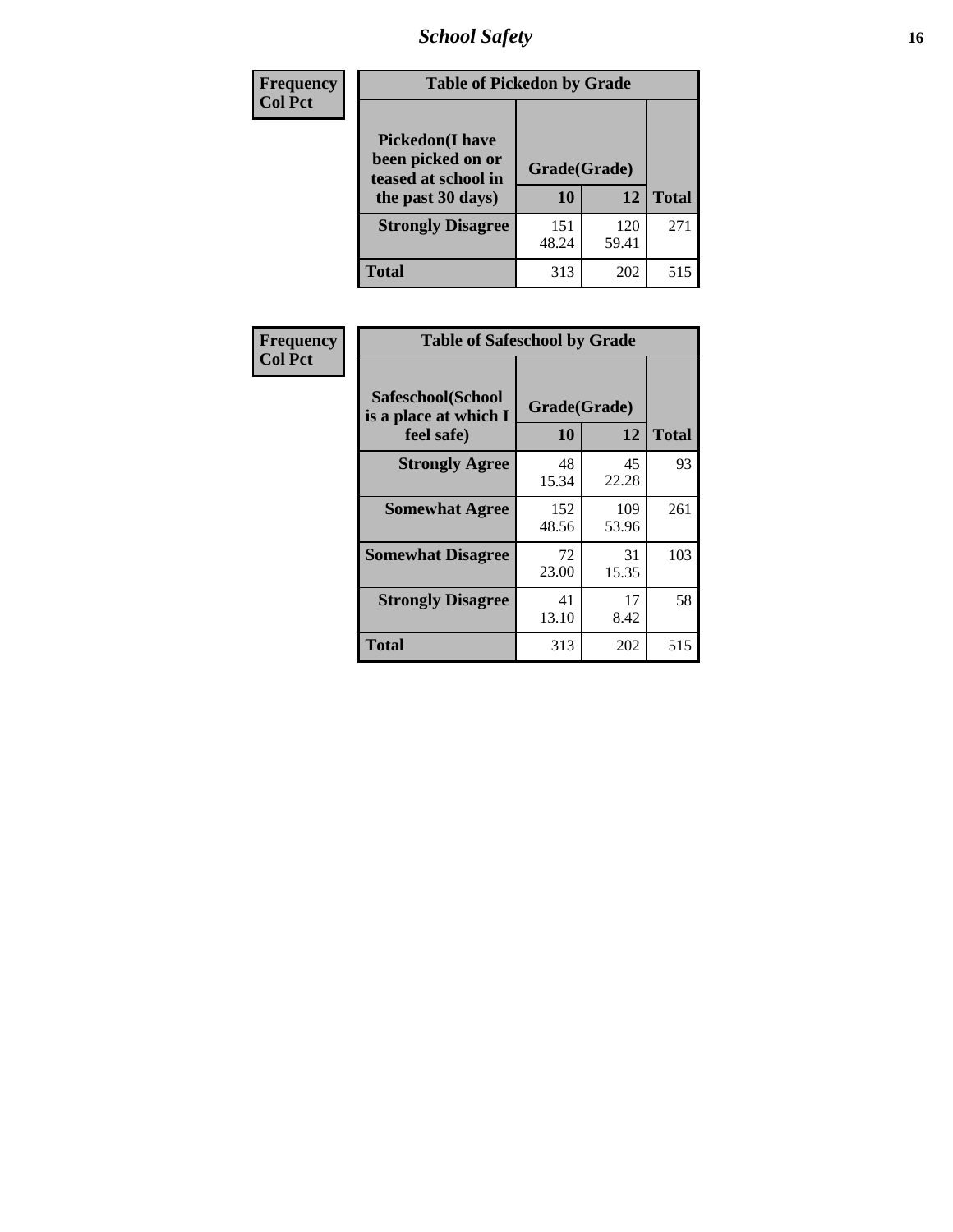| Frequency<br>Col Pct | Table of Pickedon by Grade | | |
|---|---|---|---|
| Pickedon(I have been picked on or teased at school in the past 30 days) | Grade(Grade) | | |
| | 10 | 12 | Total |
| Strongly Disagree | 151<br>48.24 | 120<br>59.41 | 271 |
| Total | 313 | 202 | 515 |

| Frequency<br>Col Pct | Table of Safeschool by Grade | | |
|---|---|---|---|
| Safeschool(School is a place at which I feel safe) | Grade(Grade) | | |
| | 10 | 12 | Total |
| Strongly Agree | 48<br>15.34 | 45<br>22.28 | 93 |
| Somewhat Agree | 152<br>48.56 | 109<br>53.96 | 261 |
| Somewhat Disagree | 72<br>23.00 | 31<br>15.35 | 103 |
| Strongly Disagree | 41<br>13.10 | 17<br>8.42 | 58 |
| Total | 313 | 202 | 515 |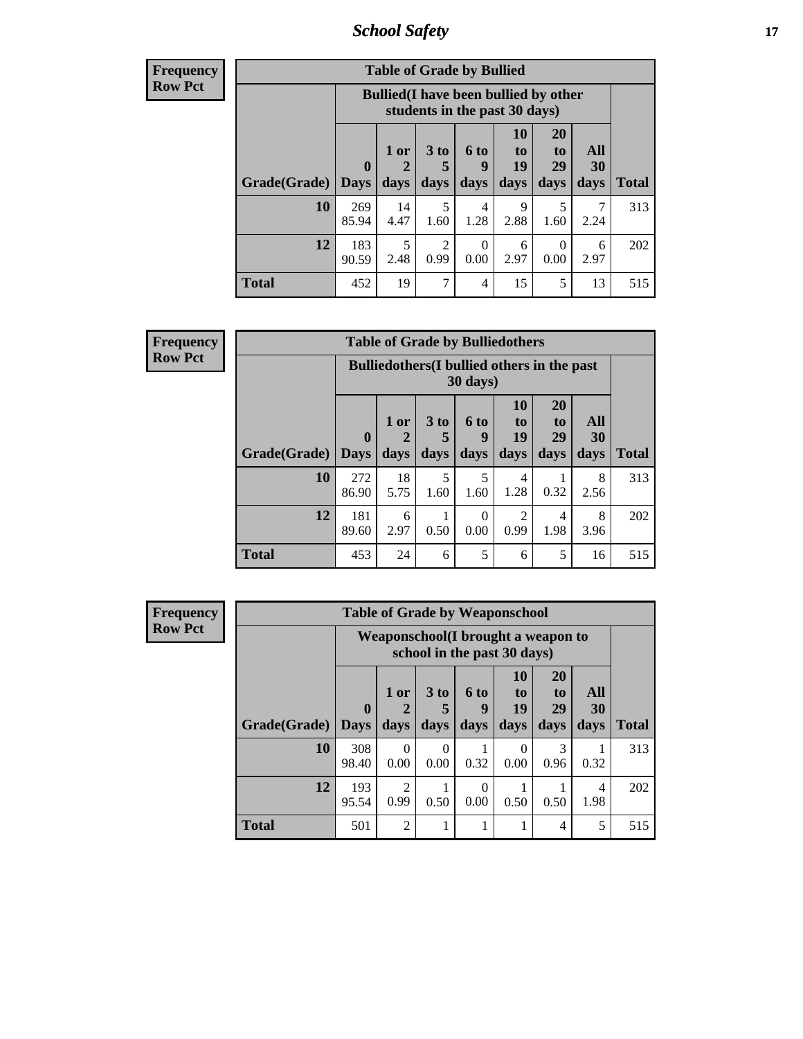| Frequency<br>Row Pct |
|---|

**Table of Grade by Bullied**

| Grade(Grade) | Bullied(I have been bullied by other students in the past 30 days) | | | | | | | Total |
|---|---|---|---|---|---|---|---|---|
| | 0 Days | 1 or 2 days | 3 to 5 days | 6 to 9 days | 10 to 19 days | 20 to 29 days | All 30 days | |
| 10 | 269<br>85.94 | 14<br>4.47 | 5<br>1.60 | 4<br>1.28 | 9<br>2.88 | 5<br>1.60 | 7<br>2.24 | 313 |
| 12 | 183<br>90.59 | 5<br>2.48 | 2<br>0.99 | 0<br>0.00 | 6<br>2.97 | 0<br>0.00 | 6<br>2.97 | 202 |
| Total | 452 | 19 | 7 | 4 | 15 | 5 | 13 | 515 |

| Frequency<br>Row Pct |
|---|

**Table of Grade by Bulliedothers**

| Grade(Grade) | Bulliedothers(I bullied others in the past 30 days) | | | | | | | Total |
|---|---|---|---|---|---|---|---|---|
| | 0 Days | 1 or 2 days | 3 to 5 days | 6 to 9 days | 10 to 19 days | 20 to 29 days | All 30 days | |
| 10 | 272<br>86.90 | 18<br>5.75 | 5<br>1.60 | 5<br>1.60 | 4<br>1.28 | 1<br>0.32 | 8<br>2.56 | 313 |
| 12 | 181<br>89.60 | 6<br>2.97 | 1<br>0.50 | 0<br>0.00 | 2<br>0.99 | 4<br>1.98 | 8<br>3.96 | 202 |
| Total | 453 | 24 | 6 | 5 | 6 | 5 | 16 | 515 |

| Frequency<br>Row Pct |
|---|

**Table of Grade by Weaponschool**

| Grade(Grade) | Weaponschool(I brought a weapon to school in the past 30 days) | | | | | | | Total |
|---|---|---|---|---|---|---|---|---|
| | 0 Days | 1 or 2 days | 3 to 5 days | 6 to 9 days | 10 to 19 days | 20 to 29 days | All 30 days | |
| 10 | 308<br>98.40 | 0<br>0.00 | 0<br>0.00 | 1<br>0.32 | 0<br>0.00 | 3<br>0.96 | 1<br>0.32 | 313 |
| 12 | 193<br>95.54 | 2<br>0.99 | 1<br>0.50 | 0<br>0.00 | 1<br>0.50 | 1<br>0.50 | 4<br>1.98 | 202 |
| Total | 501 | 2 | 1 | 1 | 1 | 4 | 5 | 515 |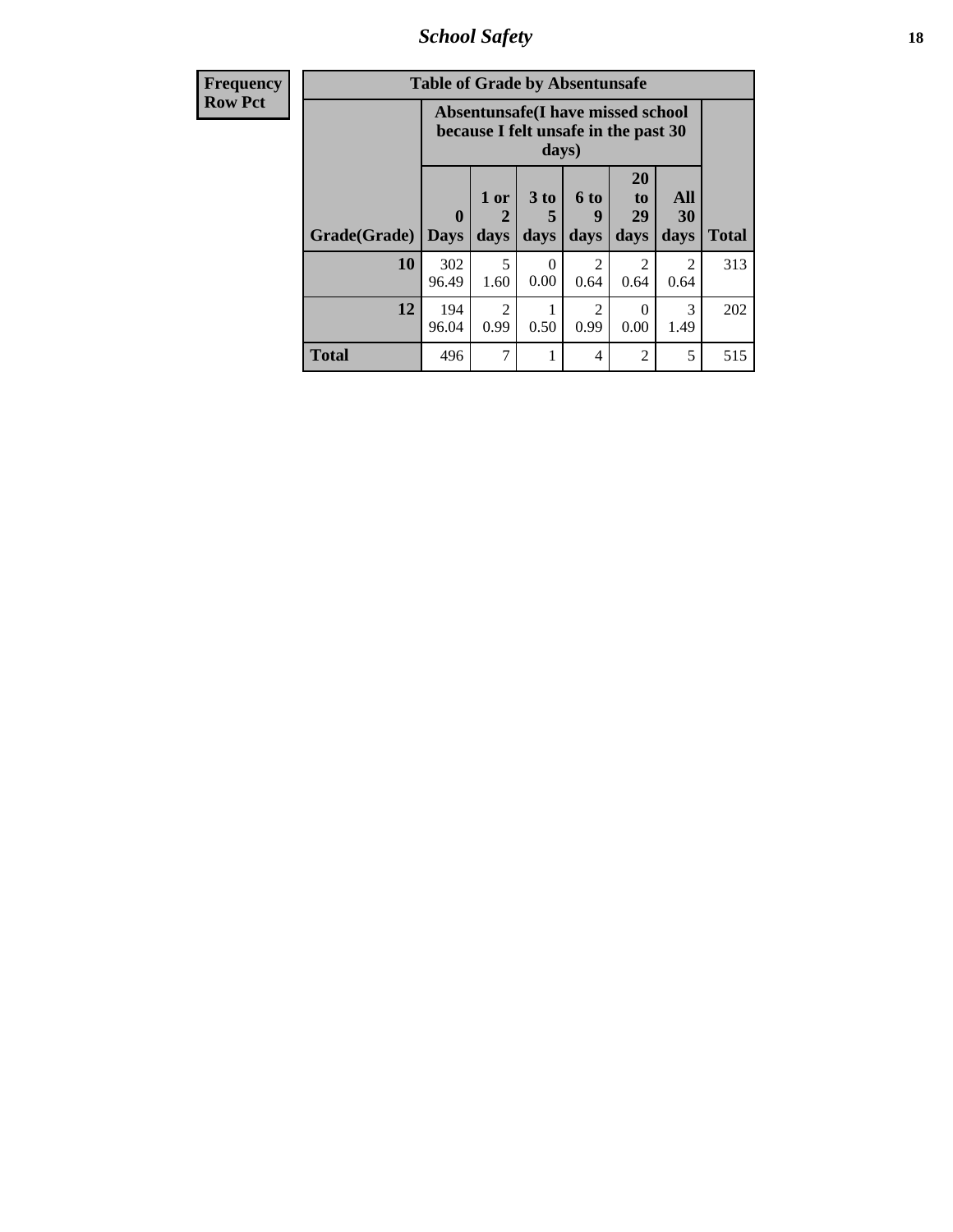| Frequency<br>Row Pct | Table of Grade by Absentunsafe | | | | | | |
|---|---|---|---|---|---|---|---|
| | Absentunsafe(I have missed school because I felt unsafe in the past 30 days) | | | | | | |
| Grade(Grade) | 0 Days | 1 or 2 days | 3 to 5 days | 6 to 9 days | 20 to 29 days | All 30 days | Total |
| 10 | 302<br>96.49 | 5<br>1.60 | 0<br>0.00 | 2<br>0.64 | 2<br>0.64 | 2<br>0.64 | 313 |
| 12 | 194<br>96.04 | 2<br>0.99 | 1<br>0.50 | 2<br>0.99 | 0<br>0.00 | 3<br>1.49 | 202 |
| Total | 496 | 7 | 1 | 4 | 2 | 5 | 515 |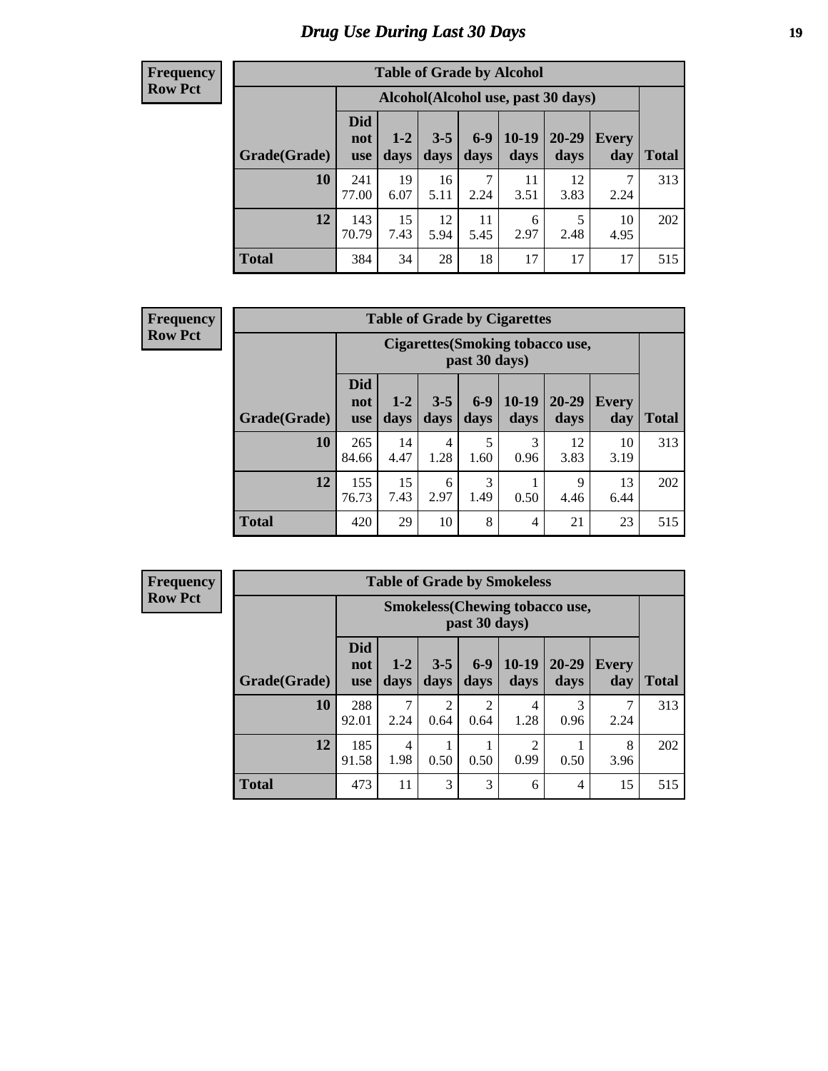# Drug Use During Last 30 Days

**Frequency**
**Row Pct**

| Table of Grade by Alcohol | | | | | | | | |
|---|---|---|---|---|---|---|---|---|
| | Alcohol(Alcohol use, past 30 days) | | | | | | | |
| Grade(Grade) | Did not use | 1-2 days | 3-5 days | 6-9 days | 10-19 days | 20-29 days | Every day | Total |
| **10** | 241<br>77.00 | 19<br>6.07 | 16<br>5.11 | 7<br>2.24 | 11<br>3.51 | 12<br>3.83 | 7<br>2.24 | 313 |
| **12** | 143<br>70.79 | 15<br>7.43 | 12<br>5.94 | 11<br>5.45 | 6<br>2.97 | 5<br>2.48 | 10<br>4.95 | 202 |
| **Total** | 384 | 34 | 28 | 18 | 17 | 17 | 17 | 515 |

**Frequency**
**Row Pct**

| Table of Grade by Cigarettes | | | | | | | | |
|---|---|---|---|---|---|---|---|---|
| | Cigarettes(Smoking tobacco use, past 30 days) | | | | | | | |
| Grade(Grade) | Did not use | 1-2 days | 3-5 days | 6-9 days | 10-19 days | 20-29 days | Every day | Total |
| **10** | 265<br>84.66 | 14<br>4.47 | 4<br>1.28 | 5<br>1.60 | 3<br>0.96 | 12<br>3.83 | 10<br>3.19 | 313 |
| **12** | 155<br>76.73 | 15<br>7.43 | 6<br>2.97 | 3<br>1.49 | 1<br>0.50 | 9<br>4.46 | 13<br>6.44 | 202 |
| **Total** | 420 | 29 | 10 | 8 | 4 | 21 | 23 | 515 |

**Frequency**
**Row Pct**

| Table of Grade by Smokeless | | | | | | | | |
|---|---|---|---|---|---|---|---|---|
| | Smokeless(Chewing tobacco use, past 30 days) | | | | | | | |
| Grade(Grade) | Did not use | 1-2 days | 3-5 days | 6-9 days | 10-19 days | 20-29 days | Every day | Total |
| **10** | 288<br>92.01 | 7<br>2.24 | 2<br>0.64 | 2<br>0.64 | 4<br>1.28 | 3<br>0.96 | 7<br>2.24 | 313 |
| **12** | 185<br>91.58 | 4<br>1.98 | 1<br>0.50 | 1<br>0.50 | 2<br>0.99 | 1<br>0.50 | 8<br>3.96 | 202 |
| **Total** | 473 | 11 | 3 | 3 | 6 | 4 | 15 | 515 |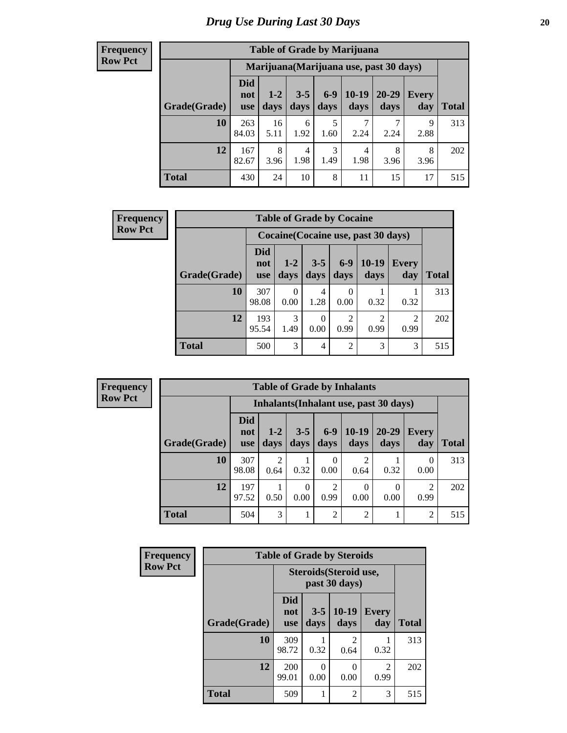# Drug Use During Last 30 Days

**Frequency**
**Row Pct**

| Table of Grade by Marijuana | | | | | | | | |
|---|---|---|---|---|---|---|---|---|
| | Marijuana(Marijuana use, past 30 days) | | | | | | | |
| Grade(Grade) | Did not use | 1-2 days | 3-5 days | 6-9 days | 10-19 days | 20-29 days | Every day | Total |
| 10 | 263<br>84.03 | 16<br>5.11 | 6<br>1.92 | 5<br>1.60 | 7<br>2.24 | 7<br>2.24 | 9<br>2.88 | 313 |
| 12 | 167<br>82.67 | 8<br>3.96 | 4<br>1.98 | 3<br>1.49 | 4<br>1.98 | 8<br>3.96 | 8<br>3.96 | 202 |
| Total | 430 | 24 | 10 | 8 | 11 | 15 | 17 | 515 |

**Frequency**
**Row Pct**

| Table of Grade by Cocaine | | | | | | | |
|---|---|---|---|---|---|---|---|
| | Cocaine(Cocaine use, past 30 days) | | | | | | |
| Grade(Grade) | Did not use | 1-2 days | 3-5 days | 6-9 days | 10-19 days | Every day | Total |
| 10 | 307<br>98.08 | 0<br>0.00 | 4<br>1.28 | 0<br>0.00 | 1<br>0.32 | 1<br>0.32 | 313 |
| 12 | 193<br>95.54 | 3<br>1.49 | 0<br>0.00 | 2<br>0.99 | 2<br>0.99 | 2<br>0.99 | 202 |
| Total | 500 | 3 | 4 | 2 | 3 | 3 | 515 |

**Frequency**
**Row Pct**

| Table of Grade by Inhalants | | | | | | | | |
|---|---|---|---|---|---|---|---|---|
| | Inhalants(Inhalant use, past 30 days) | | | | | | | |
| Grade(Grade) | Did not use | 1-2 days | 3-5 days | 6-9 days | 10-19 days | 20-29 days | Every day | Total |
| 10 | 307<br>98.08 | 2<br>0.64 | 1<br>0.32 | 0<br>0.00 | 2<br>0.64 | 1<br>0.32 | 0<br>0.00 | 313 |
| 12 | 197<br>97.52 | 1<br>0.50 | 0<br>0.00 | 2<br>0.99 | 0<br>0.00 | 0<br>0.00 | 2<br>0.99 | 202 |
| Total | 504 | 3 | 1 | 2 | 2 | 1 | 2 | 515 |

**Frequency**
**Row Pct**

| Table of Grade by Steroids | | | | | |
|---|---|---|---|---|---|
| | Steroids(Steroid use, past 30 days) | | | | |
| Grade(Grade) | Did not use | 3-5 days | 10-19 days | Every day | Total |
| 10 | 309<br>98.72 | 1<br>0.32 | 2<br>0.64 | 1<br>0.32 | 313 |
| 12 | 200<br>99.01 | 0<br>0.00 | 0<br>0.00 | 2<br>0.99 | 202 |
| Total | 509 | 1 | 2 | 3 | 515 |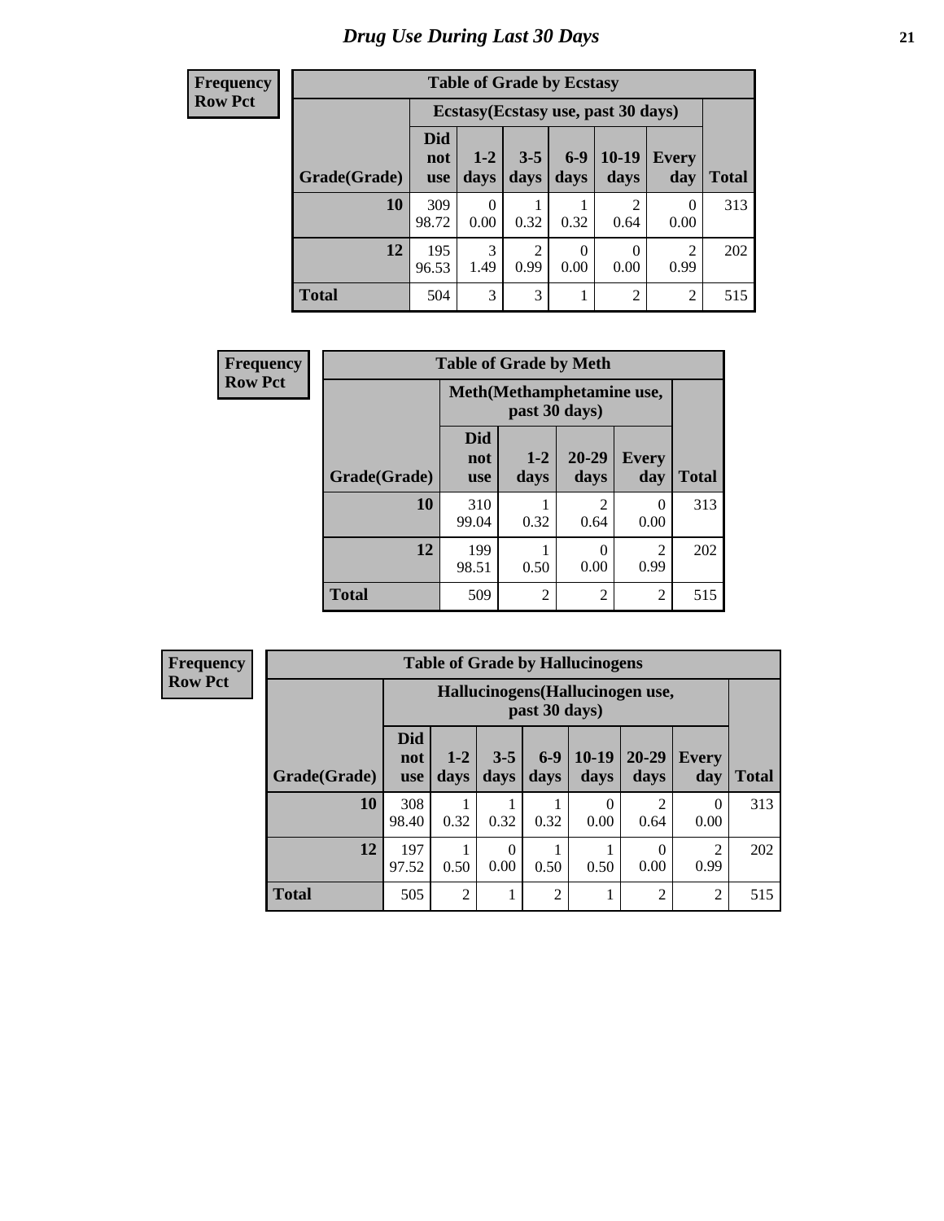# Drug Use During Last 30 Days

| Frequency<br>Row Pct |
|---|

**Table of Grade by Ecstasy**

| Grade(Grade) | Ecstasy(Ecstasy use, past 30 days) | | | | | | Total |
|---|---|---|---|---|---|---|---|
| | Did not use | 1-2 days | 3-5 days | 6-9 days | 10-19 days | Every day | |
| 10 | 309<br>98.72 | 0<br>0.00 | 1<br>0.32 | 1<br>0.32 | 2<br>0.64 | 0<br>0.00 | 313 |
| 12 | 195<br>96.53 | 3<br>1.49 | 2<br>0.99 | 0<br>0.00 | 0<br>0.00 | 2<br>0.99 | 202 |
| Total | 504 | 3 | 3 | 1 | 2 | 2 | 515 |

| Frequency<br>Row Pct |
|---|

**Table of Grade by Meth**

| Grade(Grade) | Meth(Methamphetamine use, past 30 days) | | | | Total |
|---|---|---|---|---|---|
| | Did not use | 1-2 days | 20-29 days | Every day | |
| 10 | 310<br>99.04 | 1<br>0.32 | 2<br>0.64 | 0<br>0.00 | 313 |
| 12 | 199<br>98.51 | 1<br>0.50 | 0<br>0.00 | 2<br>0.99 | 202 |
| Total | 509 | 2 | 2 | 2 | 515 |

| Frequency<br>Row Pct |
|---|

**Table of Grade by Hallucinogens**

| Grade(Grade) | Hallucinogens(Hallucinogen use, past 30 days) | | | | | | | Total |
|---|---|---|---|---|---|---|---|---|
| | Did not use | 1-2 days | 3-5 days | 6-9 days | 10-19 days | 20-29 days | Every day | |
| 10 | 308<br>98.40 | 1<br>0.32 | 1<br>0.32 | 1<br>0.32 | 0<br>0.00 | 2<br>0.64 | 0<br>0.00 | 313 |
| 12 | 197<br>97.52 | 1<br>0.50 | 0<br>0.00 | 1<br>0.50 | 1<br>0.50 | 0<br>0.00 | 2<br>0.99 | 202 |
| Total | 505 | 2 | 1 | 2 | 1 | 2 | 2 | 515 |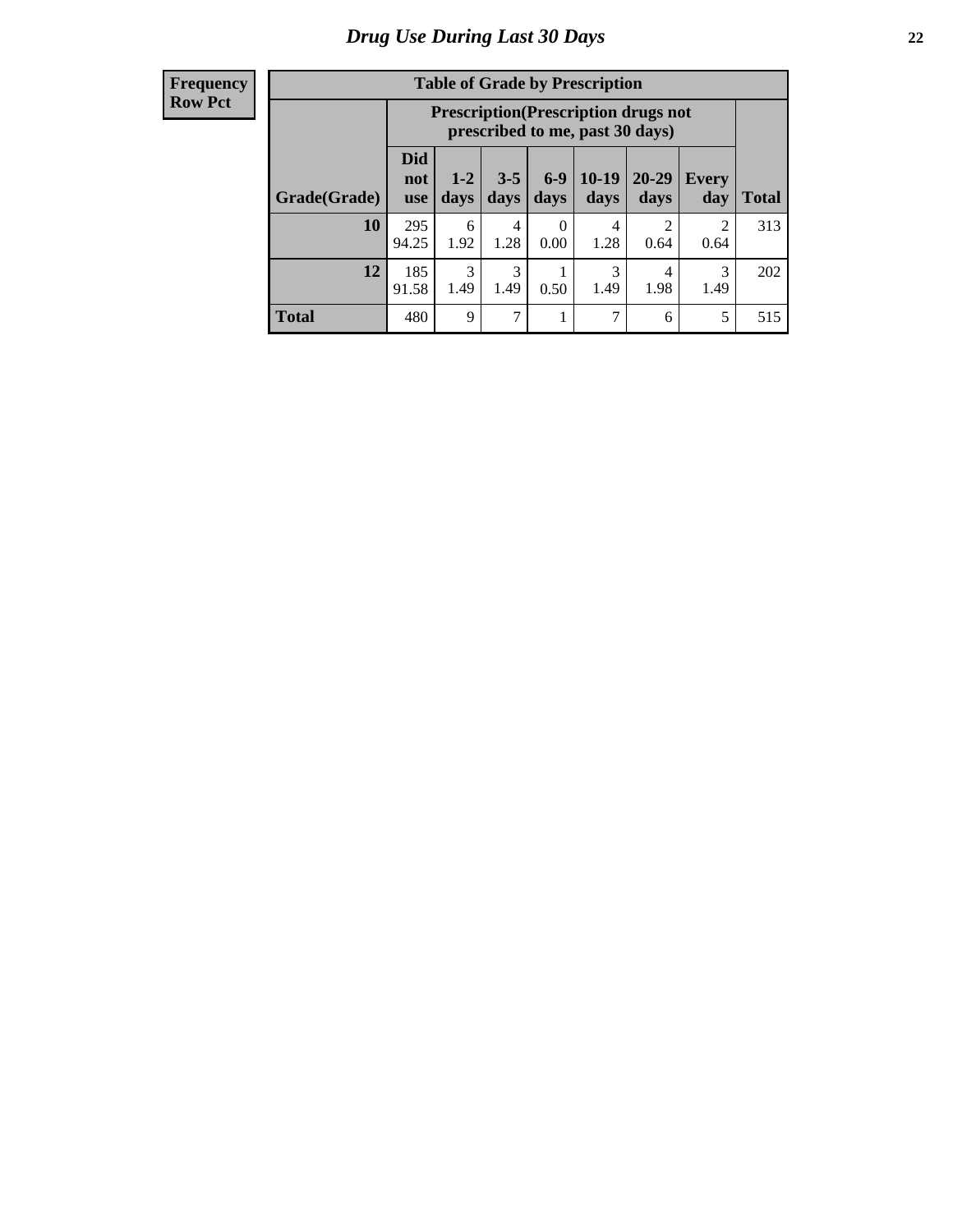# Drug Use During Last 30 Days

| Frequency<br>Row Pct | | | | | | | | |
|---|---|---|---|---|---|---|---|---|

**Table of Grade by Prescription**

| Grade(Grade) | Prescription(Prescription drugs not prescribed to me, past 30 days) | | | | | | | Total |
|---|---|---|---|---|---|---|---|---|
| | Did not use | 1-2 days | 3-5 days | 6-9 days | 10-19 days | 20-29 days | Every day | |
| **10** | 295<br>94.25 | 6<br>1.92 | 4<br>1.28 | 0<br>0.00 | 4<br>1.28 | 2<br>0.64 | 2<br>0.64 | 313 |
| **12** | 185<br>91.58 | 3<br>1.49 | 3<br>1.49 | 1<br>0.50 | 3<br>1.49 | 4<br>1.98 | 3<br>1.49 | 202 |
| **Total** | 480 | 9 | 7 | 1 | 7 | 6 | 5 | 515 |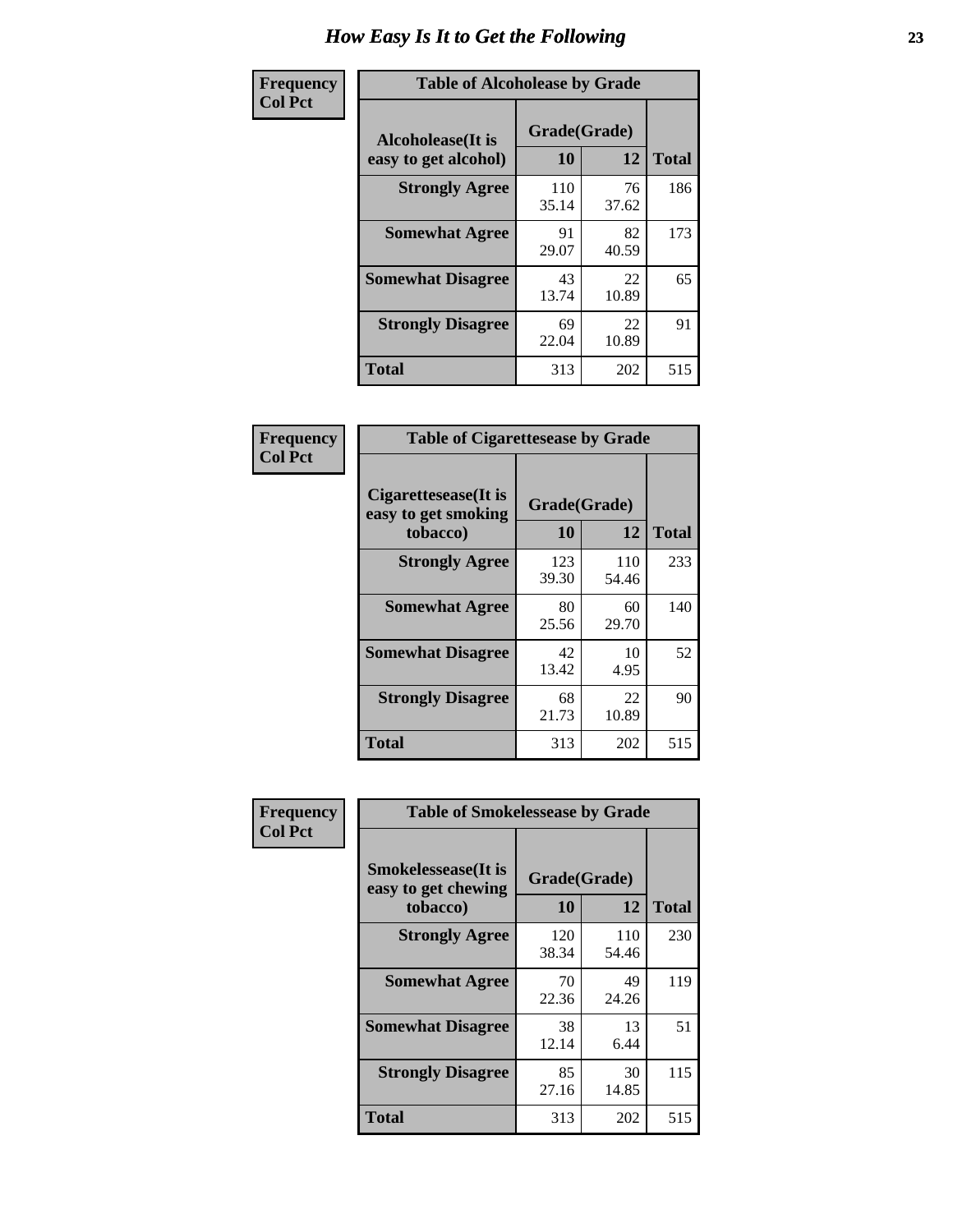# How Easy Is It to Get the Following

**Frequency**
**Col Pct**

| Table of Alcoholease by Grade | | | |
|---|---|---|---|
| Alcoholease(It is easy to get alcohol) | Grade(Grade) | | Total |
| | 10 | 12 | |
| Strongly Agree | 110<br>35.14 | 76<br>37.62 | 186 |
| Somewhat Agree | 91<br>29.07 | 82<br>40.59 | 173 |
| Somewhat Disagree | 43<br>13.74 | 22<br>10.89 | 65 |
| Strongly Disagree | 69<br>22.04 | 22<br>10.89 | 91 |
| Total | 313 | 202 | 515 |

**Frequency**
**Col Pct**

| Table of Cigarettesease by Grade | | | |
|---|---|---|---|
| Cigarettesease(It is easy to get smoking tobacco) | Grade(Grade) | | Total |
| | 10 | 12 | |
| Strongly Agree | 123<br>39.30 | 110<br>54.46 | 233 |
| Somewhat Agree | 80<br>25.56 | 60<br>29.70 | 140 |
| Somewhat Disagree | 42<br>13.42 | 10<br>4.95 | 52 |
| Strongly Disagree | 68<br>21.73 | 22<br>10.89 | 90 |
| Total | 313 | 202 | 515 |

**Frequency**
**Col Pct**

| Table of Smokelessease by Grade | | | |
|---|---|---|---|
| Smokelessease(It is easy to get chewing tobacco) | Grade(Grade) | | Total |
| | 10 | 12 | |
| Strongly Agree | 120<br>38.34 | 110<br>54.46 | 230 |
| Somewhat Agree | 70<br>22.36 | 49<br>24.26 | 119 |
| Somewhat Disagree | 38<br>12.14 | 13<br>6.44 | 51 |
| Strongly Disagree | 85<br>27.16 | 30<br>14.85 | 115 |
| Total | 313 | 202 | 515 |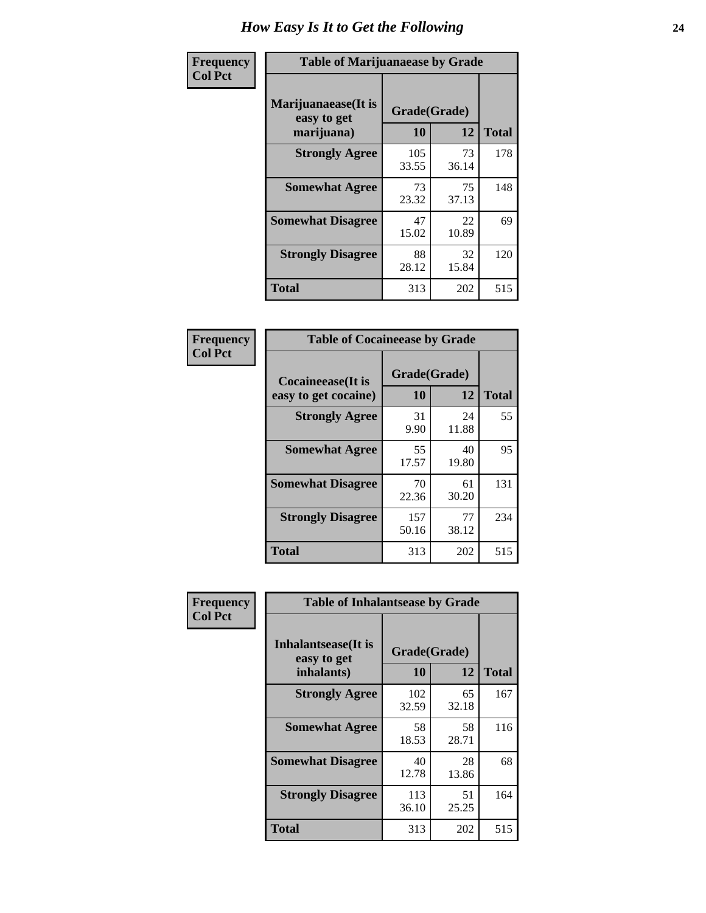# How Easy Is It to Get the Following

**Frequency**
**Col Pct**

| Table of Marijuanaease by Grade | | | |
|---|---|---|---|
| **Marijuanaease(It is easy to get marijuana)** | **Grade(Grade)** | | **Total** |
| | **10** | **12** | |
| **Strongly Agree** | 105<br>33.55 | 73<br>36.14 | 178 |
| **Somewhat Agree** | 73<br>23.32 | 75<br>37.13 | 148 |
| **Somewhat Disagree** | 47<br>15.02 | 22<br>10.89 | 69 |
| **Strongly Disagree** | 88<br>28.12 | 32<br>15.84 | 120 |
| **Total** | 313 | 202 | 515 |

**Frequency**
**Col Pct**

| Table of Cocaineease by Grade | | | |
|---|---|---|---|
| **Cocaineease(It is easy to get cocaine)** | **Grade(Grade)** | | **Total** |
| | **10** | **12** | |
| **Strongly Agree** | 31<br>9.90 | 24<br>11.88 | 55 |
| **Somewhat Agree** | 55<br>17.57 | 40<br>19.80 | 95 |
| **Somewhat Disagree** | 70<br>22.36 | 61<br>30.20 | 131 |
| **Strongly Disagree** | 157<br>50.16 | 77<br>38.12 | 234 |
| **Total** | 313 | 202 | 515 |

**Frequency**
**Col Pct**

| Table of Inhalantsease by Grade | | | |
|---|---|---|---|
| **Inhalantsease(It is easy to get inhalants)** | **Grade(Grade)** | | **Total** |
| | **10** | **12** | |
| **Strongly Agree** | 102<br>32.59 | 65<br>32.18 | 167 |
| **Somewhat Agree** | 58<br>18.53 | 58<br>28.71 | 116 |
| **Somewhat Disagree** | 40<br>12.78 | 28<br>13.86 | 68 |
| **Strongly Disagree** | 113<br>36.10 | 51<br>25.25 | 164 |
| **Total** | 313 | 202 | 515 |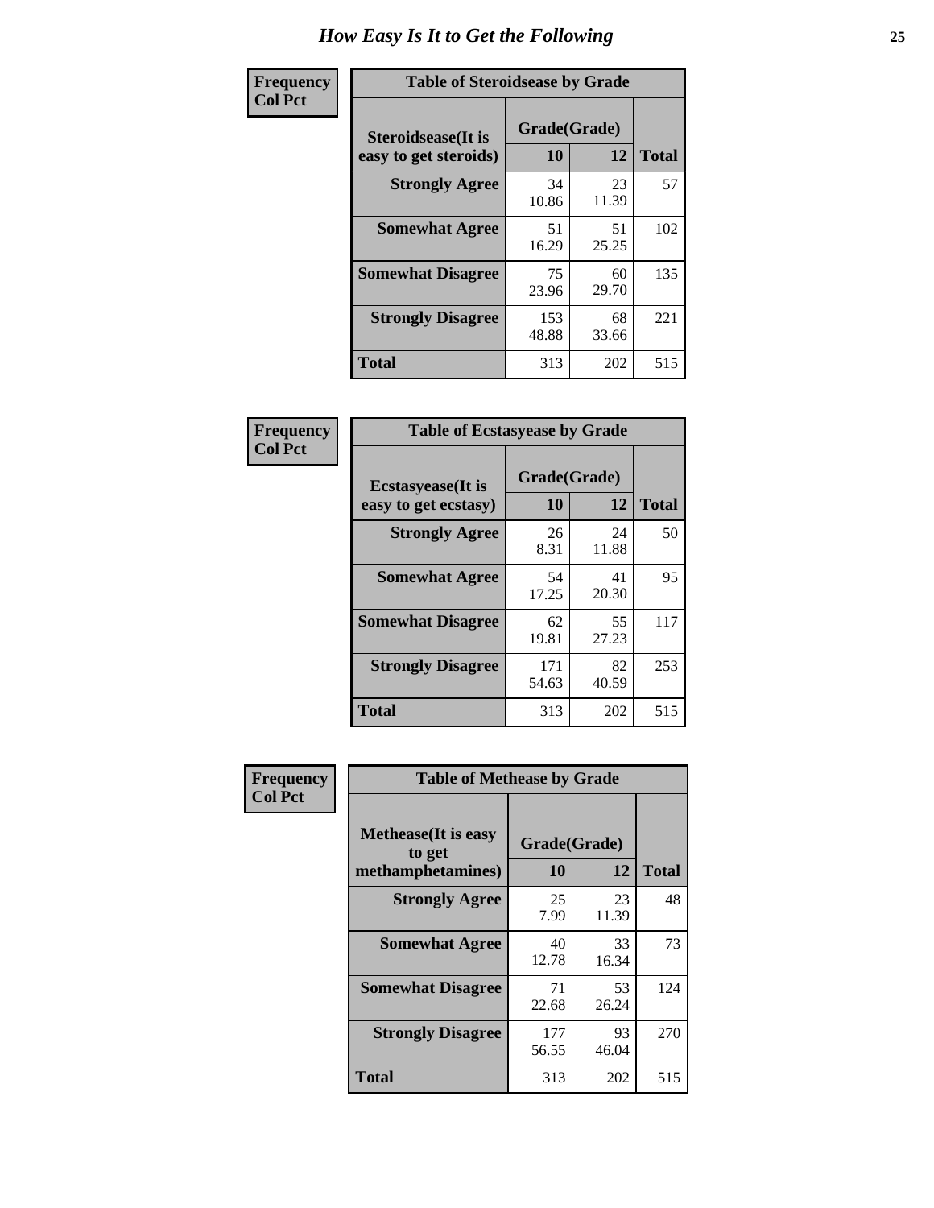# How Easy Is It to Get the Following

**Frequency**
**Col Pct**

**Table of Steroidsease by Grade**

| Steroidsease(It is easy to get steroids) | Grade(Grade) 10 | 12 | Total |
|---|---|---|---|
| **Strongly Agree** | 34<br>10.86 | 23<br>11.39 | 57 |
| **Somewhat Agree** | 51<br>16.29 | 51<br>25.25 | 102 |
| **Somewhat Disagree** | 75<br>23.96 | 60<br>29.70 | 135 |
| **Strongly Disagree** | 153<br>48.88 | 68<br>33.66 | 221 |
| **Total** | 313 | 202 | 515 |

**Frequency**
**Col Pct**

**Table of Ecstasyease by Grade**

| Ecstasyease(It is easy to get ecstasy) | Grade(Grade) 10 | 12 | Total |
|---|---|---|---|
| **Strongly Agree** | 26<br>8.31 | 24<br>11.88 | 50 |
| **Somewhat Agree** | 54<br>17.25 | 41<br>20.30 | 95 |
| **Somewhat Disagree** | 62<br>19.81 | 55<br>27.23 | 117 |
| **Strongly Disagree** | 171<br>54.63 | 82<br>40.59 | 253 |
| **Total** | 313 | 202 | 515 |

**Frequency**
**Col Pct**

**Table of Methease by Grade**

| Methease(It is easy to get methamphetamines) | Grade(Grade) 10 | 12 | Total |
|---|---|---|---|
| **Strongly Agree** | 25<br>7.99 | 23<br>11.39 | 48 |
| **Somewhat Agree** | 40<br>12.78 | 33<br>16.34 | 73 |
| **Somewhat Disagree** | 71<br>22.68 | 53<br>26.24 | 124 |
| **Strongly Disagree** | 177<br>56.55 | 93<br>46.04 | 270 |
| **Total** | 313 | 202 | 515 |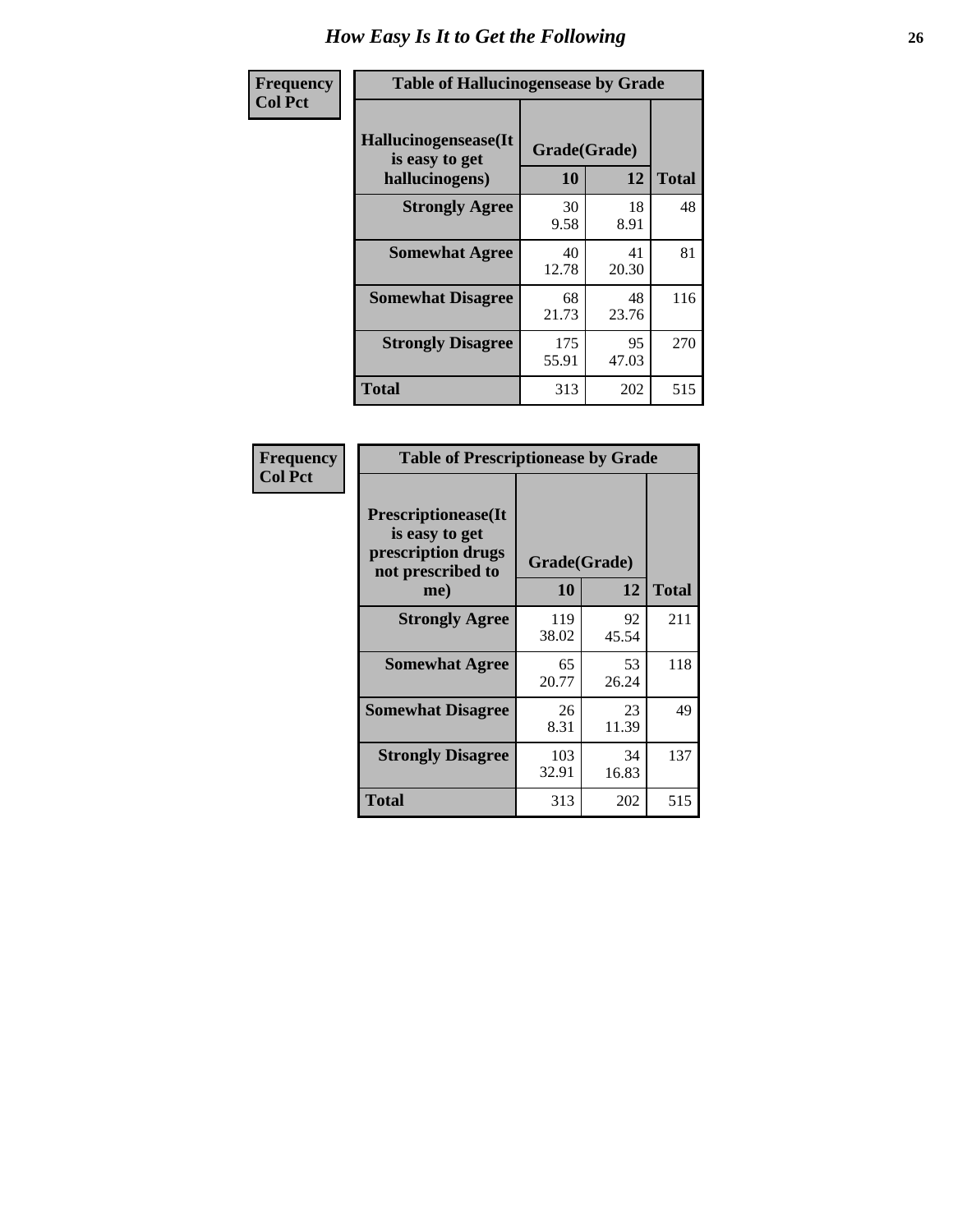# How Easy Is It to Get the Following

**Frequency**
**Col Pct**

**Table of Hallucinogensease by Grade**

| Hallucinogensease(It is easy to get hallucinogens) | Grade(Grade) | | Total |
|---|---|---|---|
| | 10 | 12 | |
| Strongly Agree | 30<br>9.58 | 18<br>8.91 | 48 |
| Somewhat Agree | 40<br>12.78 | 41<br>20.30 | 81 |
| Somewhat Disagree | 68<br>21.73 | 48<br>23.76 | 116 |
| Strongly Disagree | 175<br>55.91 | 95<br>47.03 | 270 |
| Total | 313 | 202 | 515 |

**Frequency**
**Col Pct**

**Table of Prescriptionease by Grade**

| Prescriptionease(It is easy to get prescription drugs not prescribed to me) | Grade(Grade) | | Total |
|---|---|---|---|
| | 10 | 12 | |
| Strongly Agree | 119<br>38.02 | 92<br>45.54 | 211 |
| Somewhat Agree | 65<br>20.77 | 53<br>26.24 | 118 |
| Somewhat Disagree | 26<br>8.31 | 23<br>11.39 | 49 |
| Strongly Disagree | 103<br>32.91 | 34<br>16.83 | 137 |
| Total | 313 | 202 | 515 |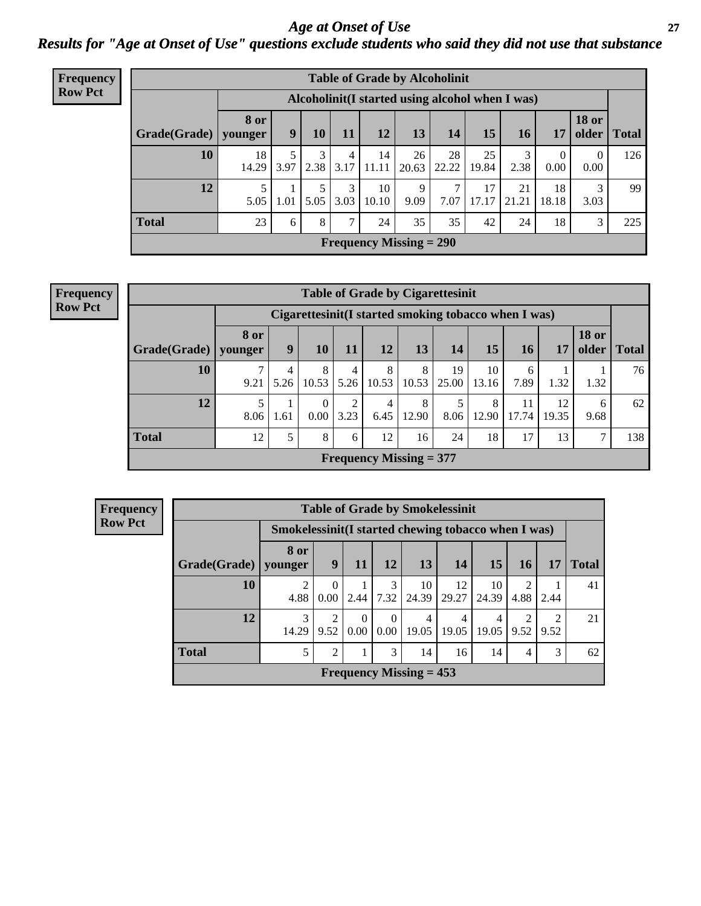# Age at Onset of Use

## Results for "Age at Onset of Use" questions exclude students who said they did not use that substance

**Frequency**
**Row Pct**

| Table of Grade by Alcoholinit | | | | | | | | | | | | |
|---|---|---|---|---|---|---|---|---|---|---|---|---|
| | Alcoholinit(I started using alcohol when I was) | | | | | | | | | | | |
| Grade(Grade) | 8 or younger | 9 | 10 | 11 | 12 | 13 | 14 | 15 | 16 | 17 | 18 or older | Total |
| 10 | 18<br>14.29 | 5<br>3.97 | 3<br>2.38 | 4<br>3.17 | 14<br>11.11 | 26<br>20.63 | 28<br>22.22 | 25<br>19.84 | 3<br>2.38 | 0<br>0.00 | 0<br>0.00 | 126 |
| 12 | 5<br>5.05 | 1<br>1.01 | 5<br>5.05 | 3<br>3.03 | 10<br>10.10 | 9<br>9.09 | 7<br>7.07 | 17<br>17.17 | 21<br>21.21 | 18<br>18.18 | 3<br>3.03 | 99 |
| Total | 23 | 6 | 8 | 7 | 24 | 35 | 35 | 42 | 24 | 18 | 3 | 225 |
| Frequency Missing = 290 | | | | | | | | | | | | |

**Frequency**
**Row Pct**

| Table of Grade by Cigarettesinit | | | | | | | | | | | | |
|---|---|---|---|---|---|---|---|---|---|---|---|---|
| | Cigarettesinit(I started smoking tobacco when I was) | | | | | | | | | | | |
| Grade(Grade) | 8 or younger | 9 | 10 | 11 | 12 | 13 | 14 | 15 | 16 | 17 | 18 or older | Total |
| 10 | 7<br>9.21 | 4<br>5.26 | 8<br>10.53 | 4<br>5.26 | 8<br>10.53 | 8<br>10.53 | 19<br>25.00 | 10<br>13.16 | 6<br>7.89 | 1<br>1.32 | 1<br>1.32 | 76 |
| 12 | 5<br>8.06 | 1<br>1.61 | 0<br>0.00 | 2<br>3.23 | 4<br>6.45 | 8<br>12.90 | 5<br>8.06 | 8<br>12.90 | 11<br>17.74 | 12<br>19.35 | 6<br>9.68 | 62 |
| Total | 12 | 5 | 8 | 6 | 12 | 16 | 24 | 18 | 17 | 13 | 7 | 138 |
| Frequency Missing = 377 | | | | | | | | | | | | |

**Frequency**
**Row Pct**

| Table of Grade by Smokelessinit | | | | | | | | | | |
|---|---|---|---|---|---|---|---|---|---|---|
| | Smokelessinit(I started chewing tobacco when I was) | | | | | | | | | |
| Grade(Grade) | 8 or younger | 9 | 11 | 12 | 13 | 14 | 15 | 16 | 17 | Total |
| 10 | 2<br>4.88 | 0<br>0.00 | 1<br>2.44 | 3<br>7.32 | 10<br>24.39 | 12<br>29.27 | 10<br>24.39 | 2<br>4.88 | 1<br>2.44 | 41 |
| 12 | 3<br>14.29 | 2<br>9.52 | 0<br>0.00 | 0<br>0.00 | 4<br>19.05 | 4<br>19.05 | 4<br>19.05 | 2<br>9.52 | 2<br>9.52 | 21 |
| Total | 5 | 2 | 1 | 3 | 14 | 16 | 14 | 4 | 3 | 62 |
| Frequency Missing = 453 | | | | | | | | | | |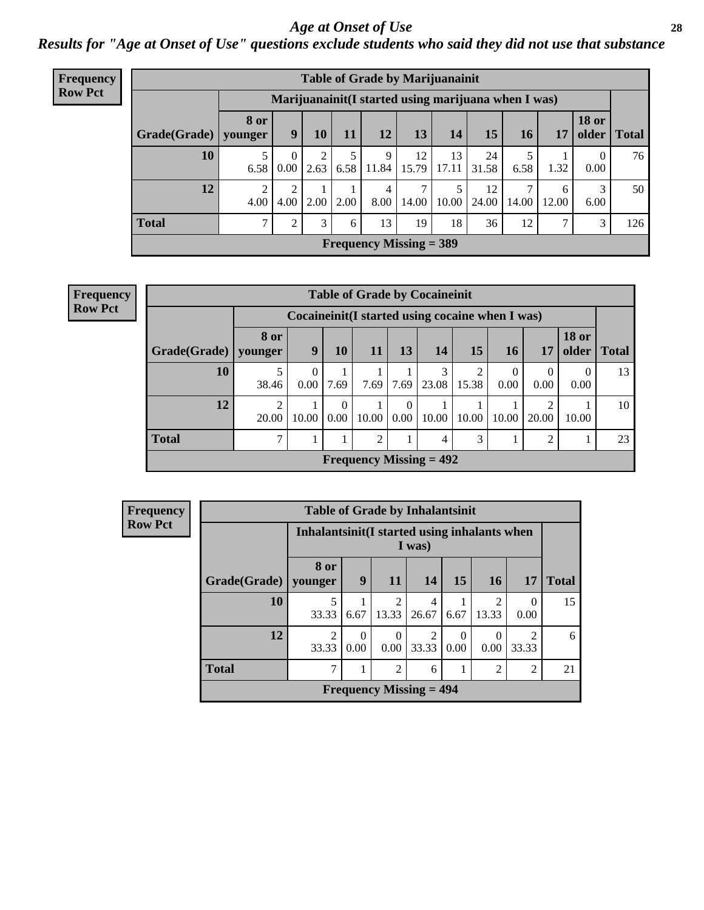# Age at Onset of Use

## Results for "Age at Onset of Use" questions exclude students who said they did not use that substance

**Frequency**
**Row Pct**

| Table of Grade by Marijuanainit | | | | | | | | | | | | |
|---|---|---|---|---|---|---|---|---|---|---|---|---|
| | Marijuanainit(I started using marijuana when I was) | | | | | | | | | | | |
| Grade(Grade) | 8 or younger | 9 | 10 | 11 | 12 | 13 | 14 | 15 | 16 | 17 | 18 or older | Total |
| 10 | 5<br>6.58 | 0<br>0.00 | 2<br>2.63 | 5<br>6.58 | 9<br>11.84 | 12<br>15.79 | 13<br>17.11 | 24<br>31.58 | 5<br>6.58 | 1<br>1.32 | 0<br>0.00 | 76 |
| 12 | 2<br>4.00 | 2<br>4.00 | 1<br>2.00 | 1<br>2.00 | 4<br>8.00 | 7<br>14.00 | 5<br>10.00 | 12<br>24.00 | 7<br>14.00 | 6<br>12.00 | 3<br>6.00 | 50 |
| Total | 7 | 2 | 3 | 6 | 13 | 19 | 18 | 36 | 12 | 7 | 3 | 126 |
| Frequency Missing = 389 | | | | | | | | | | | | |

**Frequency**
**Row Pct**

| Table of Grade by Cocaineinit | | | | | | | | | | | |
|---|---|---|---|---|---|---|---|---|---|---|---|
| | Cocaineinit(I started using cocaine when I was) | | | | | | | | | | |
| Grade(Grade) | 8 or younger | 9 | 10 | 11 | 13 | 14 | 15 | 16 | 17 | 18 or older | Total |
| 10 | 5<br>38.46 | 0<br>0.00 | 1<br>7.69 | 1<br>7.69 | 1<br>7.69 | 3<br>23.08 | 2<br>15.38 | 0<br>0.00 | 0<br>0.00 | 0<br>0.00 | 13 |
| 12 | 2<br>20.00 | 1<br>10.00 | 0<br>0.00 | 1<br>10.00 | 0<br>0.00 | 1<br>10.00 | 1<br>10.00 | 1<br>10.00 | 2<br>20.00 | 1<br>10.00 | 10 |
| Total | 7 | 1 | 1 | 2 | 1 | 4 | 3 | 1 | 2 | 1 | 23 |
| Frequency Missing = 492 | | | | | | | | | | | |

**Frequency**
**Row Pct**

| Table of Grade by Inhalantsinit | | | | | | | | |
|---|---|---|---|---|---|---|---|---|
| | Inhalantsinit(I started using inhalants when I was) | | | | | | | |
| Grade(Grade) | 8 or younger | 9 | 11 | 14 | 15 | 16 | 17 | Total |
| 10 | 5<br>33.33 | 1<br>6.67 | 2<br>13.33 | 4<br>26.67 | 1<br>6.67 | 2<br>13.33 | 0<br>0.00 | 15 |
| 12 | 2<br>33.33 | 0<br>0.00 | 0<br>0.00 | 2<br>33.33 | 0<br>0.00 | 0<br>0.00 | 2<br>33.33 | 6 |
| Total | 7 | 1 | 2 | 6 | 1 | 2 | 2 | 21 |
| Frequency Missing = 494 | | | | | | | | |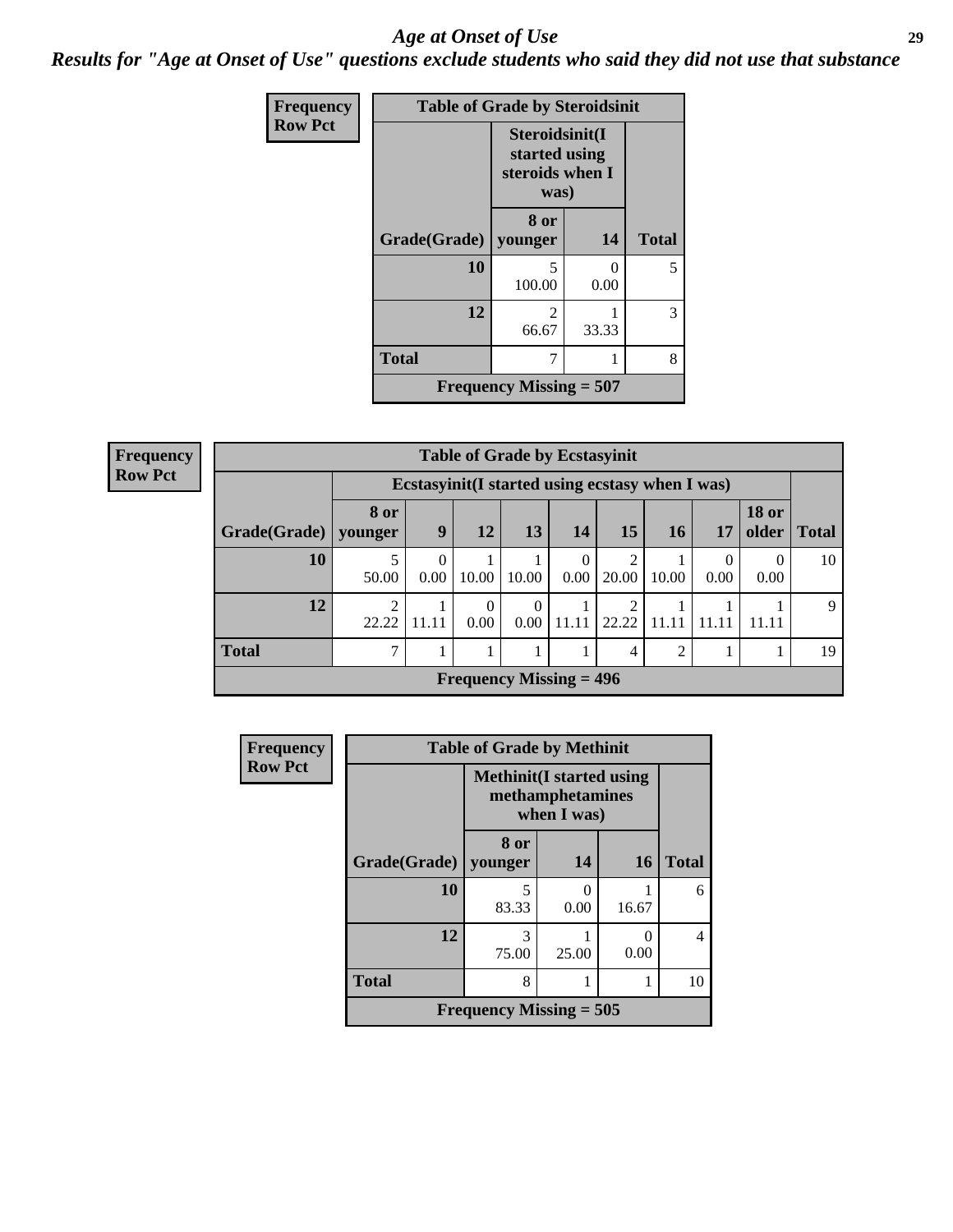# Age at Onset of Use

***Results for "Age at Onset of Use" questions exclude students who said they did not use that substance***

**Frequency**
**Row Pct**

**Table of Grade by Steroidsinit**

| Grade(Grade) | Steroidsinit(I started using steroids when I was) 8 or younger | 14 | Total |
|---|---|---|---|
| 10 | 5<br>100.00 | 0<br>0.00 | 5 |
| 12 | 2<br>66.67 | 1<br>33.33 | 3 |
| Total | 7 | 1 | 8 |

**Frequency Missing = 507**

**Frequency**
**Row Pct**

**Table of Grade by Ecstasyinit**

| Grade(Grade) | Ecstasyinit(I started using ecstasy when I was) 8 or younger | 9 | 12 | 13 | 14 | 15 | 16 | 17 | 18 or older | Total |
|---|---|---|---|---|---|---|---|---|---|---|
| 10 | 5<br>50.00 | 0<br>0.00 | 1<br>10.00 | 1<br>10.00 | 0<br>0.00 | 2<br>20.00 | 1<br>10.00 | 0<br>0.00 | 0<br>0.00 | 10 |
| 12 | 2<br>22.22 | 1<br>11.11 | 0<br>0.00 | 0<br>0.00 | 1<br>11.11 | 2<br>22.22 | 1<br>11.11 | 1<br>11.11 | 1<br>11.11 | 9 |
| Total | 7 | 1 | 1 | 1 | 1 | 4 | 2 | 1 | 1 | 19 |

**Frequency Missing = 496**

**Frequency**
**Row Pct**

**Table of Grade by Methinit**

| Grade(Grade) | Methinit(I started using methamphetamines when I was) 8 or younger | 14 | 16 | Total |
|---|---|---|---|---|
| 10 | 5<br>83.33 | 0<br>0.00 | 1<br>16.67 | 6 |
| 12 | 3<br>75.00 | 1<br>25.00 | 0<br>0.00 | 4 |
| Total | 8 | 1 | 1 | 10 |

**Frequency Missing = 505**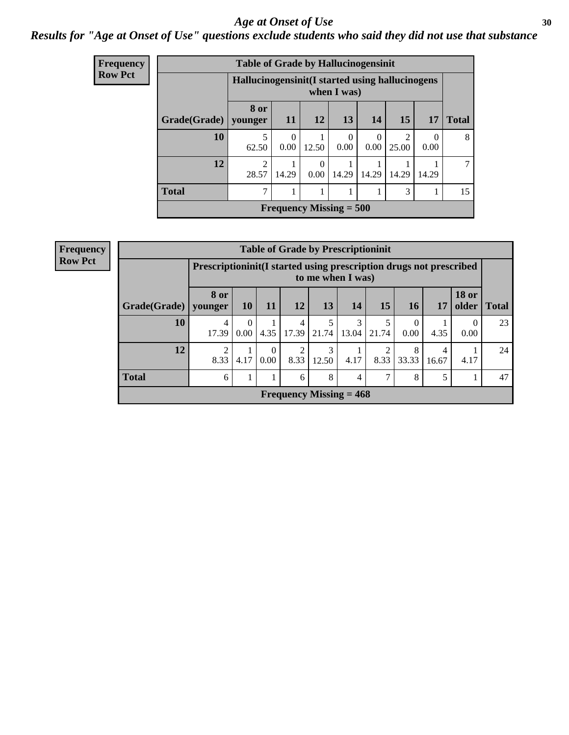# *Age at Onset of Use*

## *Results for "Age at Onset of Use" questions exclude students who said they did not use that substance*

**Frequency**
**Row Pct**

| Table of Grade by Hallucinogensinit | | | | | | | | |
|---|---|---|---|---|---|---|---|---|
| | Hallucinogensinit(I started using hallucinogens when I was) | | | | | | | |
| Grade(Grade) | 8 or younger | 11 | 12 | 13 | 14 | 15 | 17 | Total |
| **10** | 5<br>62.50 | 0<br>0.00 | 1<br>12.50 | 0<br>0.00 | 0<br>0.00 | 2<br>25.00 | 0<br>0.00 | 8 |
| **12** | 2<br>28.57 | 1<br>14.29 | 0<br>0.00 | 1<br>14.29 | 1<br>14.29 | 1<br>14.29 | 1<br>14.29 | 7 |
| **Total** | 7 | 1 | 1 | 1 | 1 | 3 | 1 | 15 |
| Frequency Missing = 500 | | | | | | | | |

**Frequency**
**Row Pct**

| Table of Grade by Prescriptioninit | | | | | | | | | | | |
|---|---|---|---|---|---|---|---|---|---|---|---|
| | Prescriptioninit(I started using prescription drugs not prescribed to me when I was) | | | | | | | | | | |
| Grade(Grade) | 8 or younger | 10 | 11 | 12 | 13 | 14 | 15 | 16 | 17 | 18 or older | Total |
| **10** | 4<br>17.39 | 0<br>0.00 | 1<br>4.35 | 4<br>17.39 | 5<br>21.74 | 3<br>13.04 | 5<br>21.74 | 0<br>0.00 | 1<br>4.35 | 0<br>0.00 | 23 |
| **12** | 2<br>8.33 | 1<br>4.17 | 0<br>0.00 | 2<br>8.33 | 3<br>12.50 | 1<br>4.17 | 2<br>8.33 | 8<br>33.33 | 4<br>16.67 | 1<br>4.17 | 24 |
| **Total** | 6 | 1 | 1 | 6 | 8 | 4 | 7 | 8 | 5 | 1 | 47 |
| Frequency Missing = 468 | | | | | | | | | | | |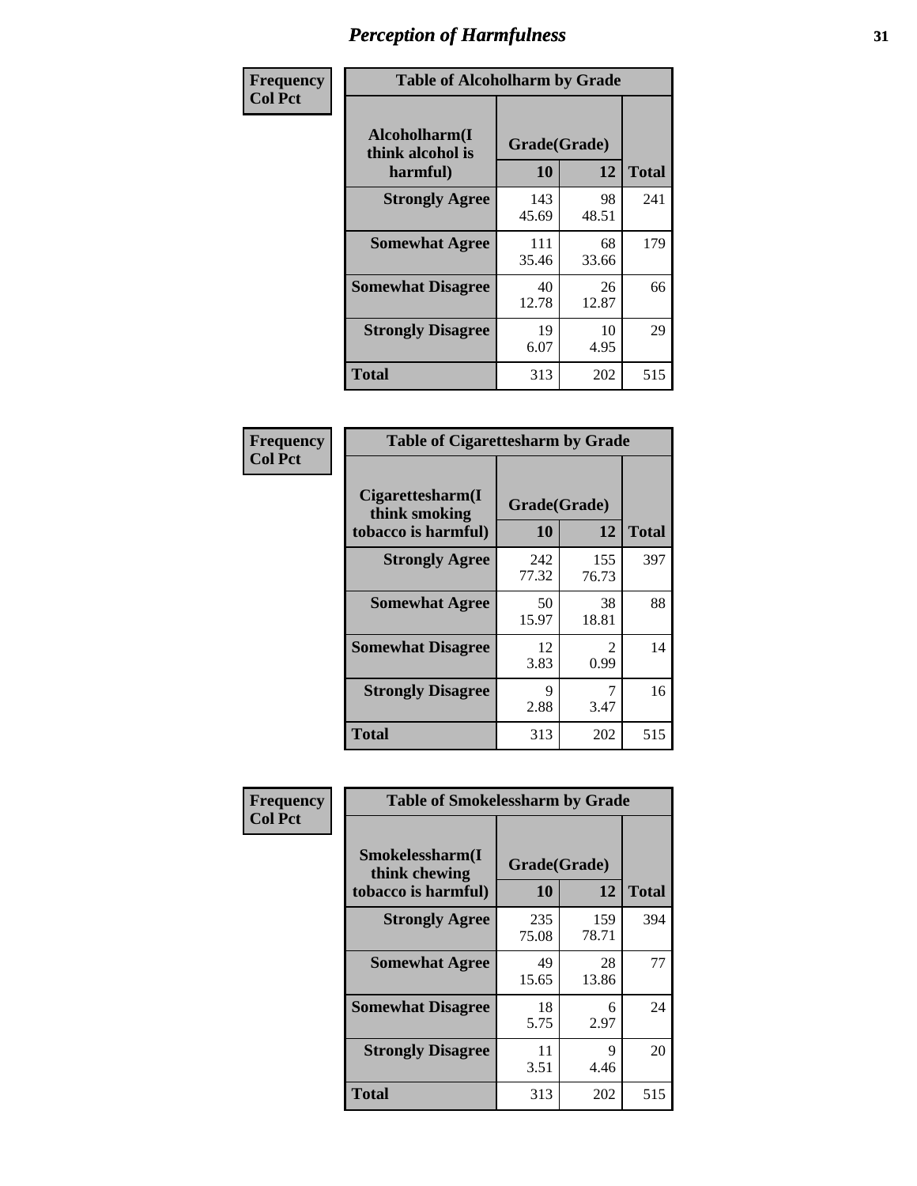# Perception of Harmfulness

| Frequency Col Pct | Table of Alcoholharm by Grade | | |
|---|---|---|---|
| Alcoholharm(I think alcohol is harmful) | Grade(Grade) | | |
| | 10 | 12 | Total |
| Strongly Agree | 143<br>45.69 | 98<br>48.51 | 241 |
| Somewhat Agree | 111<br>35.46 | 68<br>33.66 | 179 |
| Somewhat Disagree | 40<br>12.78 | 26<br>12.87 | 66 |
| Strongly Disagree | 19<br>6.07 | 10<br>4.95 | 29 |
| Total | 313 | 202 | 515 |

| Frequency Col Pct | Table of Cigarettesharm by Grade | | |
|---|---|---|---|
| Cigarettesharm(I think smoking tobacco is harmful) | Grade(Grade) | | |
| | 10 | 12 | Total |
| Strongly Agree | 242<br>77.32 | 155<br>76.73 | 397 |
| Somewhat Agree | 50<br>15.97 | 38<br>18.81 | 88 |
| Somewhat Disagree | 12<br>3.83 | 2<br>0.99 | 14 |
| Strongly Disagree | 9<br>2.88 | 7<br>3.47 | 16 |
| Total | 313 | 202 | 515 |

| Frequency Col Pct | Table of Smokelessharm by Grade | | |
|---|---|---|---|
| Smokelessharm(I think chewing tobacco is harmful) | Grade(Grade) | | |
| | 10 | 12 | Total |
| Strongly Agree | 235<br>75.08 | 159<br>78.71 | 394 |
| Somewhat Agree | 49<br>15.65 | 28<br>13.86 | 77 |
| Somewhat Disagree | 18<br>5.75 | 6<br>2.97 | 24 |
| Strongly Disagree | 11<br>3.51 | 9<br>4.46 | 20 |
| Total | 313 | 202 | 515 |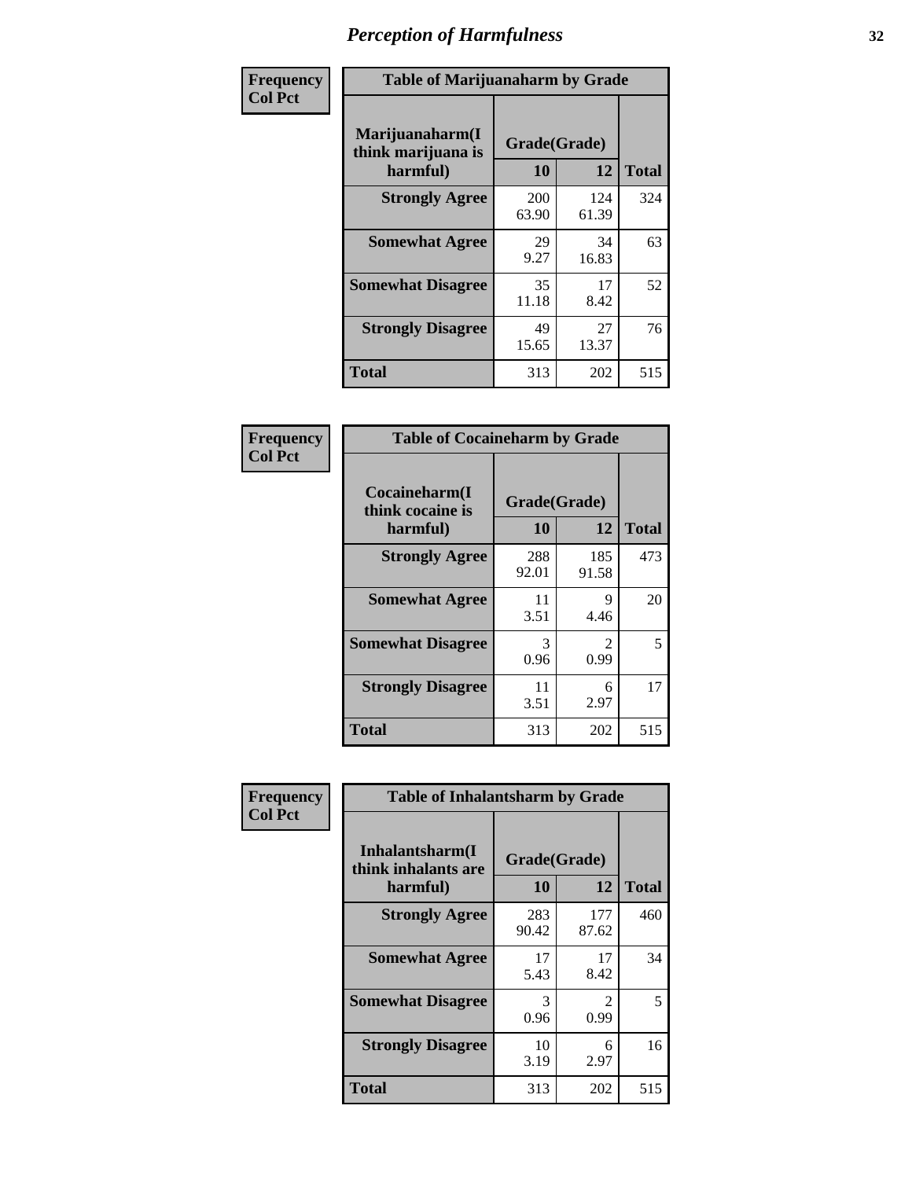# Perception of Harmfulness

**Frequency / Col Pct**

**Table of Marijuanaharm by Grade**

| Marijuanaharm(I think marijuana is harmful) | Grade(Grade) 10 | 12 | Total |
|---|---|---|---|
| **Strongly Agree** | 200<br>63.90 | 124<br>61.39 | 324 |
| **Somewhat Agree** | 29<br>9.27 | 34<br>16.83 | 63 |
| **Somewhat Disagree** | 35<br>11.18 | 17<br>8.42 | 52 |
| **Strongly Disagree** | 49<br>15.65 | 27<br>13.37 | 76 |
| **Total** | 313 | 202 | 515 |

**Frequency / Col Pct**

**Table of Cocaineharm by Grade**

| Cocaineharm(I think cocaine is harmful) | Grade(Grade) 10 | 12 | Total |
|---|---|---|---|
| **Strongly Agree** | 288<br>92.01 | 185<br>91.58 | 473 |
| **Somewhat Agree** | 11<br>3.51 | 9<br>4.46 | 20 |
| **Somewhat Disagree** | 3<br>0.96 | 2<br>0.99 | 5 |
| **Strongly Disagree** | 11<br>3.51 | 6<br>2.97 | 17 |
| **Total** | 313 | 202 | 515 |

**Frequency / Col Pct**

**Table of Inhalantsharm by Grade**

| Inhalantsharm(I think inhalants are harmful) | Grade(Grade) 10 | 12 | Total |
|---|---|---|---|
| **Strongly Agree** | 283<br>90.42 | 177<br>87.62 | 460 |
| **Somewhat Agree** | 17<br>5.43 | 17<br>8.42 | 34 |
| **Somewhat Disagree** | 3<br>0.96 | 2<br>0.99 | 5 |
| **Strongly Disagree** | 10<br>3.19 | 6<br>2.97 | 16 |
| **Total** | 313 | 202 | 515 |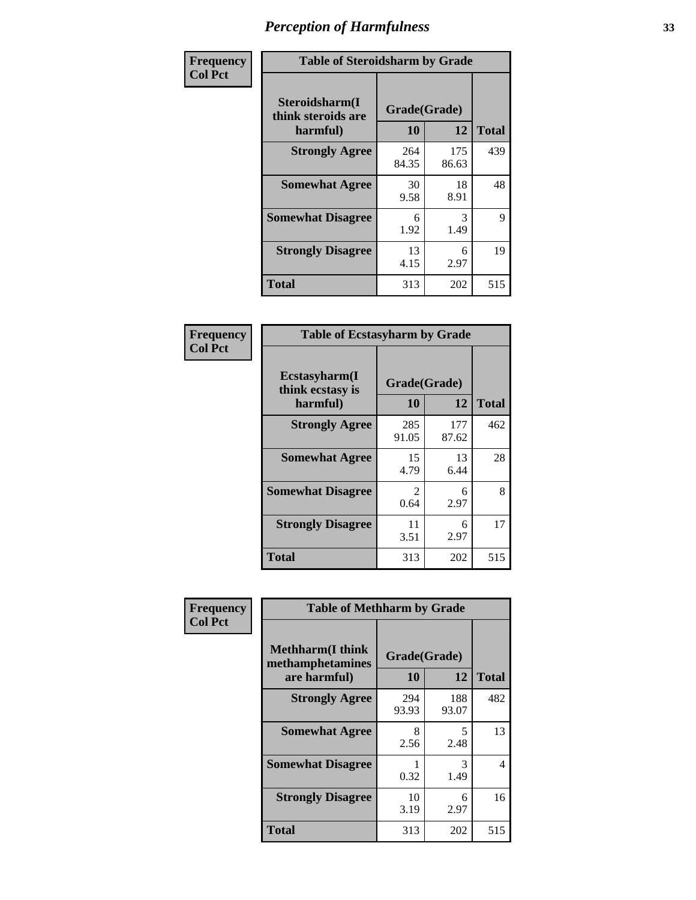# Perception of Harmfulness

**Frequency**
**Col Pct**

| Table of Steroidsharm by Grade | | | |
|---|---|---|---|
| Steroidsharm(I think steroids are harmful) | Grade(Grade) | | Total |
| | 10 | 12 | |
| **Strongly Agree** | 264<br>84.35 | 175<br>86.63 | 439 |
| **Somewhat Agree** | 30<br>9.58 | 18<br>8.91 | 48 |
| **Somewhat Disagree** | 6<br>1.92 | 3<br>1.49 | 9 |
| **Strongly Disagree** | 13<br>4.15 | 6<br>2.97 | 19 |
| **Total** | 313 | 202 | 515 |

**Frequency**
**Col Pct**

| Table of Ecstasyharm by Grade | | | |
|---|---|---|---|
| Ecstasyharm(I think ecstasy is harmful) | Grade(Grade) | | Total |
| | 10 | 12 | |
| **Strongly Agree** | 285<br>91.05 | 177<br>87.62 | 462 |
| **Somewhat Agree** | 15<br>4.79 | 13<br>6.44 | 28 |
| **Somewhat Disagree** | 2<br>0.64 | 6<br>2.97 | 8 |
| **Strongly Disagree** | 11<br>3.51 | 6<br>2.97 | 17 |
| **Total** | 313 | 202 | 515 |

**Frequency**
**Col Pct**

| Table of Methharm by Grade | | | |
|---|---|---|---|
| Methharm(I think methamphetamines are harmful) | Grade(Grade) | | Total |
| | 10 | 12 | |
| **Strongly Agree** | 294<br>93.93 | 188<br>93.07 | 482 |
| **Somewhat Agree** | 8<br>2.56 | 5<br>2.48 | 13 |
| **Somewhat Disagree** | 1<br>0.32 | 3<br>1.49 | 4 |
| **Strongly Disagree** | 10<br>3.19 | 6<br>2.97 | 16 |
| **Total** | 313 | 202 | 515 |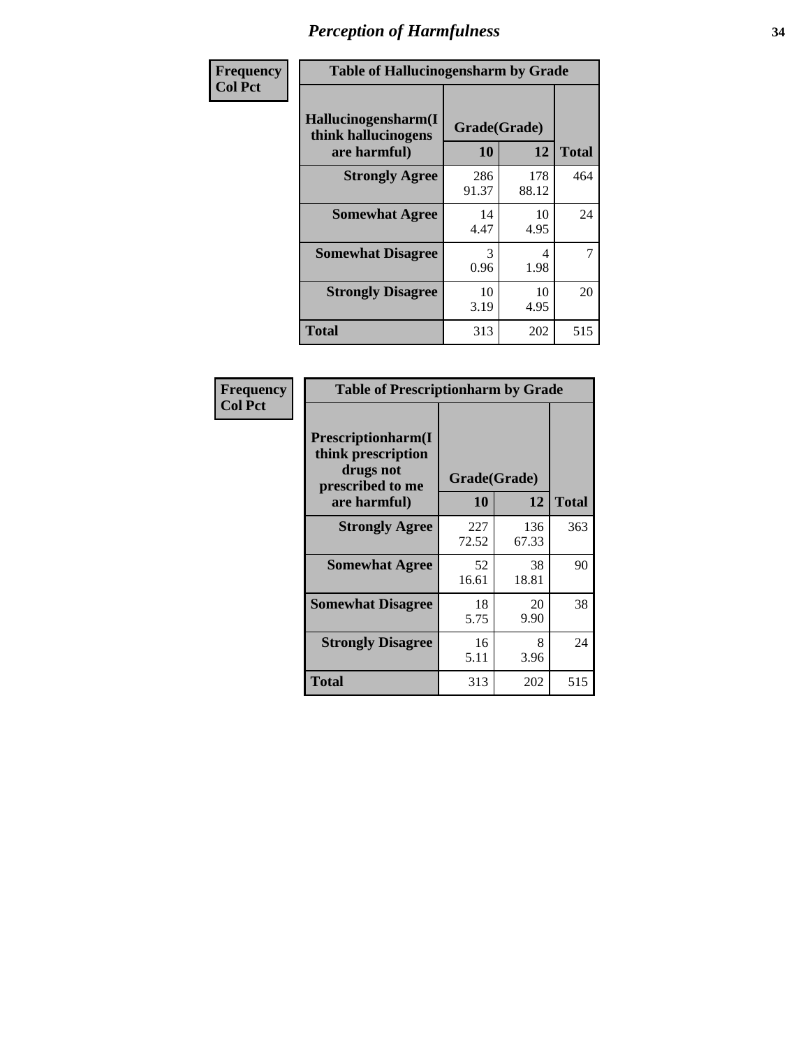# Perception of Harmfulness

| Frequency<br>Col Pct | Table of Hallucinogensharm by Grade | | |
|---|---|---|---|
| Hallucinogensharm(I think hallucinogens are harmful) | Grade(Grade) | | |
| | 10 | 12 | Total |
| Strongly Agree | 286<br>91.37 | 178<br>88.12 | 464 |
| Somewhat Agree | 14<br>4.47 | 10<br>4.95 | 24 |
| Somewhat Disagree | 3<br>0.96 | 4<br>1.98 | 7 |
| Strongly Disagree | 10<br>3.19 | 10<br>4.95 | 20 |
| Total | 313 | 202 | 515 |

| Frequency<br>Col Pct | Table of Prescriptionharm by Grade | | |
|---|---|---|---|
| Prescriptionharm(I think prescription drugs not prescribed to me are harmful) | Grade(Grade) | | |
| | 10 | 12 | Total |
| Strongly Agree | 227<br>72.52 | 136<br>67.33 | 363 |
| Somewhat Agree | 52<br>16.61 | 38<br>18.81 | 90 |
| Somewhat Disagree | 18<br>5.75 | 20<br>9.90 | 38 |
| Strongly Disagree | 16<br>5.11 | 8<br>3.96 | 24 |
| Total | 313 | 202 | 515 |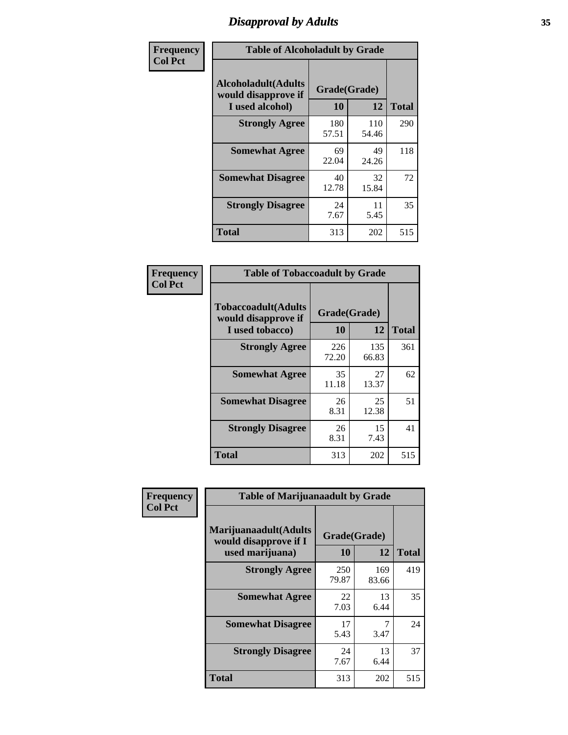# Disapproval by Adults

**Frequency**
**Col Pct**

| Table of Alcoholadult by Grade | | | |
|---|---|---|---|
| Alcoholadult(Adults would disapprove if I used alcohol) | Grade(Grade) | | Total |
| | 10 | 12 | |
| Strongly Agree | 180<br>57.51 | 110<br>54.46 | 290 |
| Somewhat Agree | 69<br>22.04 | 49<br>24.26 | 118 |
| Somewhat Disagree | 40<br>12.78 | 32<br>15.84 | 72 |
| Strongly Disagree | 24<br>7.67 | 11<br>5.45 | 35 |
| Total | 313 | 202 | 515 |

**Frequency**
**Col Pct**

| Table of Tobaccoadult by Grade | | | |
|---|---|---|---|
| Tobaccoadult(Adults would disapprove if I used tobacco) | Grade(Grade) | | Total |
| | 10 | 12 | |
| Strongly Agree | 226<br>72.20 | 135<br>66.83 | 361 |
| Somewhat Agree | 35<br>11.18 | 27<br>13.37 | 62 |
| Somewhat Disagree | 26<br>8.31 | 25<br>12.38 | 51 |
| Strongly Disagree | 26<br>8.31 | 15<br>7.43 | 41 |
| Total | 313 | 202 | 515 |

**Frequency**
**Col Pct**

| Table of Marijuanaadult by Grade | | | |
|---|---|---|---|
| Marijuanaadult(Adults would disapprove if I used marijuana) | Grade(Grade) | | Total |
| | 10 | 12 | |
| Strongly Agree | 250<br>79.87 | 169<br>83.66 | 419 |
| Somewhat Agree | 22<br>7.03 | 13<br>6.44 | 35 |
| Somewhat Disagree | 17<br>5.43 | 7<br>3.47 | 24 |
| Strongly Disagree | 24<br>7.67 | 13<br>6.44 | 37 |
| Total | 313 | 202 | 515 |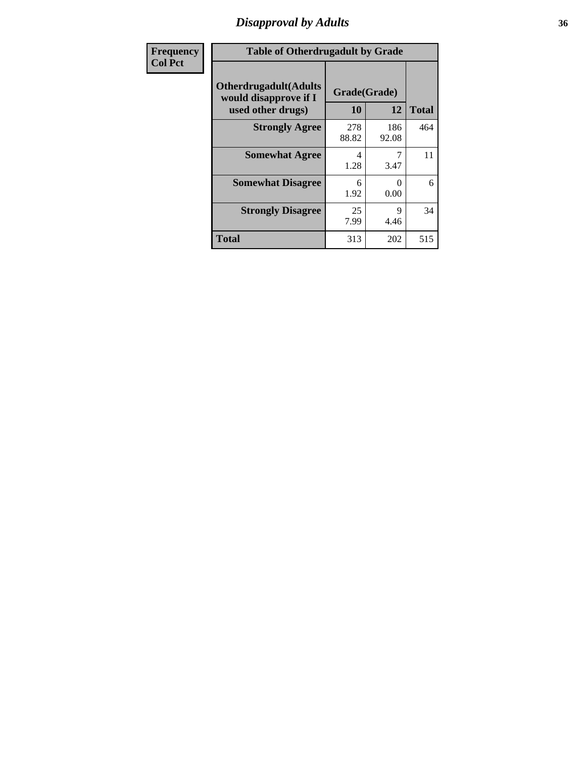## Disapproval by Adults

| Frequency<br>Col Pct | | | |
|---|---|---|---|

**Table of Otherdrugadult by Grade**

| Otherdrugadult(Adults would disapprove if I used other drugs) | Grade(Grade) 10 | 12 | Total |
|---|---|---|---|
| **Strongly Agree** | 278<br>88.82 | 186<br>92.08 | 464 |
| **Somewhat Agree** | 4<br>1.28 | 7<br>3.47 | 11 |
| **Somewhat Disagree** | 6<br>1.92 | 0<br>0.00 | 6 |
| **Strongly Disagree** | 25<br>7.99 | 9<br>4.46 | 34 |
| **Total** | 313 | 202 | 515 |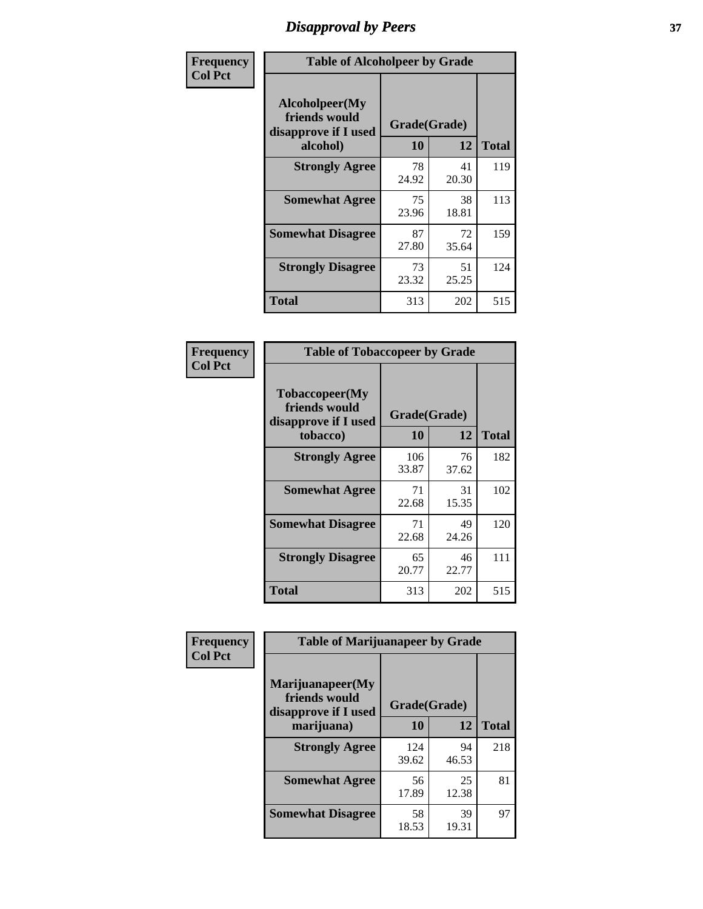# Disapproval by Peers

| Frequency<br>Col Pct | Table of Alcoholpeer by Grade | | |
|---|---|---|---|
| **Alcoholpeer(My friends would disapprove if I used alcohol)** | **Grade(Grade)** | | |
| | **10** | **12** | **Total** |
| **Strongly Agree** | 78<br>24.92 | 41<br>20.30 | 119 |
| **Somewhat Agree** | 75<br>23.96 | 38<br>18.81 | 113 |
| **Somewhat Disagree** | 87<br>27.80 | 72<br>35.64 | 159 |
| **Strongly Disagree** | 73<br>23.32 | 51<br>25.25 | 124 |
| **Total** | 313 | 202 | 515 |

| Frequency<br>Col Pct | Table of Tobaccopeer by Grade | | |
|---|---|---|---|
| **Tobaccopeer(My friends would disapprove if I used tobacco)** | **Grade(Grade)** | | |
| | **10** | **12** | **Total** |
| **Strongly Agree** | 106<br>33.87 | 76<br>37.62 | 182 |
| **Somewhat Agree** | 71<br>22.68 | 31<br>15.35 | 102 |
| **Somewhat Disagree** | 71<br>22.68 | 49<br>24.26 | 120 |
| **Strongly Disagree** | 65<br>20.77 | 46<br>22.77 | 111 |
| **Total** | 313 | 202 | 515 |

| Frequency<br>Col Pct | Table of Marijuanapeer by Grade | | |
|---|---|---|---|
| **Marijuanapeer(My friends would disapprove if I used marijuana)** | **Grade(Grade)** | | |
| | **10** | **12** | **Total** |
| **Strongly Agree** | 124<br>39.62 | 94<br>46.53 | 218 |
| **Somewhat Agree** | 56<br>17.89 | 25<br>12.38 | 81 |
| **Somewhat Disagree** | 58<br>18.53 | 39<br>19.31 | 97 |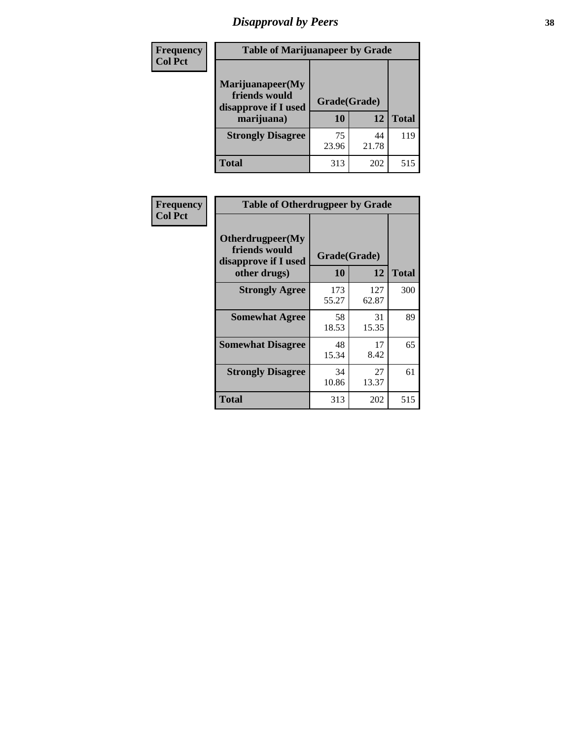# Disapproval by Peers

| Frequency Col Pct | Table of Marijuanapeer by Grade | | |
|---|---|---|---|
| Marijuanapeer(My friends would disapprove if I used marijuana) | Grade(Grade) | | |
| | 10 | 12 | Total |
| Strongly Disagree | 75<br>23.96 | 44<br>21.78 | 119 |
| Total | 313 | 202 | 515 |

| Frequency Col Pct | Table of Otherdrugpeer by Grade | | |
|---|---|---|---|
| Otherdrugpeer(My friends would disapprove if I used other drugs) | Grade(Grade) | | |
| | 10 | 12 | Total |
| Strongly Agree | 173<br>55.27 | 127<br>62.87 | 300 |
| Somewhat Agree | 58<br>18.53 | 31<br>15.35 | 89 |
| Somewhat Disagree | 48<br>15.34 | 17<br>8.42 | 65 |
| Strongly Disagree | 34<br>10.86 | 27<br>13.37 | 61 |
| Total | 313 | 202 | 515 |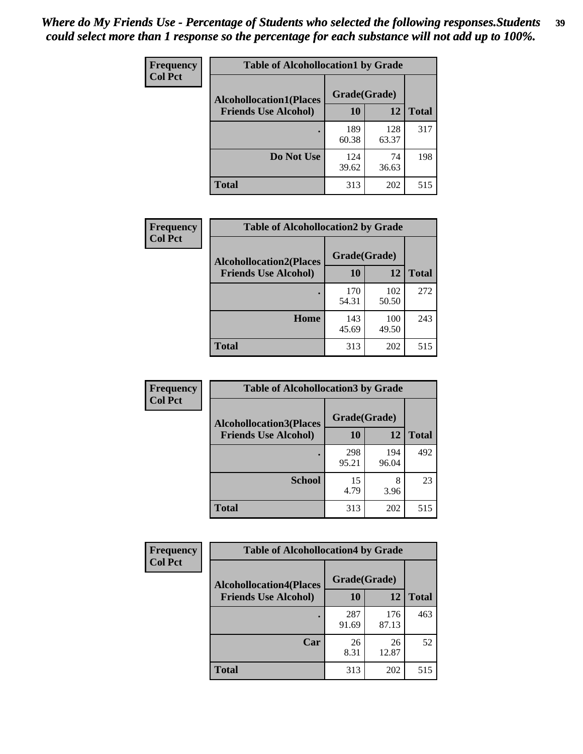*Where do My Friends Use - Percentage of Students who selected the following responses.Students could select more than 1 response so the percentage for each substance will not add up to 100%.*

**Frequency**
**Col Pct**

| Table of Alcohollocation1 by Grade | | | |
|---|---|---|---|
| **Alcohollocation1(Places Friends Use Alcohol)** | **Grade(Grade)** | | **Total** |
| | **10** | **12** | |
| **.** | 189<br>60.38 | 128<br>63.37 | 317 |
| **Do Not Use** | 124<br>39.62 | 74<br>36.63 | 198 |
| **Total** | 313 | 202 | 515 |

**Frequency**
**Col Pct**

| Table of Alcohollocation2 by Grade | | | |
|---|---|---|---|
| **Alcohollocation2(Places Friends Use Alcohol)** | **Grade(Grade)** | | **Total** |
| | **10** | **12** | |
| **.** | 170<br>54.31 | 102<br>50.50 | 272 |
| **Home** | 143<br>45.69 | 100<br>49.50 | 243 |
| **Total** | 313 | 202 | 515 |

**Frequency**
**Col Pct**

| Table of Alcohollocation3 by Grade | | | |
|---|---|---|---|
| **Alcohollocation3(Places Friends Use Alcohol)** | **Grade(Grade)** | | **Total** |
| | **10** | **12** | |
| **.** | 298<br>95.21 | 194<br>96.04 | 492 |
| **School** | 15<br>4.79 | 8<br>3.96 | 23 |
| **Total** | 313 | 202 | 515 |

**Frequency**
**Col Pct**

| Table of Alcohollocation4 by Grade | | | |
|---|---|---|---|
| **Alcohollocation4(Places Friends Use Alcohol)** | **Grade(Grade)** | | **Total** |
| | **10** | **12** | |
| **.** | 287<br>91.69 | 176<br>87.13 | 463 |
| **Car** | 26<br>8.31 | 26<br>12.87 | 52 |
| **Total** | 313 | 202 | 515 |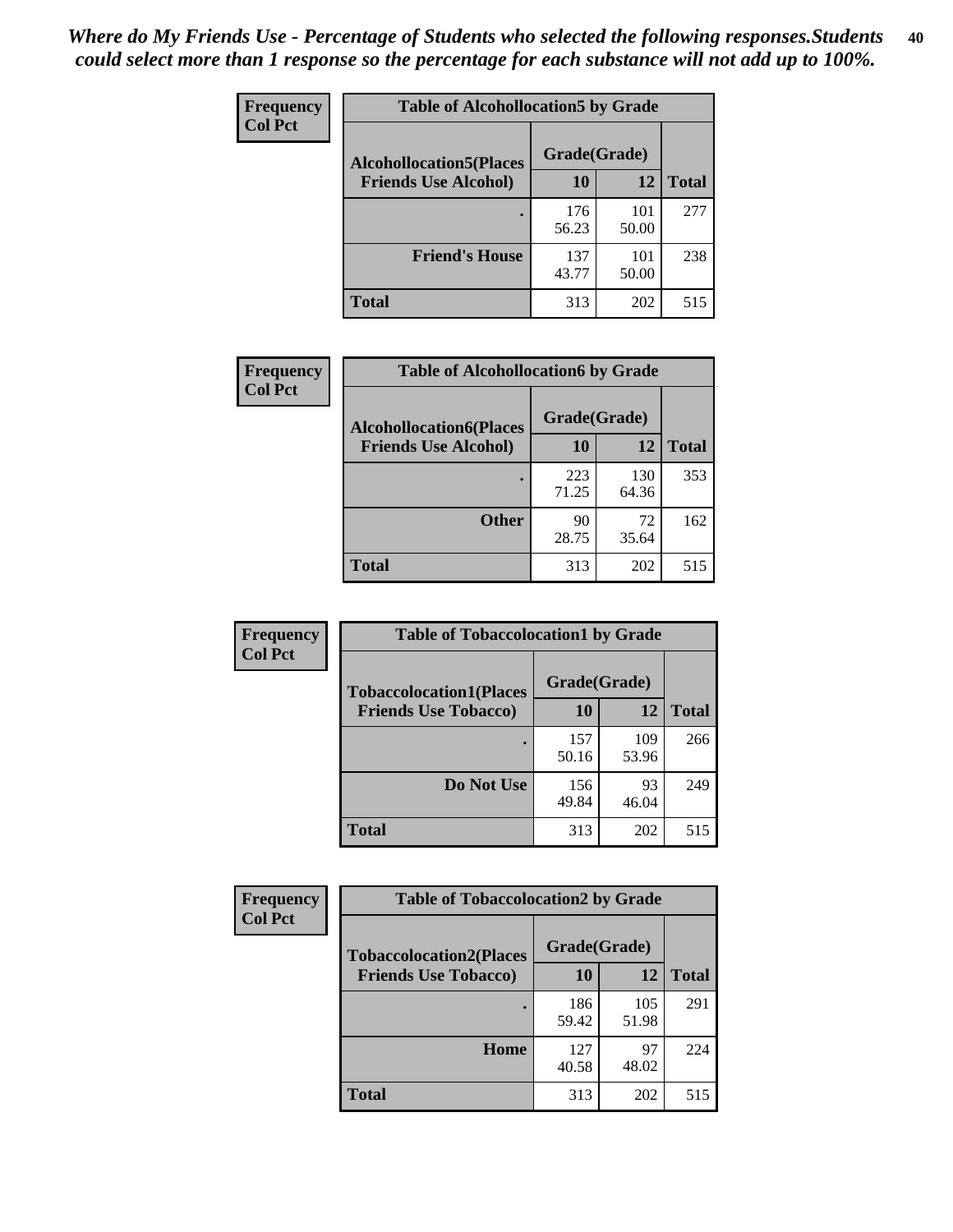*Where do My Friends Use - Percentage of Students who selected the following responses.Students could select more than 1 response so the percentage for each substance will not add up to 100%.*

**Frequency**
**Col Pct**

| Table of Alcohollocation5 by Grade | | | |
|---|---|---|---|
| **Alcohollocation5(Places Friends Use Alcohol)** | **Grade(Grade)** | | |
| | **10** | **12** | **Total** |
| **.** | 176<br>56.23 | 101<br>50.00 | 277 |
| **Friend's House** | 137<br>43.77 | 101<br>50.00 | 238 |
| **Total** | 313 | 202 | 515 |

**Frequency**
**Col Pct**

| Table of Alcohollocation6 by Grade | | | |
|---|---|---|---|
| **Alcohollocation6(Places Friends Use Alcohol)** | **Grade(Grade)** | | |
| | **10** | **12** | **Total** |
| **.** | 223<br>71.25 | 130<br>64.36 | 353 |
| **Other** | 90<br>28.75 | 72<br>35.64 | 162 |
| **Total** | 313 | 202 | 515 |

**Frequency**
**Col Pct**

| Table of Tobaccolocation1 by Grade | | | |
|---|---|---|---|
| **Tobaccolocation1(Places Friends Use Tobacco)** | **Grade(Grade)** | | |
| | **10** | **12** | **Total** |
| **.** | 157<br>50.16 | 109<br>53.96 | 266 |
| **Do Not Use** | 156<br>49.84 | 93<br>46.04 | 249 |
| **Total** | 313 | 202 | 515 |

**Frequency**
**Col Pct**

| Table of Tobaccolocation2 by Grade | | | |
|---|---|---|---|
| **Tobaccolocation2(Places Friends Use Tobacco)** | **Grade(Grade)** | | |
| | **10** | **12** | **Total** |
| **.** | 186<br>59.42 | 105<br>51.98 | 291 |
| **Home** | 127<br>40.58 | 97<br>48.02 | 224 |
| **Total** | 313 | 202 | 515 |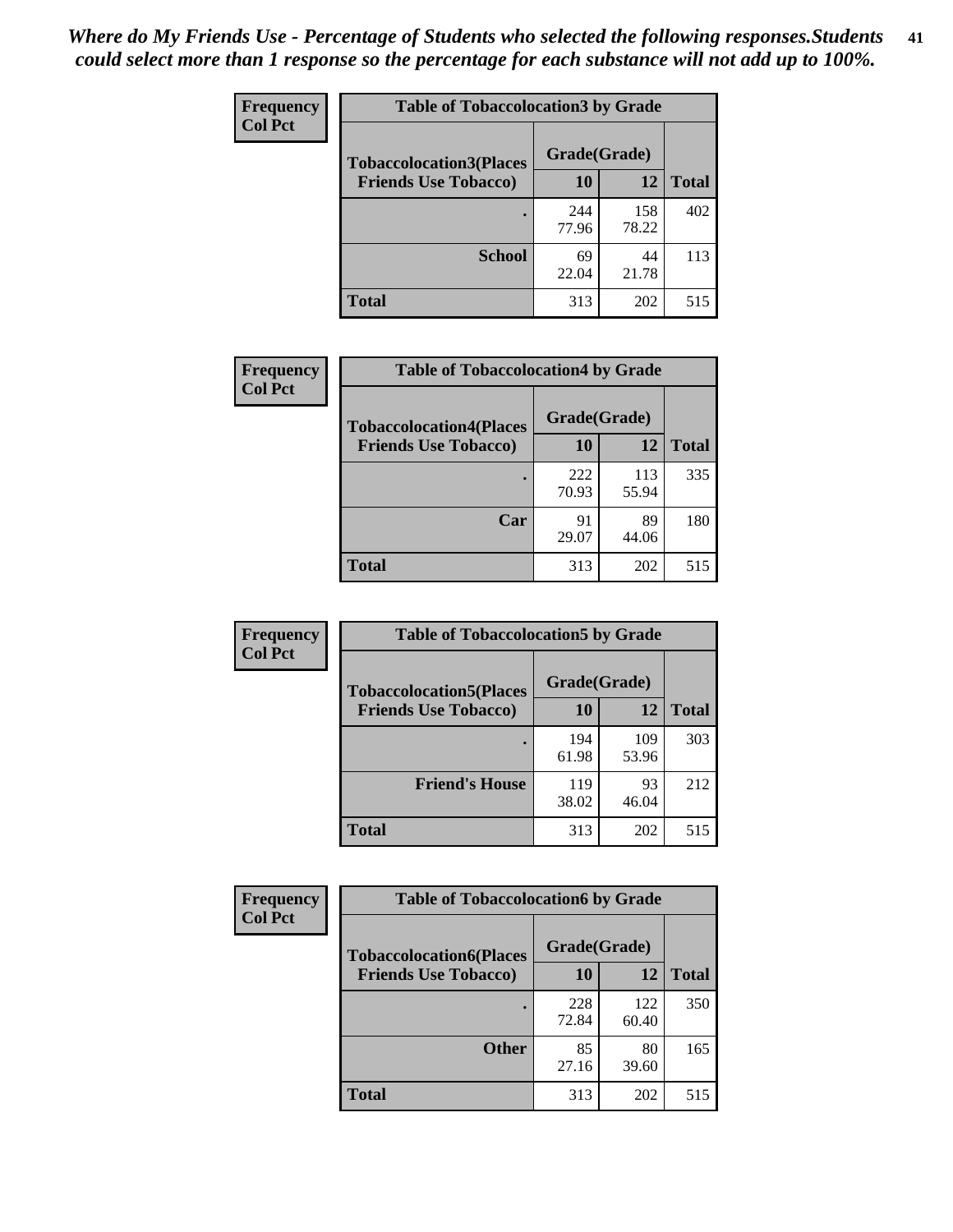*Where do My Friends Use - Percentage of Students who selected the following responses.Students could select more than 1 response so the percentage for each substance will not add up to 100%.*

**Frequency**
**Col Pct**

| Table of Tobaccolocation3 by Grade | | | |
|---|---|---|---|
| **Tobaccolocation3(Places Friends Use Tobacco)** | **Grade(Grade)** | | **Total** |
| | **10** | **12** | |
| **.** | 244<br>77.96 | 158<br>78.22 | 402 |
| **School** | 69<br>22.04 | 44<br>21.78 | 113 |
| **Total** | 313 | 202 | 515 |

**Frequency**
**Col Pct**

| Table of Tobaccolocation4 by Grade | | | |
|---|---|---|---|
| **Tobaccolocation4(Places Friends Use Tobacco)** | **Grade(Grade)** | | **Total** |
| | **10** | **12** | |
| **.** | 222<br>70.93 | 113<br>55.94 | 335 |
| **Car** | 91<br>29.07 | 89<br>44.06 | 180 |
| **Total** | 313 | 202 | 515 |

**Frequency**
**Col Pct**

| Table of Tobaccolocation5 by Grade | | | |
|---|---|---|---|
| **Tobaccolocation5(Places Friends Use Tobacco)** | **Grade(Grade)** | | **Total** |
| | **10** | **12** | |
| **.** | 194<br>61.98 | 109<br>53.96 | 303 |
| **Friend's House** | 119<br>38.02 | 93<br>46.04 | 212 |
| **Total** | 313 | 202 | 515 |

**Frequency**
**Col Pct**

| Table of Tobaccolocation6 by Grade | | | |
|---|---|---|---|
| **Tobaccolocation6(Places Friends Use Tobacco)** | **Grade(Grade)** | | **Total** |
| | **10** | **12** | |
| **.** | 228<br>72.84 | 122<br>60.40 | 350 |
| **Other** | 85<br>27.16 | 80<br>39.60 | 165 |
| **Total** | 313 | 202 | 515 |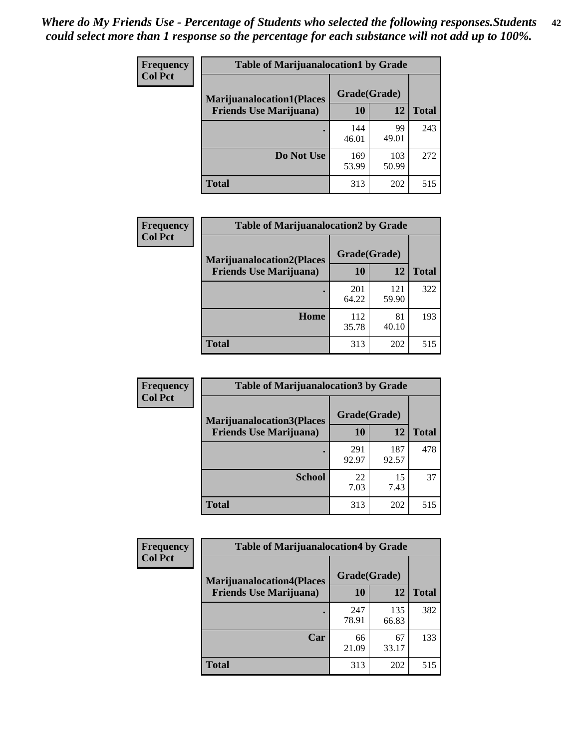*Where do My Friends Use - Percentage of Students who selected the following responses.Students could select more than 1 response so the percentage for each substance will not add up to 100%.*

**Frequency**
**Col Pct**

| Table of Marijuanalocation1 by Grade | | | |
|---|---|---|---|
| **Marijuanalocation1(Places Friends Use Marijuana)** | **Grade(Grade)** | | |
| | **10** | **12** | **Total** |
| **.** | 144<br>46.01 | 99<br>49.01 | 243 |
| **Do Not Use** | 169<br>53.99 | 103<br>50.99 | 272 |
| **Total** | 313 | 202 | 515 |

**Frequency**
**Col Pct**

| Table of Marijuanalocation2 by Grade | | | |
|---|---|---|---|
| **Marijuanalocation2(Places Friends Use Marijuana)** | **Grade(Grade)** | | |
| | **10** | **12** | **Total** |
| **.** | 201<br>64.22 | 121<br>59.90 | 322 |
| **Home** | 112<br>35.78 | 81<br>40.10 | 193 |
| **Total** | 313 | 202 | 515 |

**Frequency**
**Col Pct**

| Table of Marijuanalocation3 by Grade | | | |
|---|---|---|---|
| **Marijuanalocation3(Places Friends Use Marijuana)** | **Grade(Grade)** | | |
| | **10** | **12** | **Total** |
| **.** | 291<br>92.97 | 187<br>92.57 | 478 |
| **School** | 22<br>7.03 | 15<br>7.43 | 37 |
| **Total** | 313 | 202 | 515 |

**Frequency**
**Col Pct**

| Table of Marijuanalocation4 by Grade | | | |
|---|---|---|---|
| **Marijuanalocation4(Places Friends Use Marijuana)** | **Grade(Grade)** | | |
| | **10** | **12** | **Total** |
| **.** | 247<br>78.91 | 135<br>66.83 | 382 |
| **Car** | 66<br>21.09 | 67<br>33.17 | 133 |
| **Total** | 313 | 202 | 515 |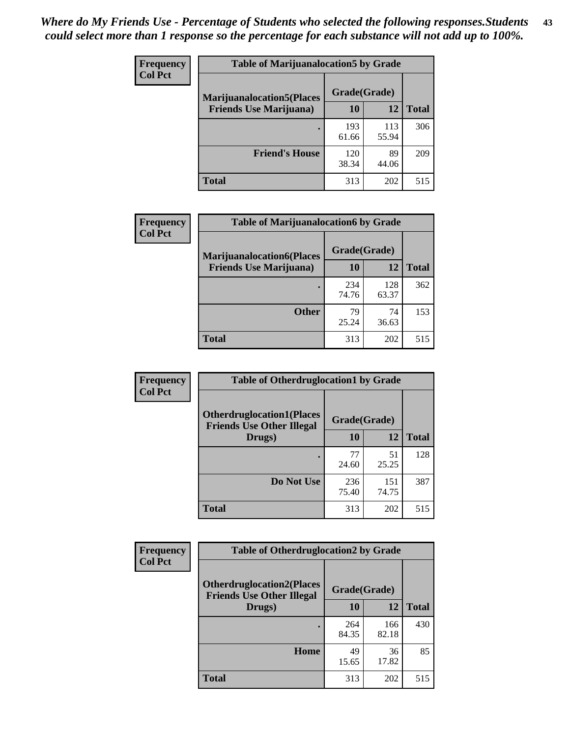*Where do My Friends Use - Percentage of Students who selected the following responses.Students could select more than 1 response so the percentage for each substance will not add up to 100%.*

**Frequency**
**Col Pct**

| Table of Marijuanalocation5 by Grade | | | |
|---|---|---|---|
| **Marijuanalocation5(Places Friends Use Marijuana)** | **Grade(Grade)** | | **Total** |
| | **10** | **12** | |
| **.** | 193<br>61.66 | 113<br>55.94 | 306 |
| **Friend's House** | 120<br>38.34 | 89<br>44.06 | 209 |
| **Total** | 313 | 202 | 515 |

**Frequency**
**Col Pct**

| Table of Marijuanalocation6 by Grade | | | |
|---|---|---|---|
| **Marijuanalocation6(Places Friends Use Marijuana)** | **Grade(Grade)** | | **Total** |
| | **10** | **12** | |
| **.** | 234<br>74.76 | 128<br>63.37 | 362 |
| **Other** | 79<br>25.24 | 74<br>36.63 | 153 |
| **Total** | 313 | 202 | 515 |

**Frequency**
**Col Pct**

| Table of Otherdruglocation1 by Grade | | | |
|---|---|---|---|
| **Otherdruglocation1(Places Friends Use Other Illegal Drugs)** | **Grade(Grade)** | | **Total** |
| | **10** | **12** | |
| **.** | 77<br>24.60 | 51<br>25.25 | 128 |
| **Do Not Use** | 236<br>75.40 | 151<br>74.75 | 387 |
| **Total** | 313 | 202 | 515 |

**Frequency**
**Col Pct**

| Table of Otherdruglocation2 by Grade | | | |
|---|---|---|---|
| **Otherdruglocation2(Places Friends Use Other Illegal Drugs)** | **Grade(Grade)** | | **Total** |
| | **10** | **12** | |
| **.** | 264<br>84.35 | 166<br>82.18 | 430 |
| **Home** | 49<br>15.65 | 36<br>17.82 | 85 |
| **Total** | 313 | 202 | 515 |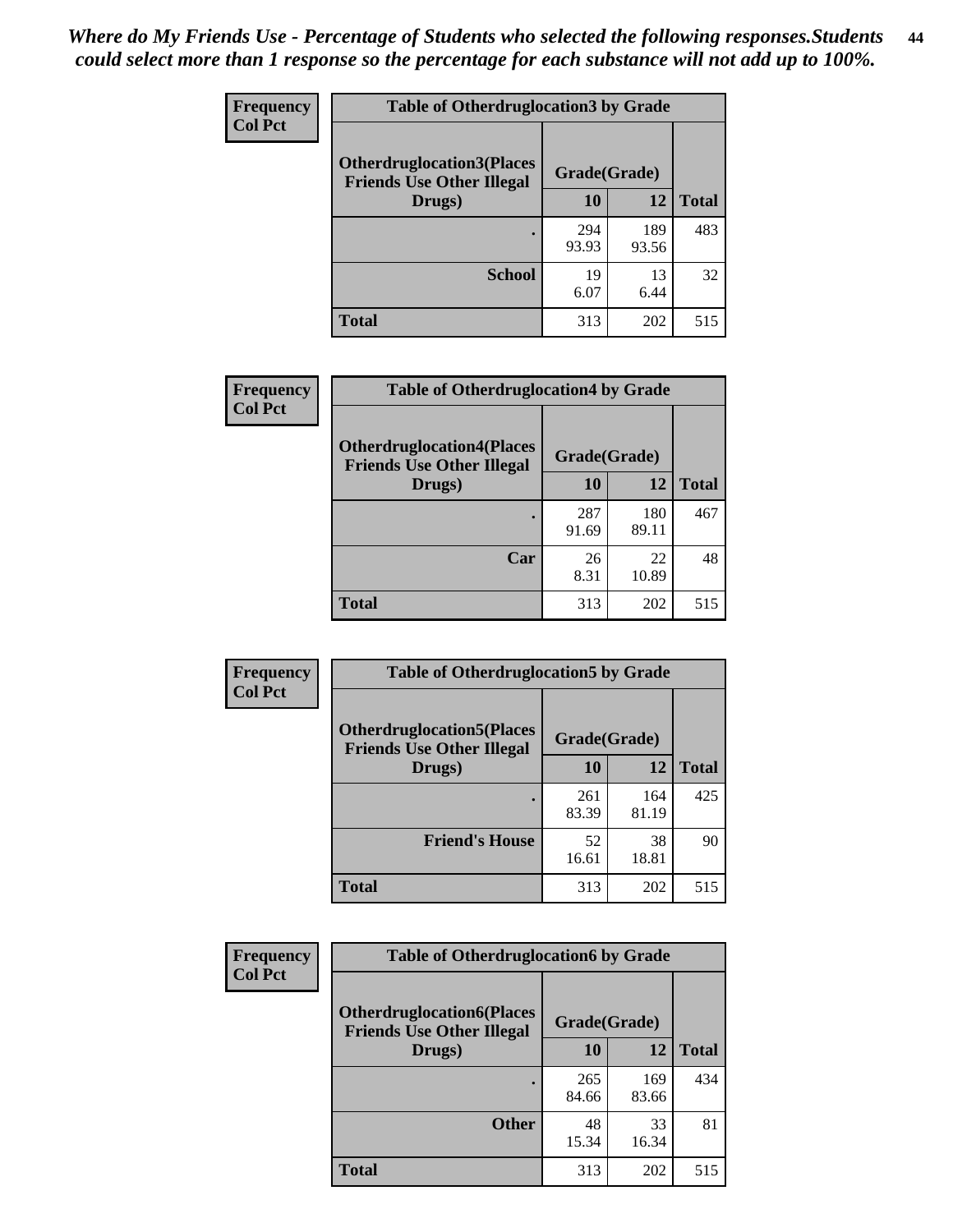*Where do My Friends Use - Percentage of Students who selected the following responses.Students could select more than 1 response so the percentage for each substance will not add up to 100%.*

**Frequency**
**Col Pct**

| Table of Otherdruglocation3 by Grade | | | |
|---|---|---|---|
| **Otherdruglocation3(Places Friends Use Other Illegal Drugs)** | **Grade(Grade)** | | **Total** |
| | **10** | **12** | |
| **.** | 294<br>93.93 | 189<br>93.56 | 483 |
| **School** | 19<br>6.07 | 13<br>6.44 | 32 |
| **Total** | 313 | 202 | 515 |

**Frequency**
**Col Pct**

| Table of Otherdruglocation4 by Grade | | | |
|---|---|---|---|
| **Otherdruglocation4(Places Friends Use Other Illegal Drugs)** | **Grade(Grade)** | | **Total** |
| | **10** | **12** | |
| **.** | 287<br>91.69 | 180<br>89.11 | 467 |
| **Car** | 26<br>8.31 | 22<br>10.89 | 48 |
| **Total** | 313 | 202 | 515 |

**Frequency**
**Col Pct**

| Table of Otherdruglocation5 by Grade | | | |
|---|---|---|---|
| **Otherdruglocation5(Places Friends Use Other Illegal Drugs)** | **Grade(Grade)** | | **Total** |
| | **10** | **12** | |
| **.** | 261<br>83.39 | 164<br>81.19 | 425 |
| **Friend's House** | 52<br>16.61 | 38<br>18.81 | 90 |
| **Total** | 313 | 202 | 515 |

**Frequency**
**Col Pct**

| Table of Otherdruglocation6 by Grade | | | |
|---|---|---|---|
| **Otherdruglocation6(Places Friends Use Other Illegal Drugs)** | **Grade(Grade)** | | **Total** |
| | **10** | **12** | |
| **.** | 265<br>84.66 | 169<br>83.66 | 434 |
| **Other** | 48<br>15.34 | 33<br>16.34 | 81 |
| **Total** | 313 | 202 | 515 |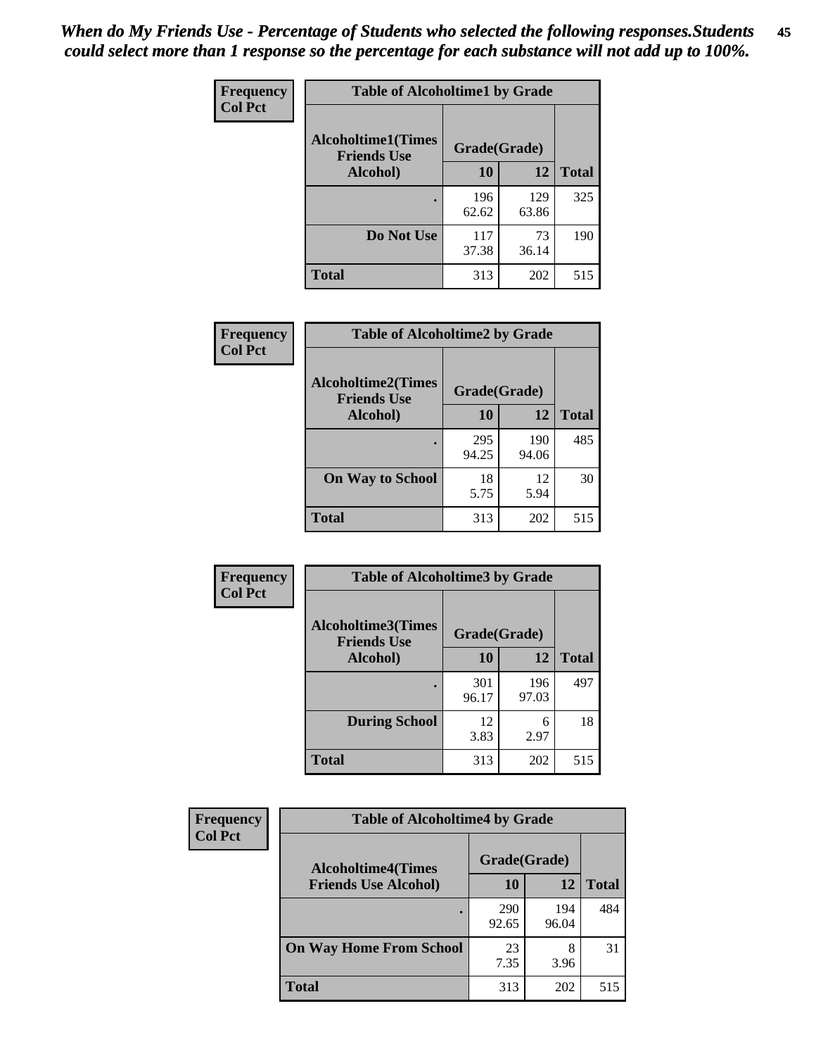*When do My Friends Use - Percentage of Students who selected the following responses.Students could select more than 1 response so the percentage for each substance will not add up to 100%.*

**Frequency**
**Col Pct**

| Table of Alcoholtime1 by Grade | | | |
|---|---|---|---|
| Alcoholtime1(Times Friends Use Alcohol) | Grade(Grade) | | |
| | 10 | 12 | Total |
| . | 196<br>62.62 | 129<br>63.86 | 325 |
| Do Not Use | 117<br>37.38 | 73<br>36.14 | 190 |
| Total | 313 | 202 | 515 |

**Frequency**
**Col Pct**

| Table of Alcoholtime2 by Grade | | | |
|---|---|---|---|
| Alcoholtime2(Times Friends Use Alcohol) | Grade(Grade) | | |
| | 10 | 12 | Total |
| . | 295<br>94.25 | 190<br>94.06 | 485 |
| On Way to School | 18<br>5.75 | 12<br>5.94 | 30 |
| Total | 313 | 202 | 515 |

**Frequency**
**Col Pct**

| Table of Alcoholtime3 by Grade | | | |
|---|---|---|---|
| Alcoholtime3(Times Friends Use Alcohol) | Grade(Grade) | | |
| | 10 | 12 | Total |
| . | 301<br>96.17 | 196<br>97.03 | 497 |
| During School | 12<br>3.83 | 6<br>2.97 | 18 |
| Total | 313 | 202 | 515 |

**Frequency**
**Col Pct**

| Table of Alcoholtime4 by Grade | | | |
|---|---|---|---|
| Alcoholtime4(Times Friends Use Alcohol) | Grade(Grade) | | |
| | 10 | 12 | Total |
| . | 290<br>92.65 | 194<br>96.04 | 484 |
| On Way Home From School | 23<br>7.35 | 8<br>3.96 | 31 |
| Total | 313 | 202 | 515 |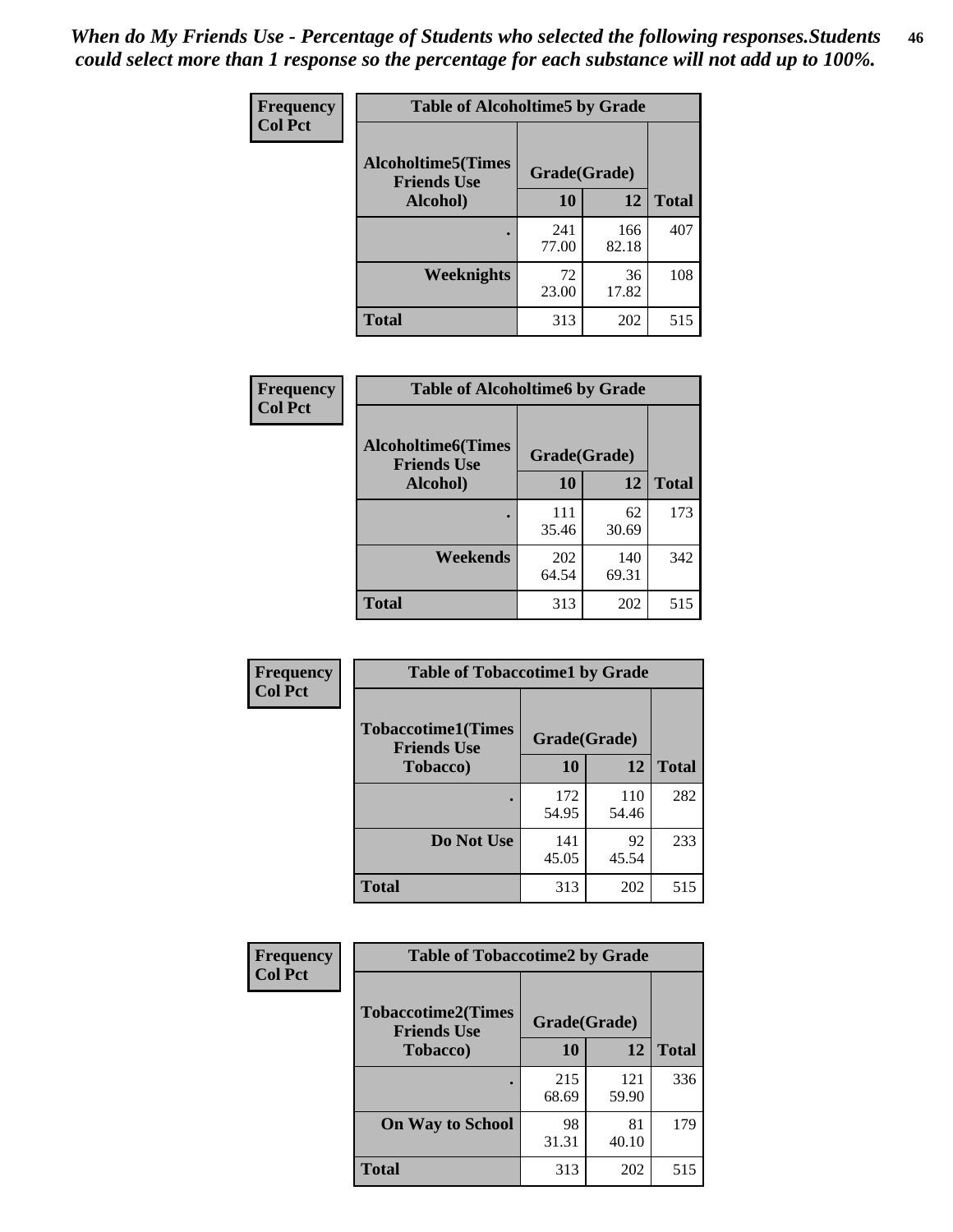*When do My Friends Use - Percentage of Students who selected the following responses.Students could select more than 1 response so the percentage for each substance will not add up to 100%.*

**Frequency**
**Col Pct**

| Table of Alcoholtime5 by Grade | | | |
|---|---|---|---|
| **Alcoholtime5(Times Friends Use Alcohol)** | **Grade(Grade)** | | **Total** |
| | **10** | **12** | |
| **.** | 241<br>77.00 | 166<br>82.18 | 407 |
| **Weeknights** | 72<br>23.00 | 36<br>17.82 | 108 |
| **Total** | 313 | 202 | 515 |

**Frequency**
**Col Pct**

| Table of Alcoholtime6 by Grade | | | |
|---|---|---|---|
| **Alcoholtime6(Times Friends Use Alcohol)** | **Grade(Grade)** | | **Total** |
| | **10** | **12** | |
| **.** | 111<br>35.46 | 62<br>30.69 | 173 |
| **Weekends** | 202<br>64.54 | 140<br>69.31 | 342 |
| **Total** | 313 | 202 | 515 |

**Frequency**
**Col Pct**

| Table of Tobaccotime1 by Grade | | | |
|---|---|---|---|
| **Tobaccotime1(Times Friends Use Tobacco)** | **Grade(Grade)** | | **Total** |
| | **10** | **12** | |
| **.** | 172<br>54.95 | 110<br>54.46 | 282 |
| **Do Not Use** | 141<br>45.05 | 92<br>45.54 | 233 |
| **Total** | 313 | 202 | 515 |

**Frequency**
**Col Pct**

| Table of Tobaccotime2 by Grade | | | |
|---|---|---|---|
| **Tobaccotime2(Times Friends Use Tobacco)** | **Grade(Grade)** | | **Total** |
| | **10** | **12** | |
| **.** | 215<br>68.69 | 121<br>59.90 | 336 |
| **On Way to School** | 98<br>31.31 | 81<br>40.10 | 179 |
| **Total** | 313 | 202 | 515 |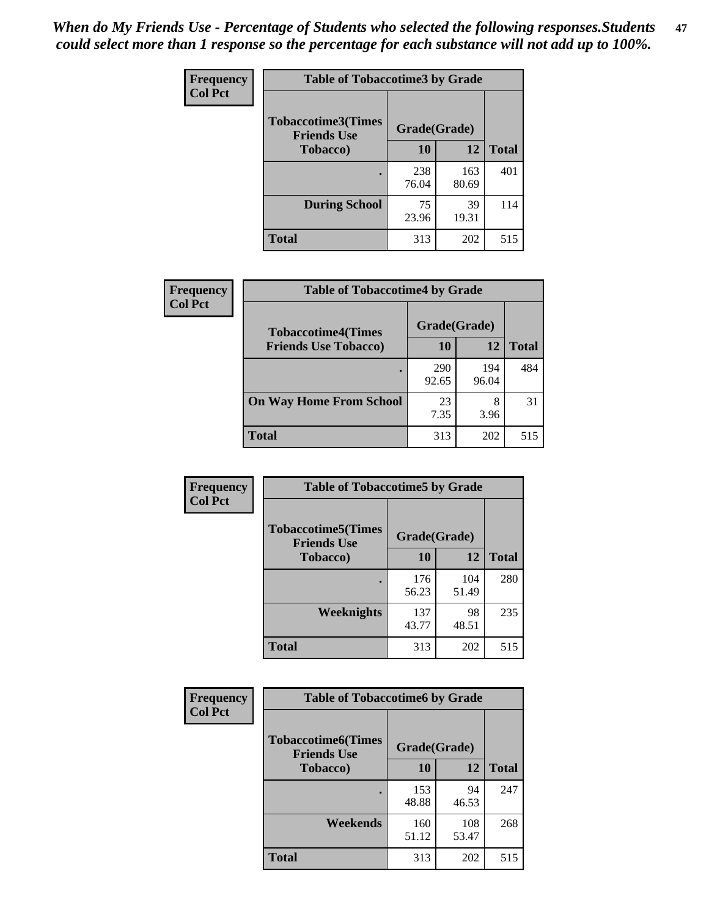*When do My Friends Use - Percentage of Students who selected the following responses.Students could select more than 1 response so the percentage for each substance will not add up to 100%.*

| Frequency Col Pct | Table of Tobaccotime3 by Grade | | |
|---|---|---|---|
| Tobaccotime3(Times Friends Use Tobacco) | Grade(Grade) | | Total |
| | 10 | 12 | |
| . | 238<br>76.04 | 163<br>80.69 | 401 |
| During School | 75<br>23.96 | 39<br>19.31 | 114 |
| Total | 313 | 202 | 515 |

| Frequency Col Pct | Table of Tobaccotime4 by Grade | | |
|---|---|---|---|
| Tobaccotime4(Times Friends Use Tobacco) | Grade(Grade) | | Total |
| | 10 | 12 | |
| . | 290<br>92.65 | 194<br>96.04 | 484 |
| On Way Home From School | 23<br>7.35 | 8<br>3.96 | 31 |
| Total | 313 | 202 | 515 |

| Frequency Col Pct | Table of Tobaccotime5 by Grade | | |
|---|---|---|---|
| Tobaccotime5(Times Friends Use Tobacco) | Grade(Grade) | | Total |
| | 10 | 12 | |
| . | 176<br>56.23 | 104<br>51.49 | 280 |
| Weeknights | 137<br>43.77 | 98<br>48.51 | 235 |
| Total | 313 | 202 | 515 |

| Frequency Col Pct | Table of Tobaccotime6 by Grade | | |
|---|---|---|---|
| Tobaccotime6(Times Friends Use Tobacco) | Grade(Grade) | | Total |
| | 10 | 12 | |
| . | 153<br>48.88 | 94<br>46.53 | 247 |
| Weekends | 160<br>51.12 | 108<br>53.47 | 268 |
| Total | 313 | 202 | 515 |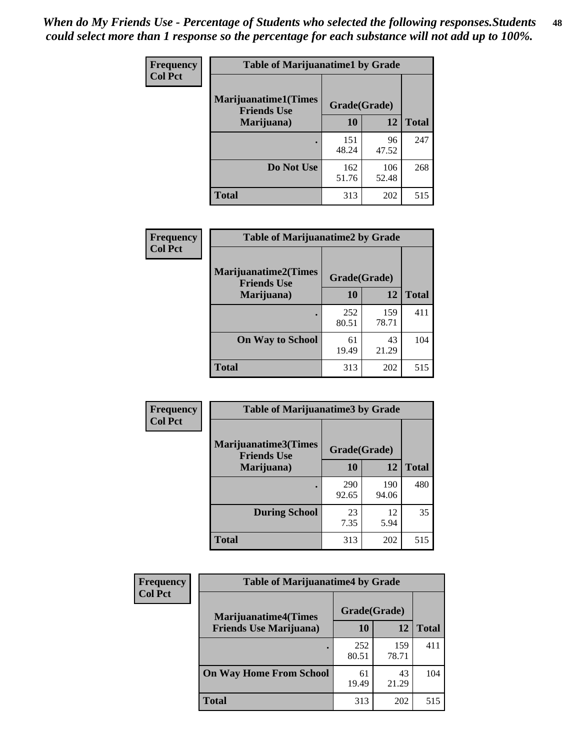*When do My Friends Use - Percentage of Students who selected the following responses.Students could select more than 1 response so the percentage for each substance will not add up to 100%.*

**Frequency**
**Col Pct**

| Table of Marijuanatime1 by Grade | | | |
|---|---|---|---|
| **Marijuanatime1(Times Friends Use Marijuana)** | **Grade(Grade)** | | **Total** |
| | **10** | **12** | |
| **.** | 151<br>48.24 | 96<br>47.52 | 247 |
| **Do Not Use** | 162<br>51.76 | 106<br>52.48 | 268 |
| **Total** | 313 | 202 | 515 |

**Frequency**
**Col Pct**

| Table of Marijuanatime2 by Grade | | | |
|---|---|---|---|
| **Marijuanatime2(Times Friends Use Marijuana)** | **Grade(Grade)** | | **Total** |
| | **10** | **12** | |
| **.** | 252<br>80.51 | 159<br>78.71 | 411 |
| **On Way to School** | 61<br>19.49 | 43<br>21.29 | 104 |
| **Total** | 313 | 202 | 515 |

**Frequency**
**Col Pct**

| Table of Marijuanatime3 by Grade | | | |
|---|---|---|---|
| **Marijuanatime3(Times Friends Use Marijuana)** | **Grade(Grade)** | | **Total** |
| | **10** | **12** | |
| **.** | 290<br>92.65 | 190<br>94.06 | 480 |
| **During School** | 23<br>7.35 | 12<br>5.94 | 35 |
| **Total** | 313 | 202 | 515 |

**Frequency**
**Col Pct**

| Table of Marijuanatime4 by Grade | | | |
|---|---|---|---|
| **Marijuanatime4(Times Friends Use Marijuana)** | **Grade(Grade)** | | **Total** |
| | **10** | **12** | |
| **.** | 252<br>80.51 | 159<br>78.71 | 411 |
| **On Way Home From School** | 61<br>19.49 | 43<br>21.29 | 104 |
| **Total** | 313 | 202 | 515 |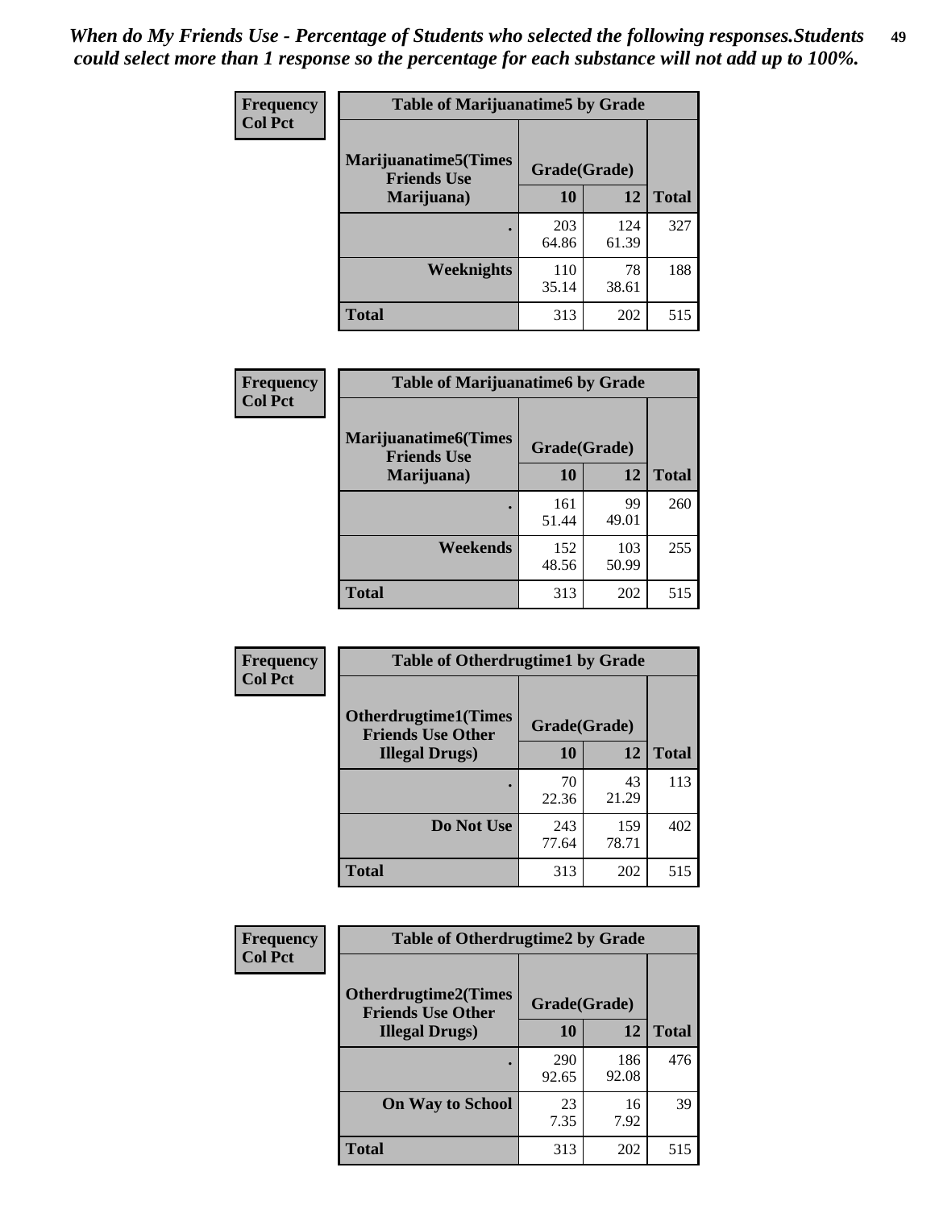*When do My Friends Use - Percentage of Students who selected the following responses.Students could select more than 1 response so the percentage for each substance will not add up to 100%.*

**Frequency**
**Col Pct**

**Table of Marijuanatime5 by Grade**

| Marijuanatime5(Times Friends Use Marijuana) | Grade(Grade) | | Total |
|---|---|---|---|
| | 10 | 12 | |
| . | 203<br>64.86 | 124<br>61.39 | 327 |
| Weeknights | 110<br>35.14 | 78<br>38.61 | 188 |
| Total | 313 | 202 | 515 |

**Frequency**
**Col Pct**

**Table of Marijuanatime6 by Grade**

| Marijuanatime6(Times Friends Use Marijuana) | Grade(Grade) | | Total |
|---|---|---|---|
| | 10 | 12 | |
| . | 161<br>51.44 | 99<br>49.01 | 260 |
| Weekends | 152<br>48.56 | 103<br>50.99 | 255 |
| Total | 313 | 202 | 515 |

**Frequency**
**Col Pct**

**Table of Otherdrugtime1 by Grade**

| Otherdrugtime1(Times Friends Use Other Illegal Drugs) | Grade(Grade) | | Total |
|---|---|---|---|
| | 10 | 12 | |
| . | 70<br>22.36 | 43<br>21.29 | 113 |
| Do Not Use | 243<br>77.64 | 159<br>78.71 | 402 |
| Total | 313 | 202 | 515 |

**Frequency**
**Col Pct**

**Table of Otherdrugtime2 by Grade**

| Otherdrugtime2(Times Friends Use Other Illegal Drugs) | Grade(Grade) | | Total |
|---|---|---|---|
| | 10 | 12 | |
| . | 290<br>92.65 | 186<br>92.08 | 476 |
| On Way to School | 23<br>7.35 | 16<br>7.92 | 39 |
| Total | 313 | 202 | 515 |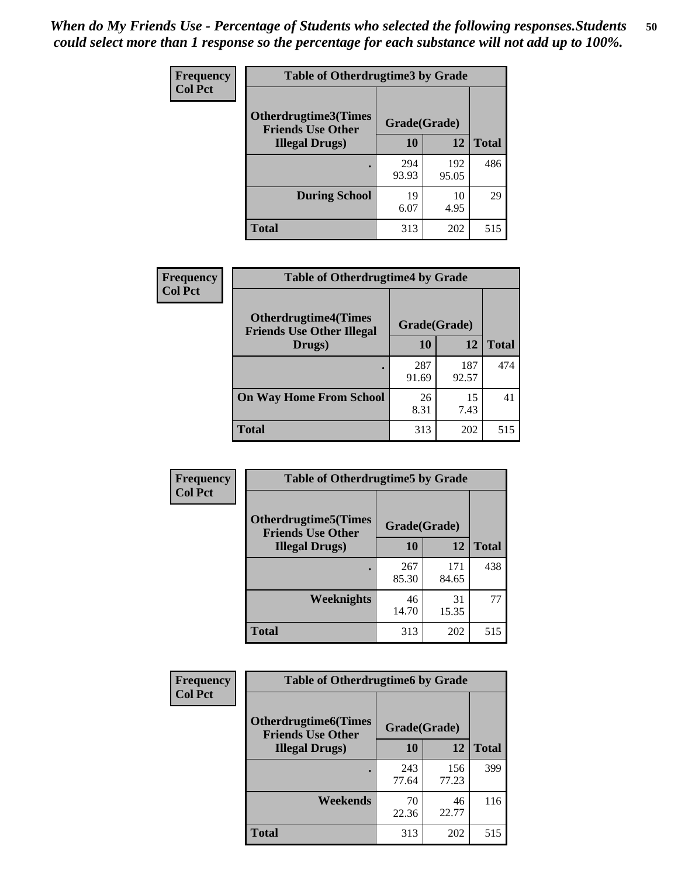*When do My Friends Use - Percentage of Students who selected the following responses.Students could select more than 1 response so the percentage for each substance will not add up to 100%.*

**Frequency**
**Col Pct**

| Table of Otherdrugtime3 by Grade | | | |
|---|---|---|---|
| **Otherdrugtime3(Times Friends Use Other Illegal Drugs)** | **Grade(Grade)** | | **Total** |
| | **10** | **12** | |
| **.** | 294<br>93.93 | 192<br>95.05 | 486 |
| **During School** | 19<br>6.07 | 10<br>4.95 | 29 |
| **Total** | 313 | 202 | 515 |

**Frequency**
**Col Pct**

| Table of Otherdrugtime4 by Grade | | | |
|---|---|---|---|
| **Otherdrugtime4(Times Friends Use Other Illegal Drugs)** | **Grade(Grade)** | | **Total** |
| | **10** | **12** | |
| **.** | 287<br>91.69 | 187<br>92.57 | 474 |
| **On Way Home From School** | 26<br>8.31 | 15<br>7.43 | 41 |
| **Total** | 313 | 202 | 515 |

**Frequency**
**Col Pct**

| Table of Otherdrugtime5 by Grade | | | |
|---|---|---|---|
| **Otherdrugtime5(Times Friends Use Other Illegal Drugs)** | **Grade(Grade)** | | **Total** |
| | **10** | **12** | |
| **.** | 267<br>85.30 | 171<br>84.65 | 438 |
| **Weeknights** | 46<br>14.70 | 31<br>15.35 | 77 |
| **Total** | 313 | 202 | 515 |

**Frequency**
**Col Pct**

| Table of Otherdrugtime6 by Grade | | | |
|---|---|---|---|
| **Otherdrugtime6(Times Friends Use Other Illegal Drugs)** | **Grade(Grade)** | | **Total** |
| | **10** | **12** | |
| **.** | 243<br>77.64 | 156<br>77.23 | 399 |
| **Weekends** | 70<br>22.36 | 46<br>22.77 | 116 |
| **Total** | 313 | 202 | 515 |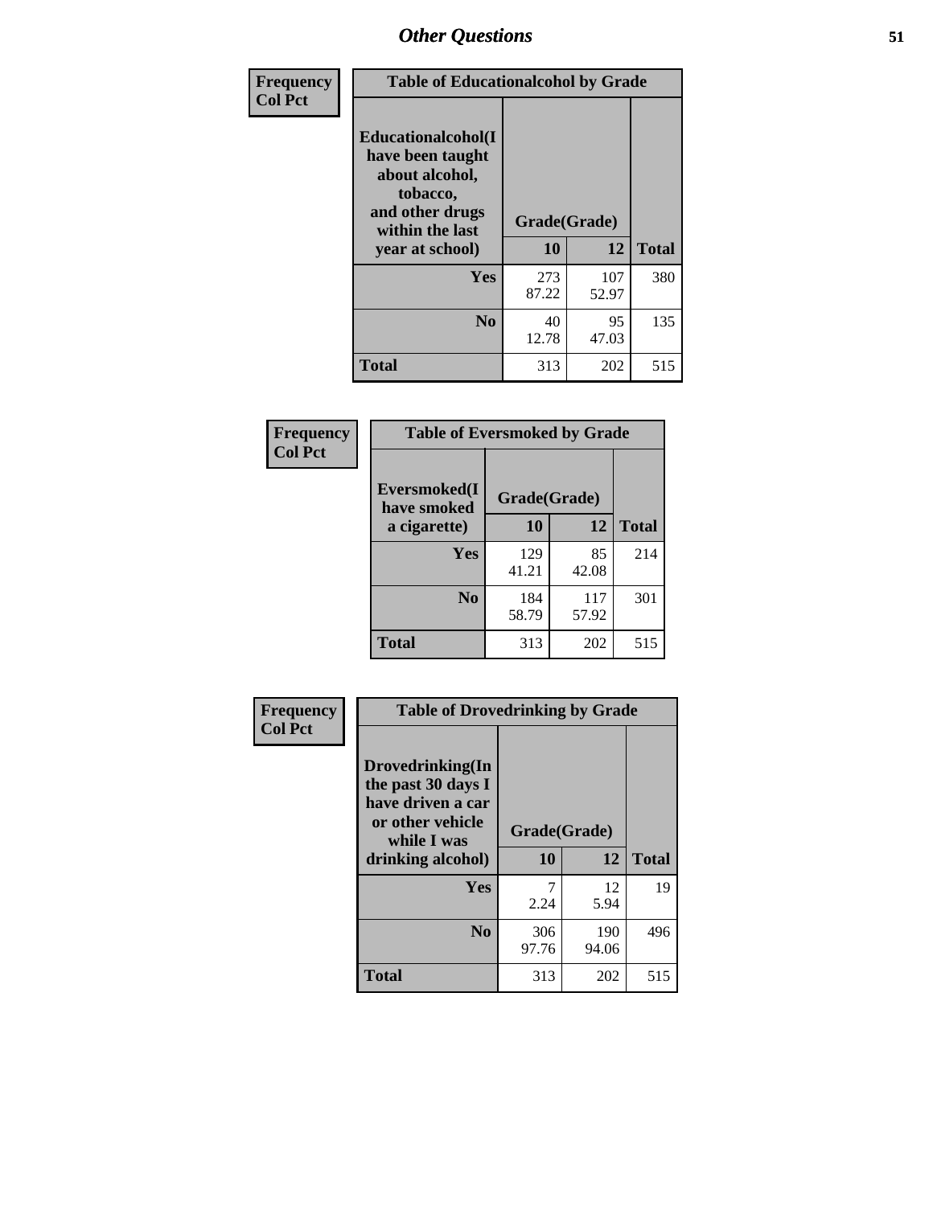## Other Questions

**Frequency / Col Pct**

| Table of Educationalalcohol by Grade | | | |
|---|---|---|---|
| **Educationalalcohol(I have been taught about alcohol, tobacco, and other drugs within the last year at school)** | **Grade(Grade)** | | |
| | **10** | **12** | **Total** |
| **Yes** | 273<br>87.22 | 107<br>52.97 | 380 |
| **No** | 40<br>12.78 | 95<br>47.03 | 135 |
| **Total** | 313 | 202 | 515 |

**Frequency / Col Pct**

| Table of Eversmoked by Grade | | | |
|---|---|---|---|
| **Eversmoked(I have smoked a cigarette)** | **Grade(Grade)** | | |
| | **10** | **12** | **Total** |
| **Yes** | 129<br>41.21 | 85<br>42.08 | 214 |
| **No** | 184<br>58.79 | 117<br>57.92 | 301 |
| **Total** | 313 | 202 | 515 |

**Frequency / Col Pct**

| Table of Drovedrinking by Grade | | | |
|---|---|---|---|
| **Drovedrinking(In the past 30 days I have driven a car or other vehicle while I was drinking alcohol)** | **Grade(Grade)** | | |
| | **10** | **12** | **Total** |
| **Yes** | 7<br>2.24 | 12<br>5.94 | 19 |
| **No** | 306<br>97.76 | 190<br>94.06 | 496 |
| **Total** | 313 | 202 | 515 |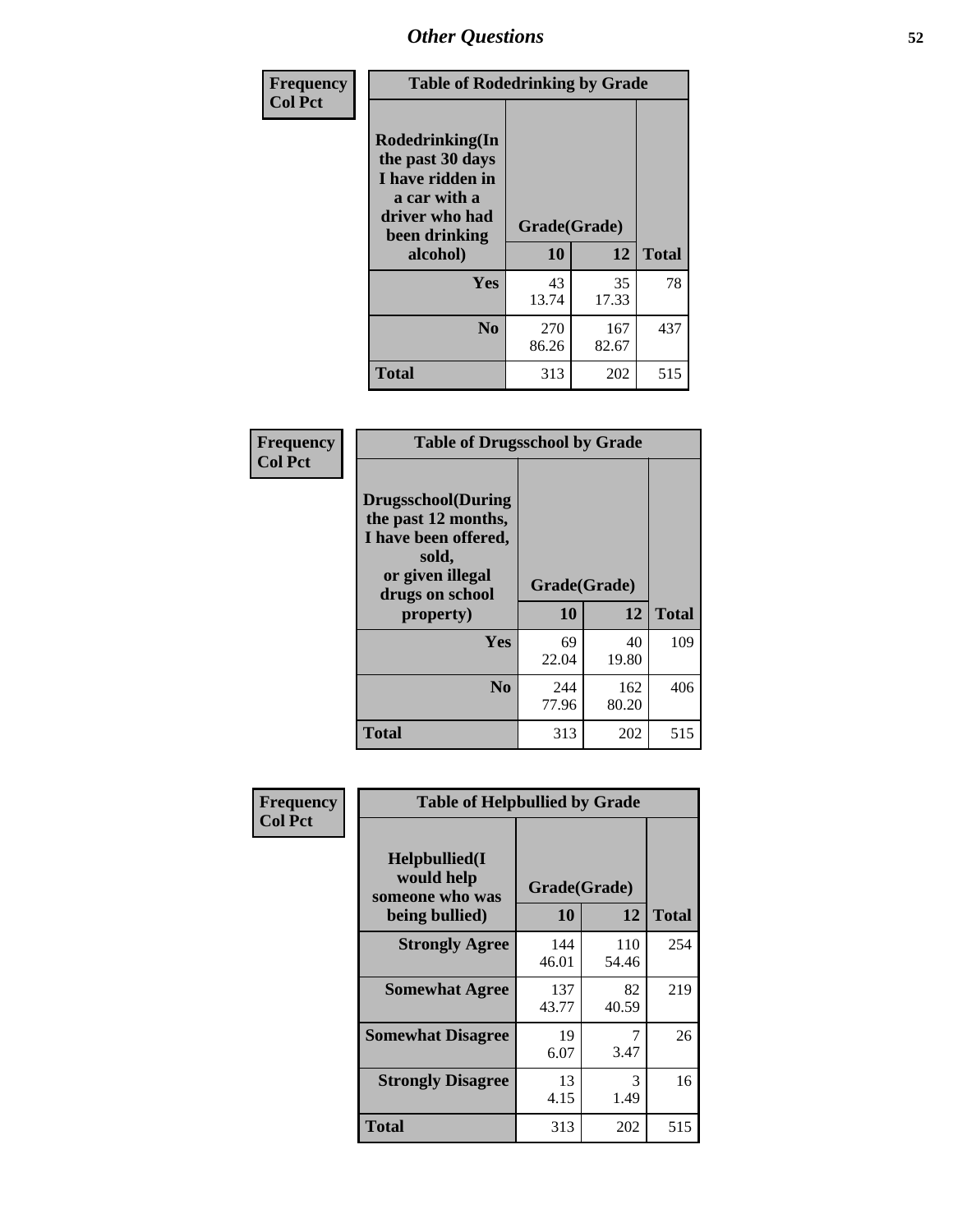# Other Questions

**Frequency**
**Col Pct**

| Table of Rodedrinking by Grade | | | |
|---|---|---|---|
| **Rodedrinking(In the past 30 days I have ridden in a car with a driver who had been drinking alcohol)** | **Grade(Grade)** | | |
| | **10** | **12** | **Total** |
| **Yes** | 43<br>13.74 | 35<br>17.33 | 78 |
| **No** | 270<br>86.26 | 167<br>82.67 | 437 |
| **Total** | 313 | 202 | 515 |

**Frequency**
**Col Pct**

| Table of Drugsschool by Grade | | | |
|---|---|---|---|
| **Drugsschool(During the past 12 months, I have been offered, sold, or given illegal drugs on school property)** | **Grade(Grade)** | | |
| | **10** | **12** | **Total** |
| **Yes** | 69<br>22.04 | 40<br>19.80 | 109 |
| **No** | 244<br>77.96 | 162<br>80.20 | 406 |
| **Total** | 313 | 202 | 515 |

**Frequency**
**Col Pct**

| Table of Helpbullied by Grade | | | |
|---|---|---|---|
| **Helpbullied(I would help someone who was being bullied)** | **Grade(Grade)** | | |
| | **10** | **12** | **Total** |
| **Strongly Agree** | 144<br>46.01 | 110<br>54.46 | 254 |
| **Somewhat Agree** | 137<br>43.77 | 82<br>40.59 | 219 |
| **Somewhat Disagree** | 19<br>6.07 | 7<br>3.47 | 26 |
| **Strongly Disagree** | 13<br>4.15 | 3<br>1.49 | 16 |
| **Total** | 313 | 202 | 515 |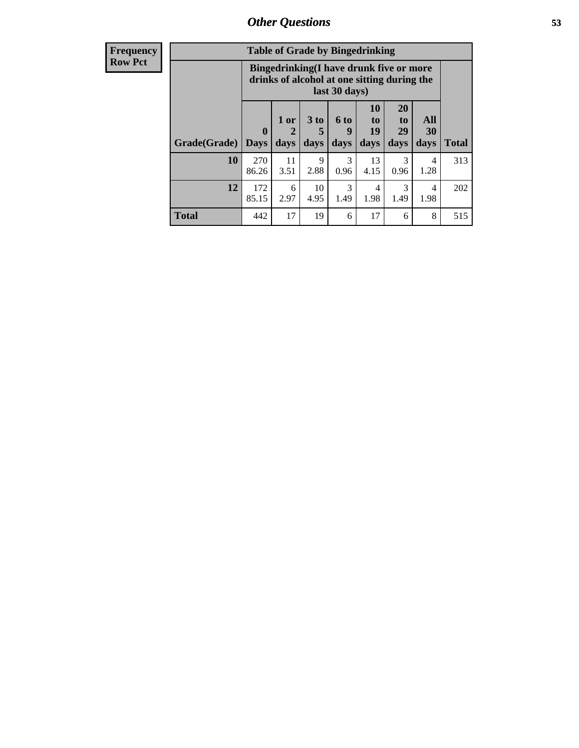| Frequency Row Pct | Table of Grade by Bingedrinking | | | | | | | |
|---|---|---|---|---|---|---|---|---|
| | Bingedrinking(I have drunk five or more drinks of alcohol at one sitting during the last 30 days) | | | | | | | |
| Grade(Grade) | 0 Days | 1 or 2 days | 3 to 5 days | 6 to 9 days | 10 to 19 days | 20 to 29 days | All 30 days | Total |
| 10 | 270 86.26 | 11 3.51 | 9 2.88 | 3 0.96 | 13 4.15 | 3 0.96 | 4 1.28 | 313 |
| 12 | 172 85.15 | 6 2.97 | 10 4.95 | 3 1.49 | 4 1.98 | 3 1.49 | 4 1.98 | 202 |
| Total | 442 | 17 | 19 | 6 | 17 | 6 | 8 | 515 |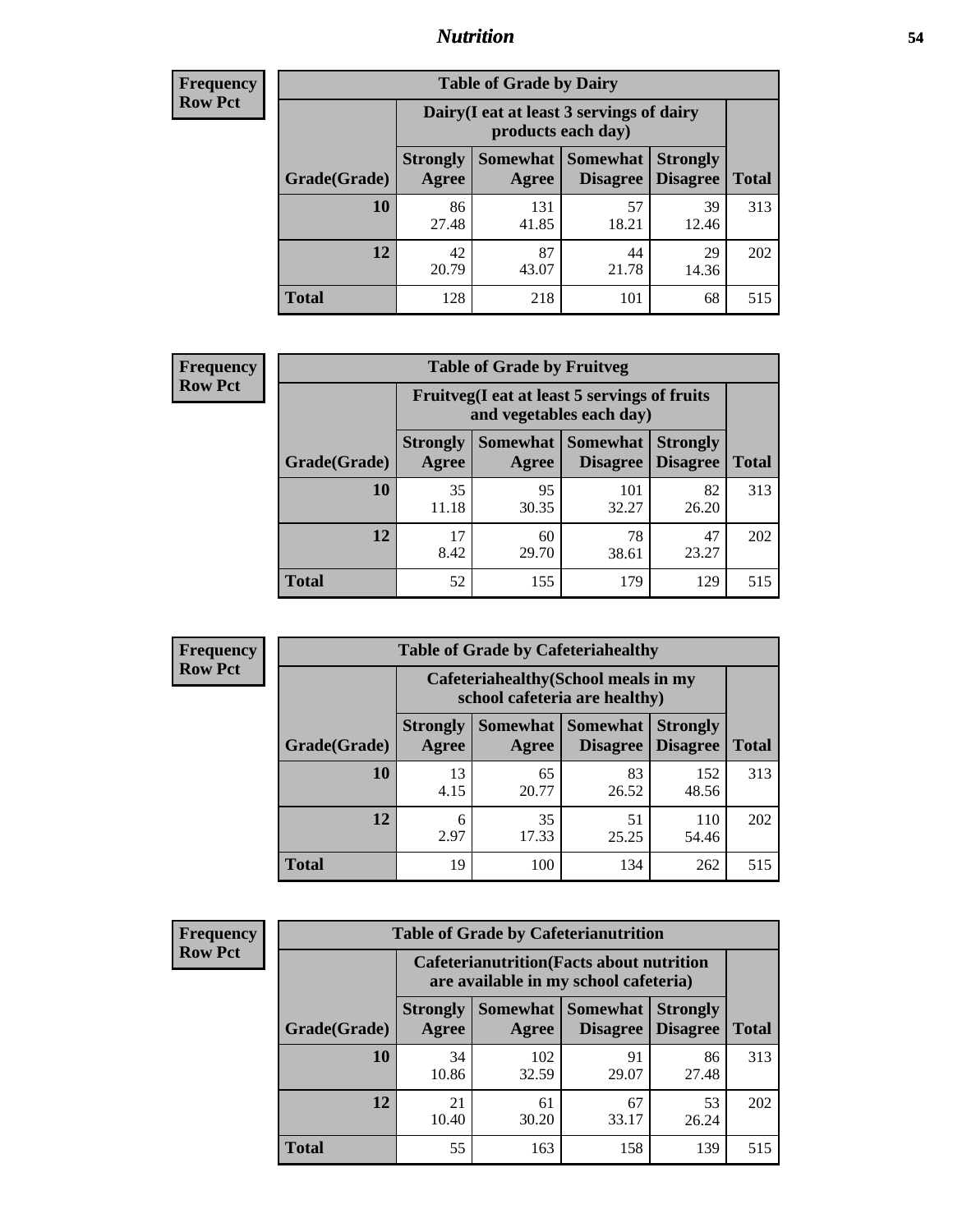## Nutrition

**Frequency**
**Row Pct**

| Table of Grade by Dairy | | | | | |
|---|---|---|---|---|---|
| | Dairy(I eat at least 3 servings of dairy products each day) | | | | |
| Grade(Grade) | Strongly Agree | Somewhat Agree | Somewhat Disagree | Strongly Disagree | Total |
| 10 | 86<br>27.48 | 131<br>41.85 | 57<br>18.21 | 39<br>12.46 | 313 |
| 12 | 42<br>20.79 | 87<br>43.07 | 44<br>21.78 | 29<br>14.36 | 202 |
| Total | 128 | 218 | 101 | 68 | 515 |

**Frequency**
**Row Pct**

| Table of Grade by Fruitveg | | | | | |
|---|---|---|---|---|---|
| | Fruitveg(I eat at least 5 servings of fruits and vegetables each day) | | | | |
| Grade(Grade) | Strongly Agree | Somewhat Agree | Somewhat Disagree | Strongly Disagree | Total |
| 10 | 35<br>11.18 | 95<br>30.35 | 101<br>32.27 | 82<br>26.20 | 313 |
| 12 | 17<br>8.42 | 60<br>29.70 | 78<br>38.61 | 47<br>23.27 | 202 |
| Total | 52 | 155 | 179 | 129 | 515 |

**Frequency**
**Row Pct**

| Table of Grade by Cafeteriahealthy | | | | | |
|---|---|---|---|---|---|
| | Cafeteriahealthy(School meals in my school cafeteria are healthy) | | | | |
| Grade(Grade) | Strongly Agree | Somewhat Agree | Somewhat Disagree | Strongly Disagree | Total |
| 10 | 13<br>4.15 | 65<br>20.77 | 83<br>26.52 | 152<br>48.56 | 313 |
| 12 | 6<br>2.97 | 35<br>17.33 | 51<br>25.25 | 110<br>54.46 | 202 |
| Total | 19 | 100 | 134 | 262 | 515 |

**Frequency**
**Row Pct**

| Table of Grade by Cafeterianutrition | | | | | |
|---|---|---|---|---|---|
| | Cafeterianutrition(Facts about nutrition are available in my school cafeteria) | | | | |
| Grade(Grade) | Strongly Agree | Somewhat Agree | Somewhat Disagree | Strongly Disagree | Total |
| 10 | 34<br>10.86 | 102<br>32.59 | 91<br>29.07 | 86<br>27.48 | 313 |
| 12 | 21<br>10.40 | 61<br>30.20 | 67<br>33.17 | 53<br>26.24 | 202 |
| Total | 55 | 163 | 158 | 139 | 515 |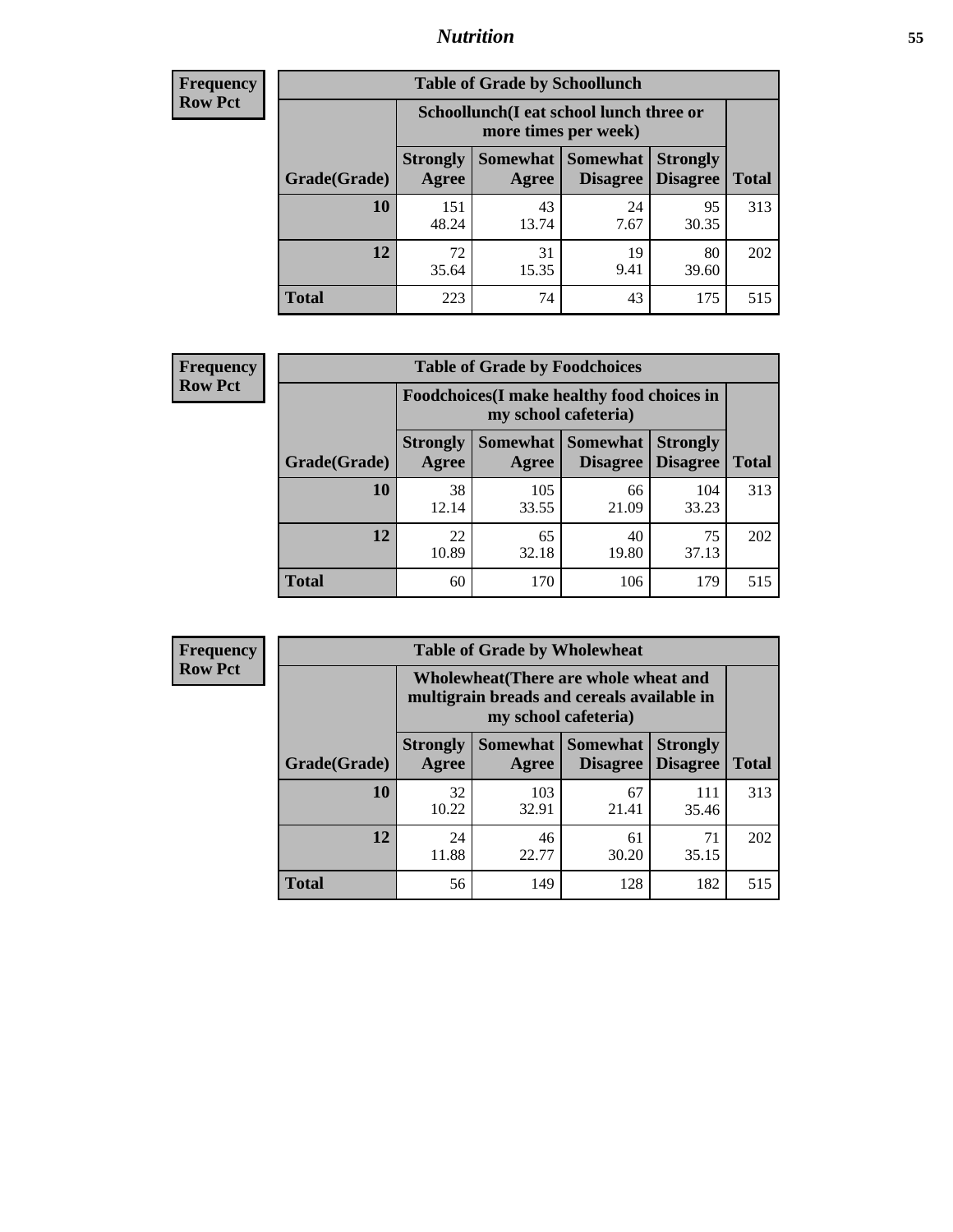| Frequency |
|---|
| Row Pct |

| Table of Grade by Schoollunch | | | | | |
|---|---|---|---|---|---|
| | Schoollunch(I eat school lunch three or more times per week) | | | | |
| Grade(Grade) | Strongly Agree | Somewhat Agree | Somewhat Disagree | Strongly Disagree | Total |
| 10 | 151<br>48.24 | 43<br>13.74 | 24<br>7.67 | 95<br>30.35 | 313 |
| 12 | 72<br>35.64 | 31<br>15.35 | 19<br>9.41 | 80<br>39.60 | 202 |
| Total | 223 | 74 | 43 | 175 | 515 |

| Frequency |
|---|
| Row Pct |

| Table of Grade by Foodchoices | | | | | |
|---|---|---|---|---|---|
| | Foodchoices(I make healthy food choices in my school cafeteria) | | | | |
| Grade(Grade) | Strongly Agree | Somewhat Agree | Somewhat Disagree | Strongly Disagree | Total |
| 10 | 38<br>12.14 | 105<br>33.55 | 66<br>21.09 | 104<br>33.23 | 313 |
| 12 | 22<br>10.89 | 65<br>32.18 | 40<br>19.80 | 75<br>37.13 | 202 |
| Total | 60 | 170 | 106 | 179 | 515 |

| Frequency |
|---|
| Row Pct |

| Table of Grade by Wholewheat | | | | | |
|---|---|---|---|---|---|
| | Wholewheat(There are whole wheat and multigrain breads and cereals available in my school cafeteria) | | | | |
| Grade(Grade) | Strongly Agree | Somewhat Agree | Somewhat Disagree | Strongly Disagree | Total |
| 10 | 32<br>10.22 | 103<br>32.91 | 67<br>21.41 | 111<br>35.46 | 313 |
| 12 | 24<br>11.88 | 46<br>22.77 | 61<br>30.20 | 71<br>35.15 | 202 |
| Total | 56 | 149 | 128 | 182 | 515 |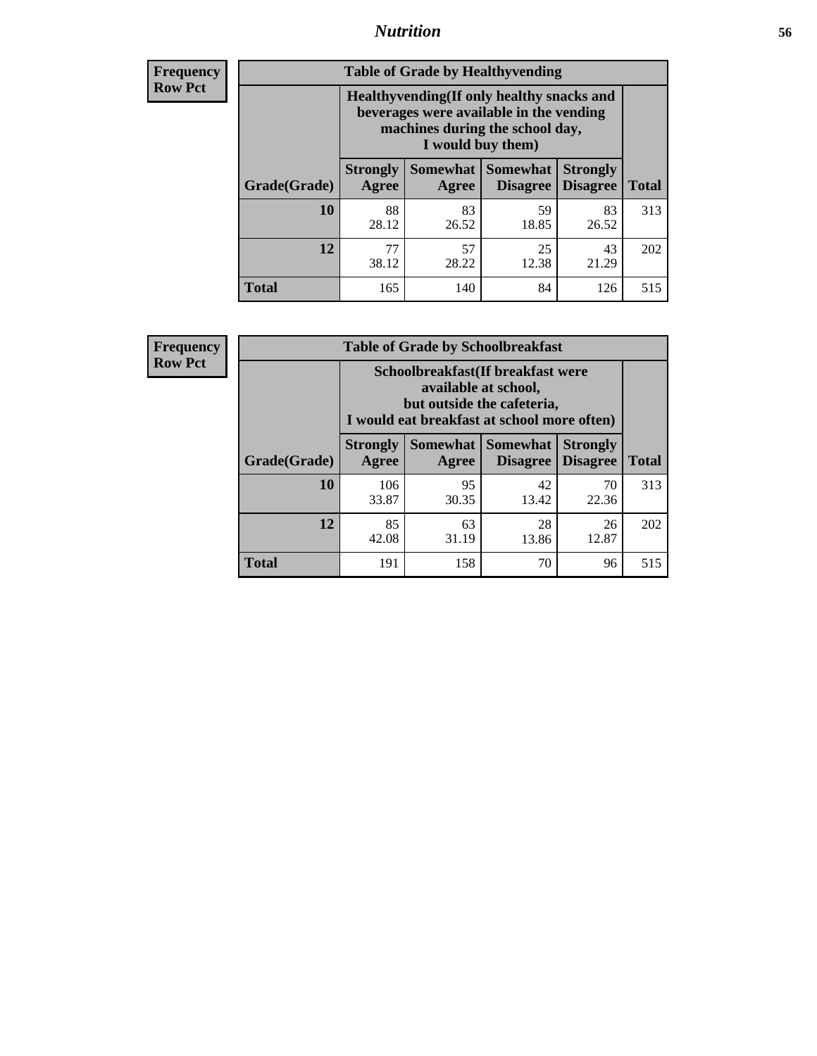## Nutrition

**Frequency**
**Row Pct**

**Table of Grade by Healthyvending**

| Grade(Grade) | Healthyvending(If only healthy snacks and beverages were available in the vending machines during the school day, I would buy them) | | | | Total |
|---|---|---|---|---|---|
| | Strongly Agree | Somewhat Agree | Somewhat Disagree | Strongly Disagree | |
| **10** | 88<br>28.12 | 83<br>26.52 | 59<br>18.85 | 83<br>26.52 | 313 |
| **12** | 77<br>38.12 | 57<br>28.22 | 25<br>12.38 | 43<br>21.29 | 202 |
| **Total** | 165 | 140 | 84 | 126 | 515 |

**Frequency**
**Row Pct**

**Table of Grade by Schoolbreakfast**

| Grade(Grade) | Schoolbreakfast(If breakfast were available at school, but outside the cafeteria, I would eat breakfast at school more often) | | | | Total |
|---|---|---|---|---|---|
| | Strongly Agree | Somewhat Agree | Somewhat Disagree | Strongly Disagree | |
| **10** | 106<br>33.87 | 95<br>30.35 | 42<br>13.42 | 70<br>22.36 | 313 |
| **12** | 85<br>42.08 | 63<br>31.19 | 28<br>13.86 | 26<br>12.87 | 202 |
| **Total** | 191 | 158 | 70 | 96 | 515 |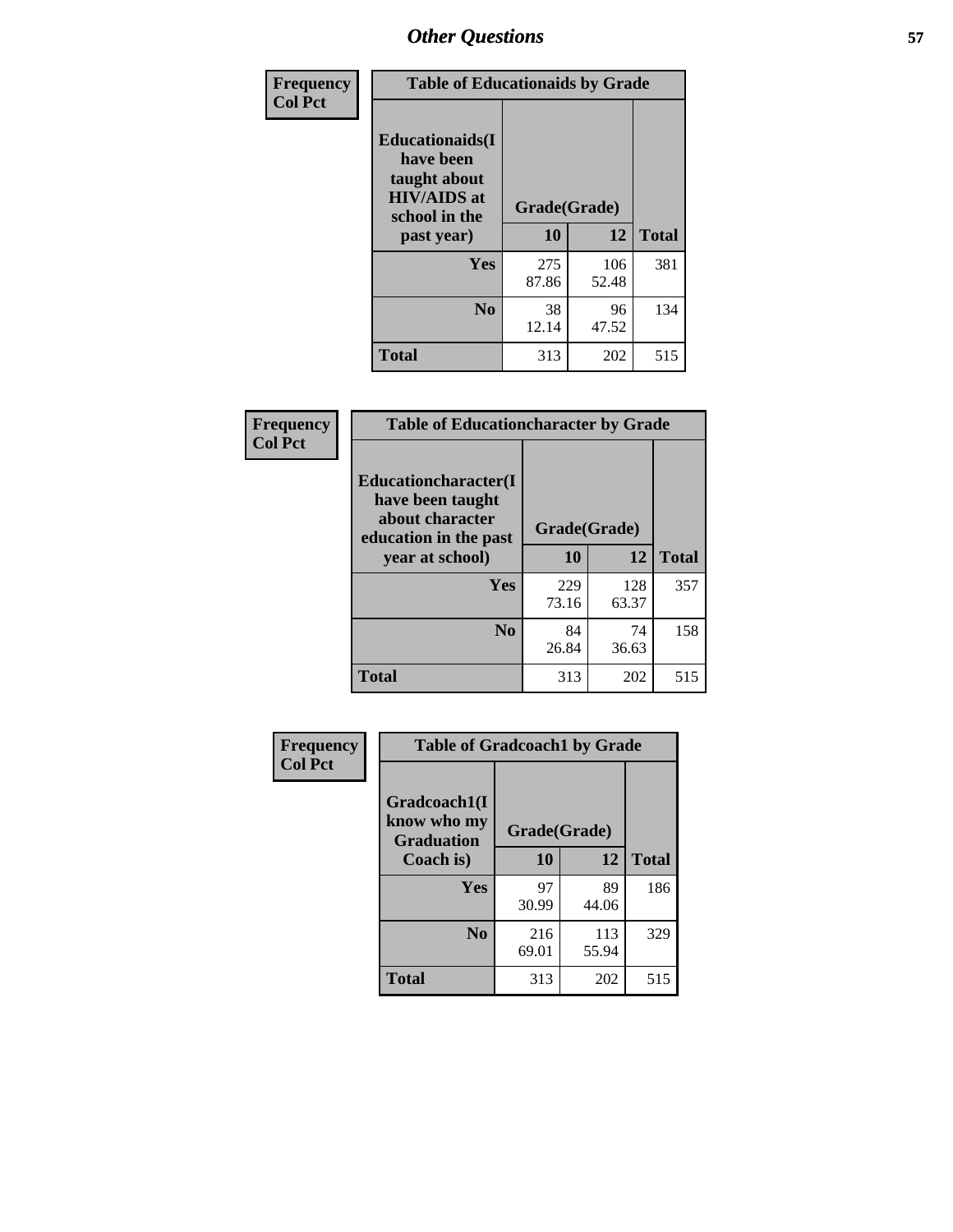## Other Questions

**Frequency**
**Col Pct**

| Table of Educationaids by Grade | | | |
|---|---|---|---|
| **Educationaids(I have been taught about HIV/AIDS at school in the past year)** | **Grade(Grade)** | | |
| | **10** | **12** | **Total** |
| **Yes** | 275<br>87.86 | 106<br>52.48 | 381 |
| **No** | 38<br>12.14 | 96<br>47.52 | 134 |
| **Total** | 313 | 202 | 515 |

**Frequency**
**Col Pct**

| Table of Educationcharacter by Grade | | | |
|---|---|---|---|
| **Educationcharacter(I have been taught about character education in the past year at school)** | **Grade(Grade)** | | |
| | **10** | **12** | **Total** |
| **Yes** | 229<br>73.16 | 128<br>63.37 | 357 |
| **No** | 84<br>26.84 | 74<br>36.63 | 158 |
| **Total** | 313 | 202 | 515 |

**Frequency**
**Col Pct**

| Table of Gradcoach1 by Grade | | | |
|---|---|---|---|
| **Gradcoach1(I know who my Graduation Coach is)** | **Grade(Grade)** | | |
| | **10** | **12** | **Total** |
| **Yes** | 97<br>30.99 | 89<br>44.06 | 186 |
| **No** | 216<br>69.01 | 113<br>55.94 | 329 |
| **Total** | 313 | 202 | 515 |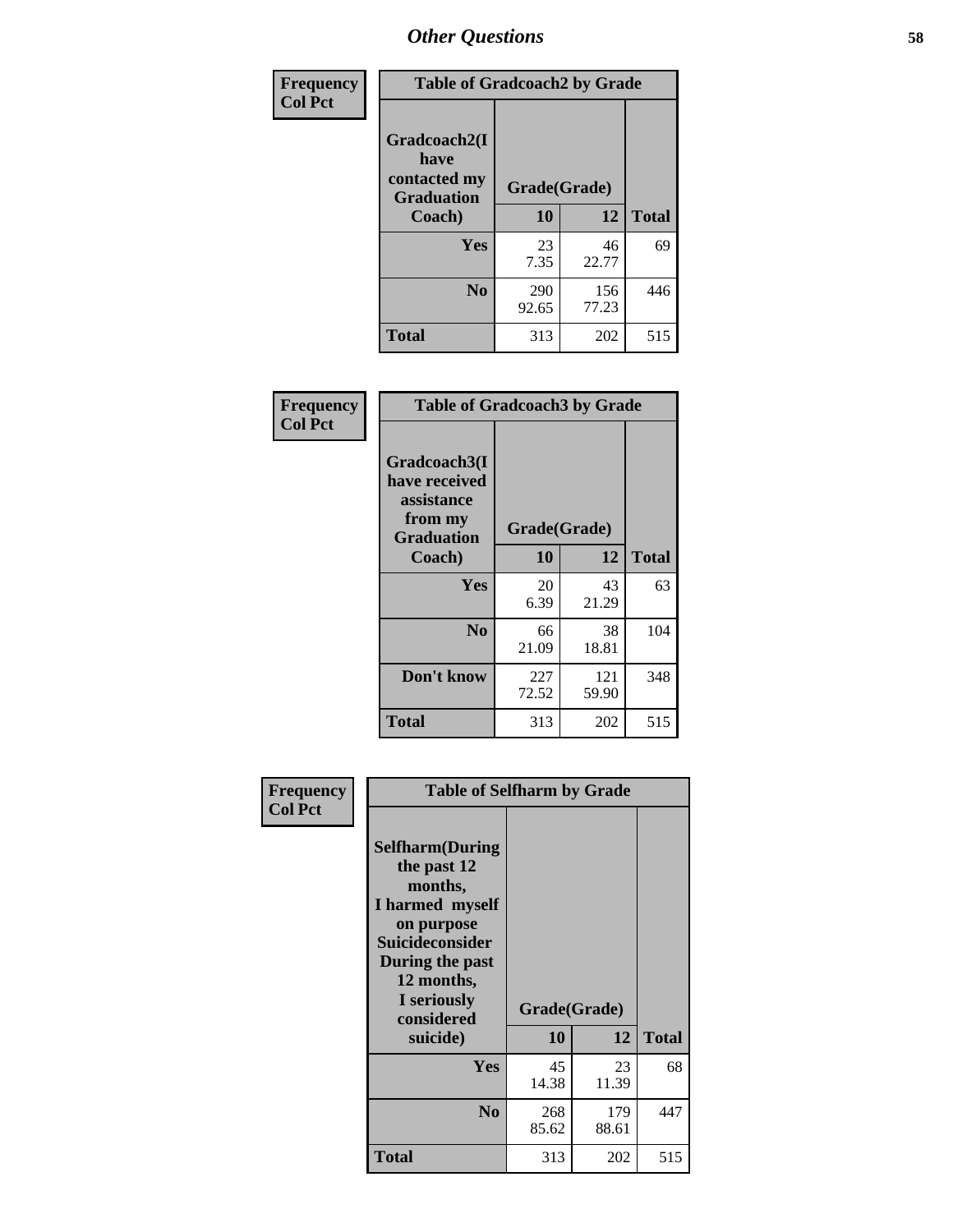## Other Questions

**Frequency**
**Col Pct**

| Table of Gradcoach2 by Grade | | | |
|---|---|---|---|
| Gradcoach2(I have contacted my Graduation Coach) | Grade(Grade) | | |
| | 10 | 12 | Total |
| Yes | 23<br>7.35 | 46<br>22.77 | 69 |
| No | 290<br>92.65 | 156<br>77.23 | 446 |
| Total | 313 | 202 | 515 |

**Frequency**
**Col Pct**

| Table of Gradcoach3 by Grade | | | |
|---|---|---|---|
| Gradcoach3(I have received assistance from my Graduation Coach) | Grade(Grade) | | |
| | 10 | 12 | Total |
| Yes | 20<br>6.39 | 43<br>21.29 | 63 |
| No | 66<br>21.09 | 38<br>18.81 | 104 |
| Don't know | 227<br>72.52 | 121<br>59.90 | 348 |
| Total | 313 | 202 | 515 |

**Frequency**
**Col Pct**

| Table of Selfharm by Grade | | | |
|---|---|---|---|
| Selfharm(During the past 12 months, I harmed myself on purpose Suicideconsider During the past 12 months, I seriously considered suicide) | Grade(Grade) | | |
| | 10 | 12 | Total |
| Yes | 45<br>14.38 | 23<br>11.39 | 68 |
| No | 268<br>85.62 | 179<br>88.61 | 447 |
| Total | 313 | 202 | 515 |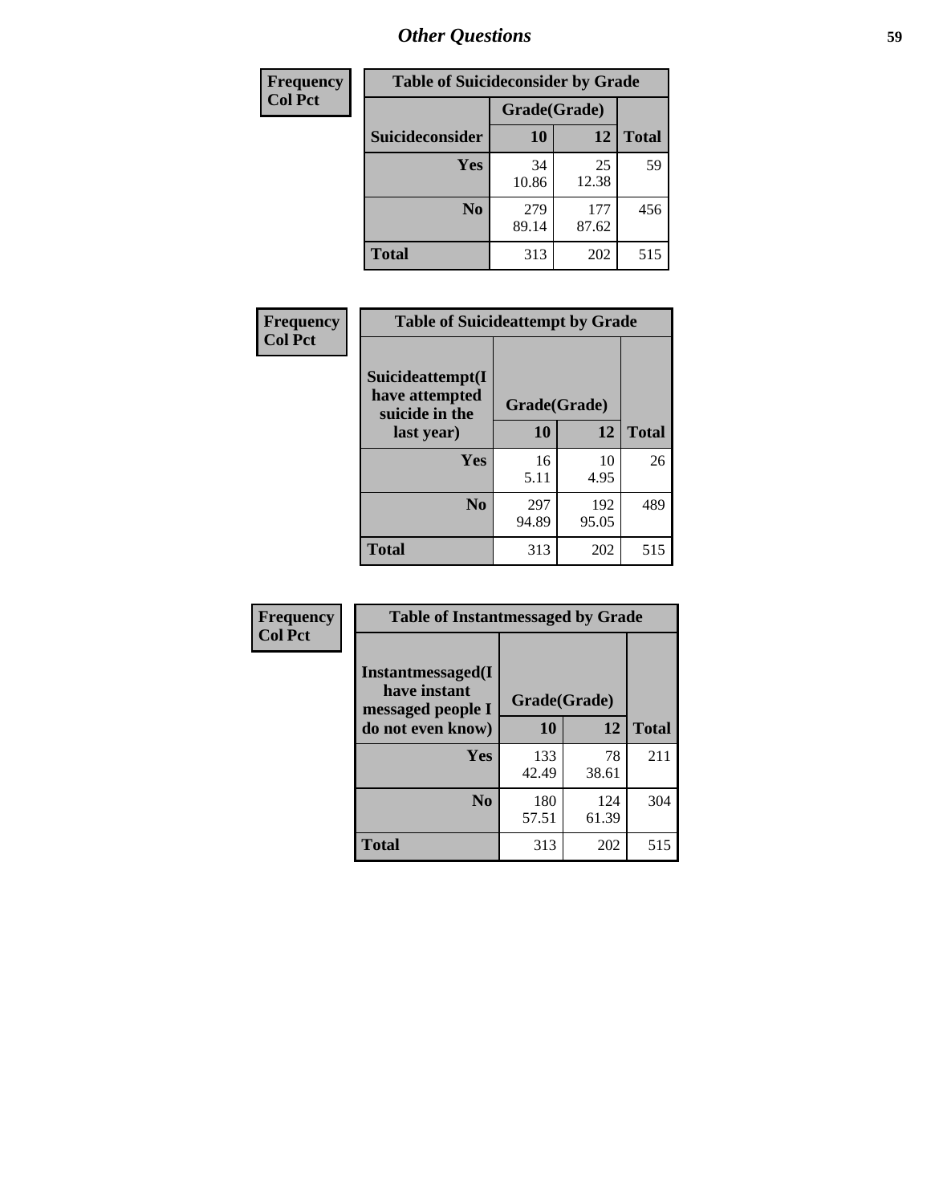## Other Questions

| Frequency Col Pct |
|---|

| Table of Suicideconsider by Grade | | | |
|---|---|---|---|
| | Grade(Grade) | | |
| Suicideconsider | 10 | 12 | Total |
| Yes | 34<br>10.86 | 25<br>12.38 | 59 |
| No | 279<br>89.14 | 177<br>87.62 | 456 |
| Total | 313 | 202 | 515 |

| Frequency Col Pct |
|---|

| Table of Suicideattempt by Grade | | | |
|---|---|---|---|
| Suicideattempt(I have attempted suicide in the last year) | Grade(Grade) | | |
| | 10 | 12 | Total |
| Yes | 16<br>5.11 | 10<br>4.95 | 26 |
| No | 297<br>94.89 | 192<br>95.05 | 489 |
| Total | 313 | 202 | 515 |

| Frequency Col Pct |
|---|

| Table of Instantmessaged by Grade | | | |
|---|---|---|---|
| Instantmessaged(I have instant messaged people I do not even know) | Grade(Grade) | | |
| | 10 | 12 | Total |
| Yes | 133<br>42.49 | 78<br>38.61 | 211 |
| No | 180<br>57.51 | 124<br>61.39 | 304 |
| Total | 313 | 202 | 515 |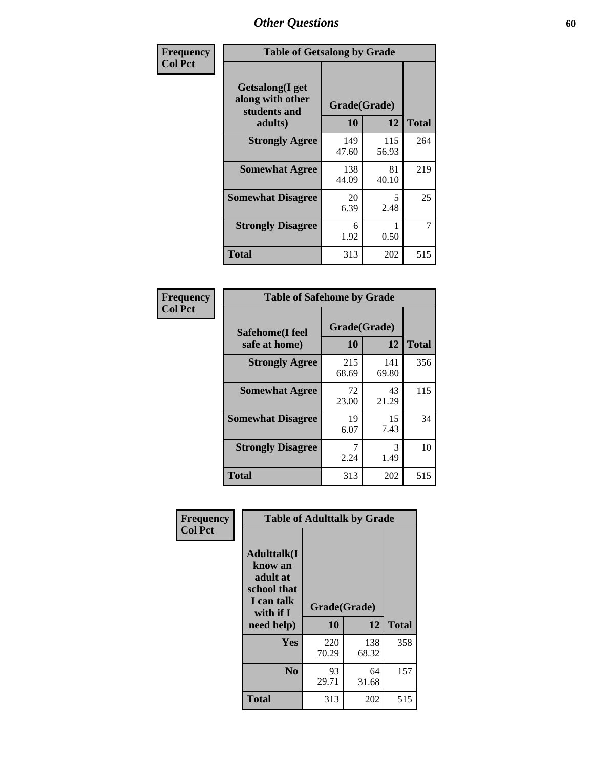# Other Questions

**Frequency**
**Col Pct**

**Table of Getsalong by Grade**

| Getsalong(I get along with other students and adults) | Grade(Grade) | | Total |
|---|---|---|---|
| | 10 | 12 | |
| **Strongly Agree** | 149<br>47.60 | 115<br>56.93 | 264 |
| **Somewhat Agree** | 138<br>44.09 | 81<br>40.10 | 219 |
| **Somewhat Disagree** | 20<br>6.39 | 5<br>2.48 | 25 |
| **Strongly Disagree** | 6<br>1.92 | 1<br>0.50 | 7 |
| **Total** | 313 | 202 | 515 |

**Frequency**
**Col Pct**

**Table of Safehome by Grade**

| Safehome(I feel safe at home) | Grade(Grade) | | Total |
|---|---|---|---|
| | 10 | 12 | |
| **Strongly Agree** | 215<br>68.69 | 141<br>69.80 | 356 |
| **Somewhat Agree** | 72<br>23.00 | 43<br>21.29 | 115 |
| **Somewhat Disagree** | 19<br>6.07 | 15<br>7.43 | 34 |
| **Strongly Disagree** | 7<br>2.24 | 3<br>1.49 | 10 |
| **Total** | 313 | 202 | 515 |

**Frequency**
**Col Pct**

**Table of Adulttalk by Grade**

| Adulttalk(I know an adult at school that I can talk with if I need help) | Grade(Grade) | | Total |
|---|---|---|---|
| | 10 | 12 | |
| **Yes** | 220<br>70.29 | 138<br>68.32 | 358 |
| **No** | 93<br>29.71 | 64<br>31.68 | 157 |
| **Total** | 313 | 202 | 515 |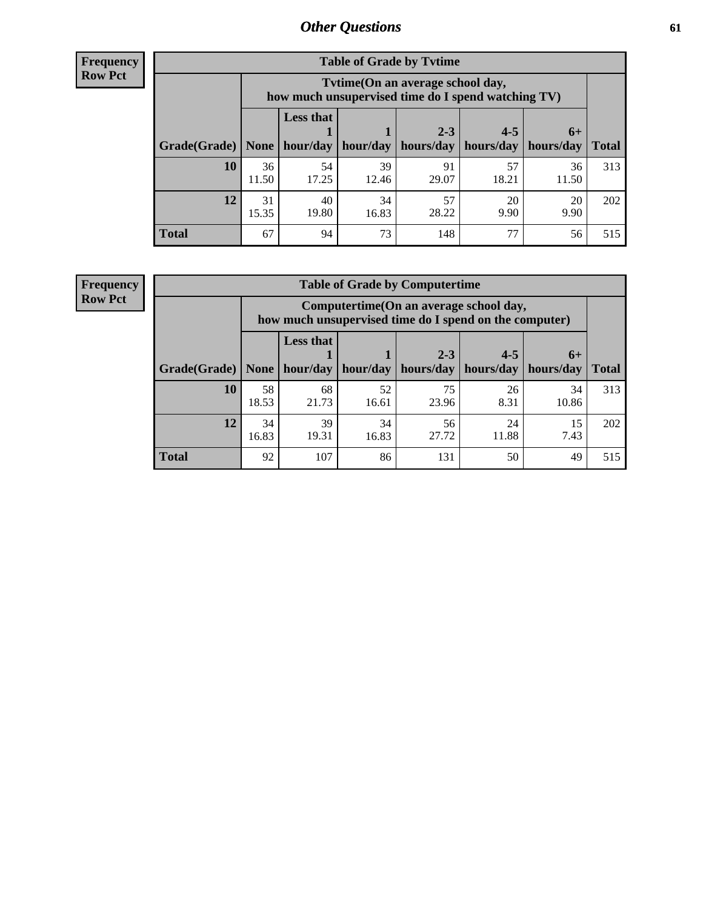**Frequency**
**Row Pct**

| Table of Grade by Tvtime | | | | | | | |
|---|---|---|---|---|---|---|---|
| | Tvtime(On an average school day, how much unsupervised time do I spend watching TV) | | | | | | |
| Grade(Grade) | None | Less that 1 hour/day | 1 hour/day | 2-3 hours/day | 4-5 hours/day | 6+ hours/day | Total |
| 10 | 36<br>11.50 | 54<br>17.25 | 39<br>12.46 | 91<br>29.07 | 57<br>18.21 | 36<br>11.50 | 313 |
| 12 | 31<br>15.35 | 40<br>19.80 | 34<br>16.83 | 57<br>28.22 | 20<br>9.90 | 20<br>9.90 | 202 |
| Total | 67 | 94 | 73 | 148 | 77 | 56 | 515 |

**Frequency**
**Row Pct**

| Table of Grade by Computertime | | | | | | | |
|---|---|---|---|---|---|---|---|
| | Computertime(On an average school day, how much unsupervised time do I spend on the computer) | | | | | | |
| Grade(Grade) | None | Less that 1 hour/day | 1 hour/day | 2-3 hours/day | 4-5 hours/day | 6+ hours/day | Total |
| 10 | 58<br>18.53 | 68<br>21.73 | 52<br>16.61 | 75<br>23.96 | 26<br>8.31 | 34<br>10.86 | 313 |
| 12 | 34<br>16.83 | 39<br>19.31 | 34<br>16.83 | 56<br>27.72 | 24<br>11.88 | 15<br>7.43 | 202 |
| Total | 92 | 107 | 86 | 131 | 50 | 49 | 515 |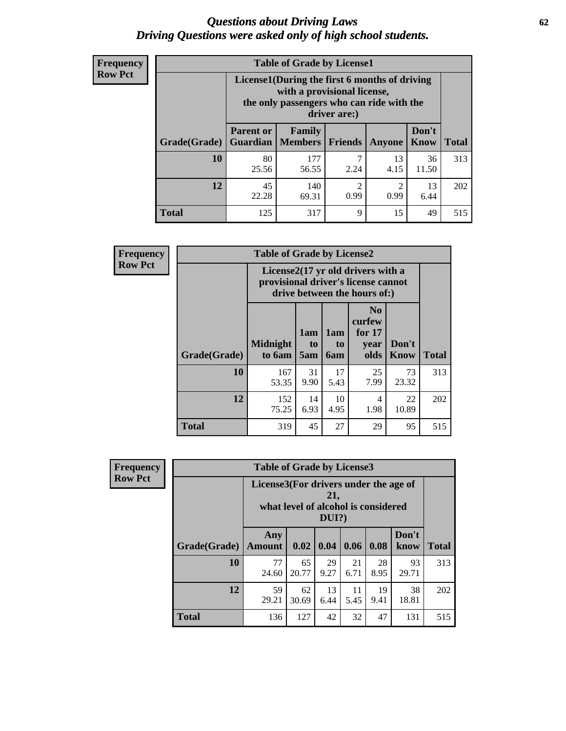# Questions about Driving Laws
## Driving Questions were asked only of high school students.

**Frequency**
**Row Pct**

**Table of Grade by License1**

| Grade(Grade) | License1(During the first 6 months of driving with a provisional license, the only passengers who can ride with the driver are:) | | | | | Total |
|---|---|---|---|---|---|---|
| | Parent or Guardian | Family Members | Friends | Anyone | Don't Know | |
| 10 | 80<br>25.56 | 177<br>56.55 | 7<br>2.24 | 13<br>4.15 | 36<br>11.50 | 313 |
| 12 | 45<br>22.28 | 140<br>69.31 | 2<br>0.99 | 2<br>0.99 | 13<br>6.44 | 202 |
| Total | 125 | 317 | 9 | 15 | 49 | 515 |

**Frequency**
**Row Pct**

**Table of Grade by License2**

| Grade(Grade) | License2(17 yr old drivers with a provisional driver's license cannot drive between the hours of:) | | | | | Total |
|---|---|---|---|---|---|---|
| | Midnight to 6am | 1am to 5am | 1am to 6am | No curfew for 17 year olds | Don't Know | |
| 10 | 167<br>53.35 | 31<br>9.90 | 17<br>5.43 | 25<br>7.99 | 73<br>23.32 | 313 |
| 12 | 152<br>75.25 | 14<br>6.93 | 10<br>4.95 | 4<br>1.98 | 22<br>10.89 | 202 |
| Total | 319 | 45 | 27 | 29 | 95 | 515 |

**Frequency**
**Row Pct**

**Table of Grade by License3**

| Grade(Grade) | License3(For drivers under the age of 21, what level of alcohol is considered DUI?) | | | | | | Total |
|---|---|---|---|---|---|---|---|
| | Any Amount | 0.02 | 0.04 | 0.06 | 0.08 | Don't know | |
| 10 | 77<br>24.60 | 65<br>20.77 | 29<br>9.27 | 21<br>6.71 | 28<br>8.95 | 93<br>29.71 | 313 |
| 12 | 59<br>29.21 | 62<br>30.69 | 13<br>6.44 | 11<br>5.45 | 19<br>9.41 | 38<br>18.81 | 202 |
| Total | 136 | 127 | 42 | 32 | 47 | 131 | 515 |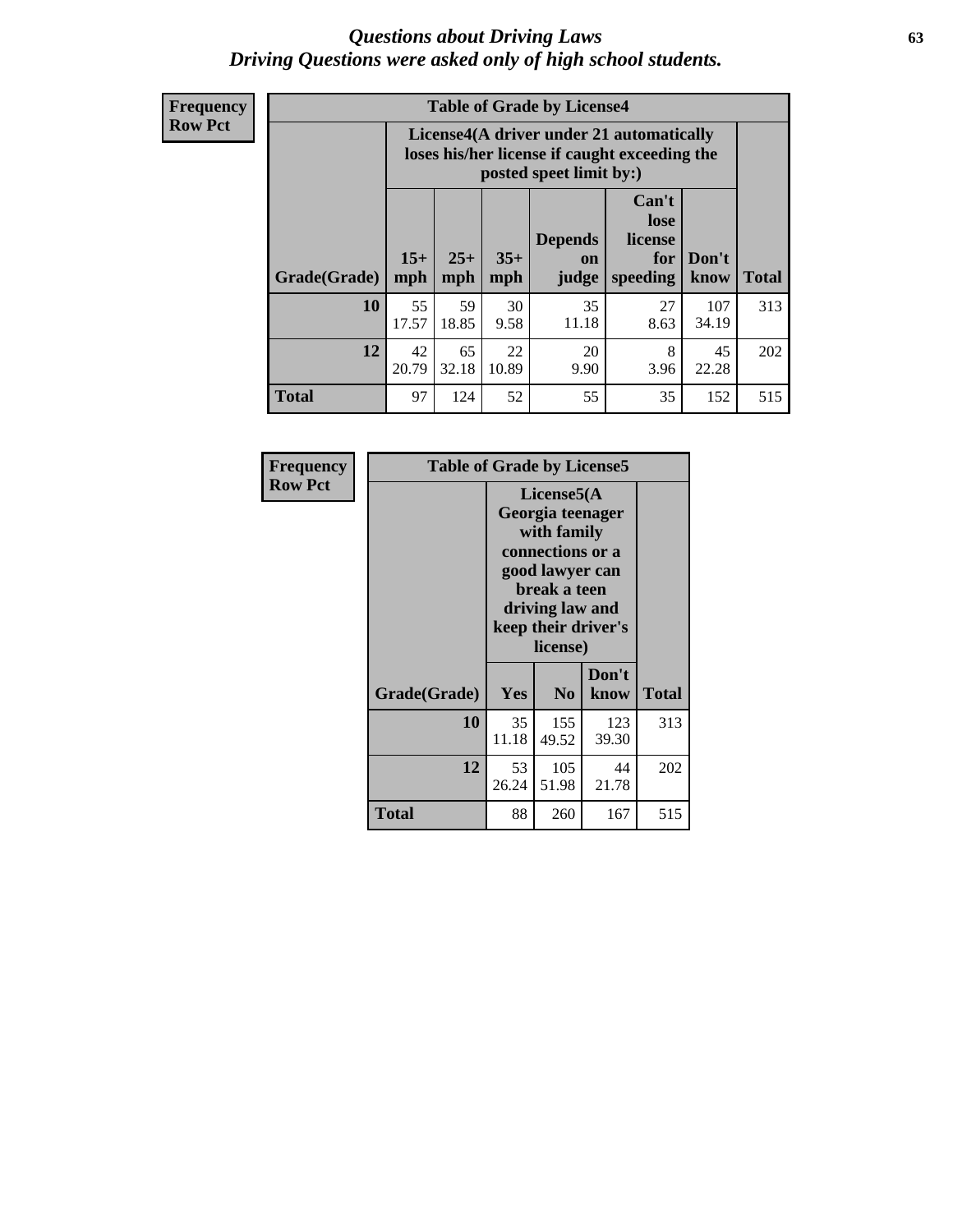# *Questions about Driving Laws*
## *Driving Questions were asked only of high school students.*

**Frequency**
**Row Pct**

**Table of Grade by License4**

| Grade(Grade) | License4(A driver under 21 automatically loses his/her license if caught exceeding the posted speet limit by:) | | | | | | Total |
|---|---|---|---|---|---|---|---|
| | 15+ mph | 25+ mph | 35+ mph | Depends on judge | Can't lose license for speeding | Don't know | |
| **10** | 55<br>17.57 | 59<br>18.85 | 30<br>9.58 | 35<br>11.18 | 27<br>8.63 | 107<br>34.19 | 313 |
| **12** | 42<br>20.79 | 65<br>32.18 | 22<br>10.89 | 20<br>9.90 | 8<br>3.96 | 45<br>22.28 | 202 |
| **Total** | 97 | 124 | 52 | 55 | 35 | 152 | 515 |

**Frequency**
**Row Pct**

**Table of Grade by License5**

| Grade(Grade) | License5(A Georgia teenager with family connections or a good lawyer can break a teen driving law and keep their driver's license) | | | Total |
|---|---|---|---|---|
| | Yes | No | Don't know | |
| **10** | 35<br>11.18 | 155<br>49.52 | 123<br>39.30 | 313 |
| **12** | 53<br>26.24 | 105<br>51.98 | 44<br>21.78 | 202 |
| **Total** | 88 | 260 | 167 | 515 |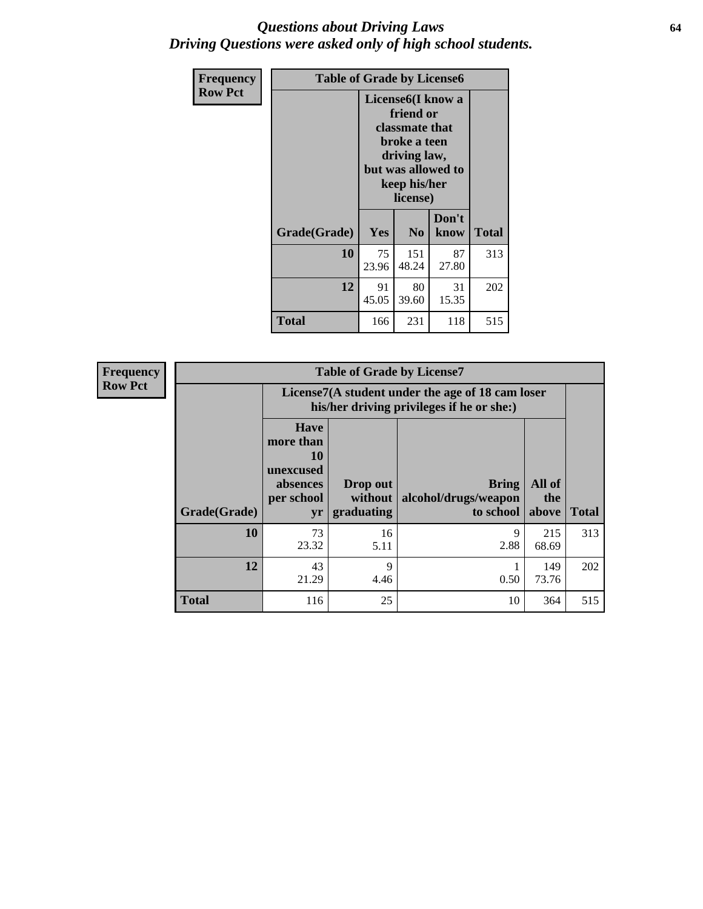# *Questions about Driving Laws*
# *Driving Questions were asked only of high school students.*

**Frequency**
**Row Pct**

**Table of Grade by License6**

| Grade(Grade) | License6(I know a friend or classmate that broke a teen driving law, but was allowed to keep his/her license) | | | Total |
|---|---|---|---|---|
| | Yes | No | Don't know | |
| **10** | 75<br>23.96 | 151<br>48.24 | 87<br>27.80 | 313 |
| **12** | 91<br>45.05 | 80<br>39.60 | 31<br>15.35 | 202 |
| **Total** | 166 | 231 | 118 | 515 |

**Frequency**
**Row Pct**

**Table of Grade by License7**

| Grade(Grade) | License7(A student under the age of 18 cam loser his/her driving privileges if he or she:) | | | | Total |
|---|---|---|---|---|---|
| | Have more than 10 unexcused absences per school yr | Drop out without graduating | Bring alcohol/drugs/weapon to school | All of the above | |
| **10** | 73<br>23.32 | 16<br>5.11 | 9<br>2.88 | 215<br>68.69 | 313 |
| **12** | 43<br>21.29 | 9<br>4.46 | 1<br>0.50 | 149<br>73.76 | 202 |
| **Total** | 116 | 25 | 10 | 364 | 515 |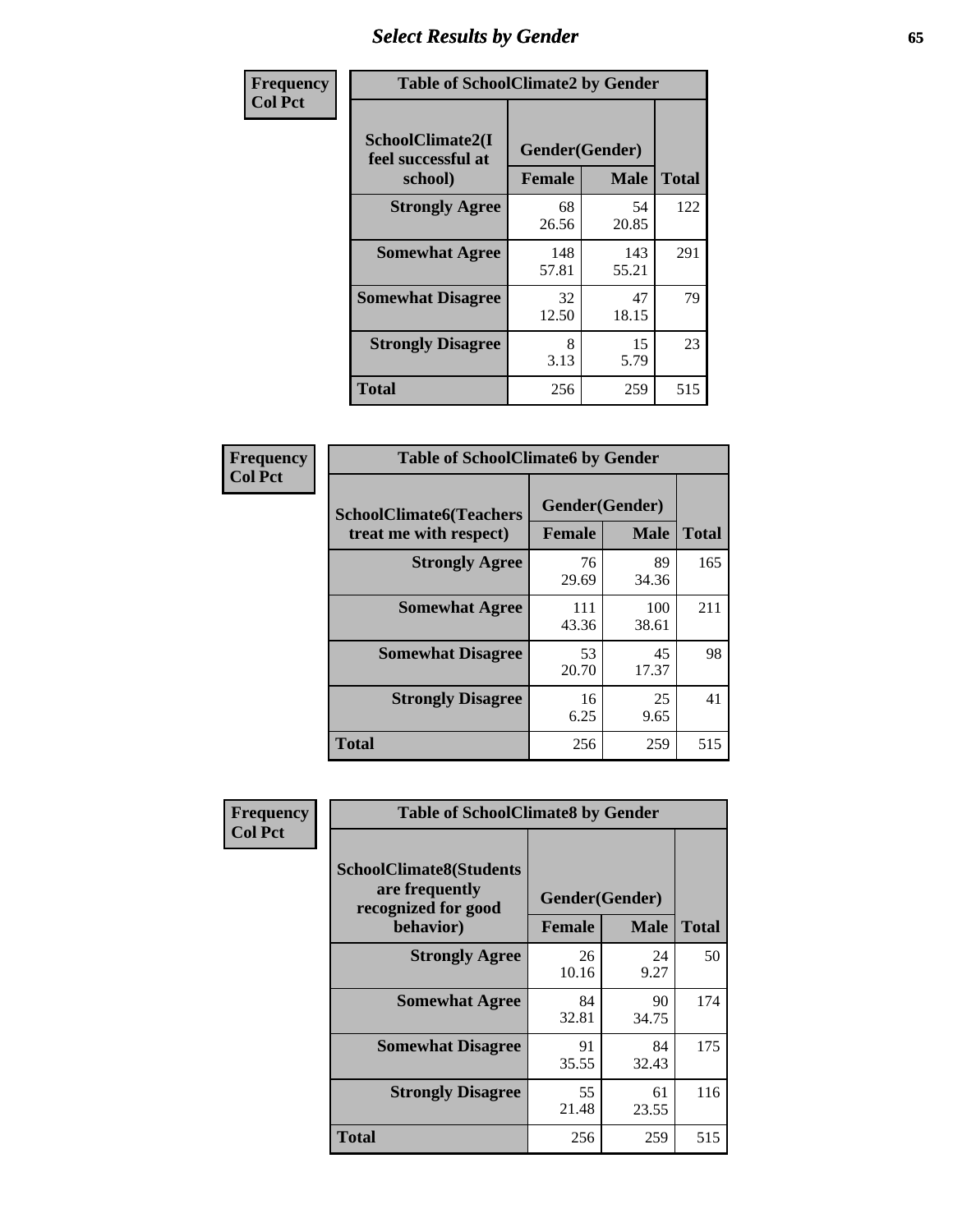# Select Results by Gender

**Frequency**
**Col Pct**

| Table of SchoolClimate2 by Gender | | | |
|---|---|---|---|
| SchoolClimate2(I feel successful at school) | Gender(Gender) | | |
| | Female | Male | Total |
| **Strongly Agree** | 68<br>26.56 | 54<br>20.85 | 122 |
| **Somewhat Agree** | 148<br>57.81 | 143<br>55.21 | 291 |
| **Somewhat Disagree** | 32<br>12.50 | 47<br>18.15 | 79 |
| **Strongly Disagree** | 8<br>3.13 | 15<br>5.79 | 23 |
| **Total** | 256 | 259 | 515 |

**Frequency**
**Col Pct**

| Table of SchoolClimate6 by Gender | | | |
|---|---|---|---|
| SchoolClimate6(Teachers treat me with respect) | Gender(Gender) | | |
| | Female | Male | Total |
| **Strongly Agree** | 76<br>29.69 | 89<br>34.36 | 165 |
| **Somewhat Agree** | 111<br>43.36 | 100<br>38.61 | 211 |
| **Somewhat Disagree** | 53<br>20.70 | 45<br>17.37 | 98 |
| **Strongly Disagree** | 16<br>6.25 | 25<br>9.65 | 41 |
| **Total** | 256 | 259 | 515 |

**Frequency**
**Col Pct**

| Table of SchoolClimate8 by Gender | | | |
|---|---|---|---|
| SchoolClimate8(Students are frequently recognized for good behavior) | Gender(Gender) | | |
| | Female | Male | Total |
| **Strongly Agree** | 26<br>10.16 | 24<br>9.27 | 50 |
| **Somewhat Agree** | 84<br>32.81 | 90<br>34.75 | 174 |
| **Somewhat Disagree** | 91<br>35.55 | 84<br>32.43 | 175 |
| **Strongly Disagree** | 55<br>21.48 | 61<br>23.55 | 116 |
| **Total** | 256 | 259 | 515 |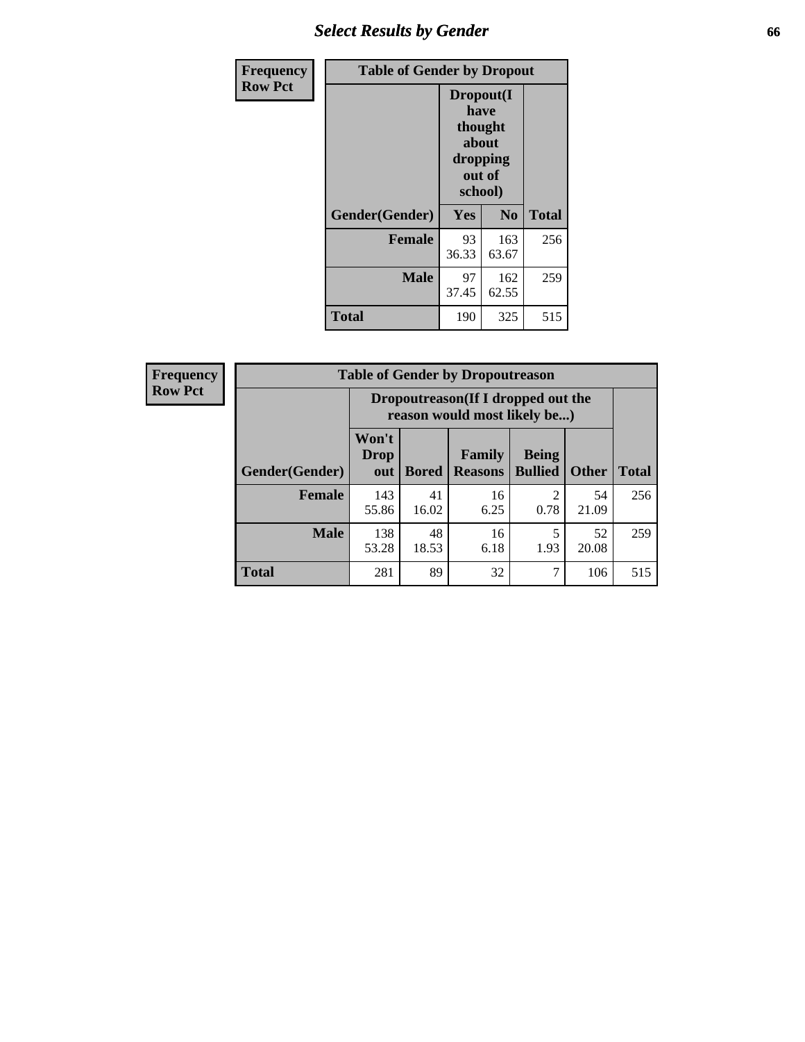# Select Results by Gender

| Frequency<br>Row Pct | Table of Gender by Dropout | | |
|---|---|---|---|
| | Dropout(I have thought about dropping out of school) | | |
| Gender(Gender) | Yes | No | Total |
| Female | 93<br>36.33 | 163<br>63.67 | 256 |
| Male | 97<br>37.45 | 162<br>62.55 | 259 |
| Total | 190 | 325 | 515 |

| Frequency<br>Row Pct | Table of Gender by Dropoutreason | | | | | |
|---|---|---|---|---|---|---|
| | Dropoutreason(If I dropped out the reason would most likely be...) | | | | | |
| Gender(Gender) | Won't Drop out | Bored | Family Reasons | Being Bullied | Other | Total |
| Female | 143<br>55.86 | 41<br>16.02 | 16<br>6.25 | 2<br>0.78 | 54<br>21.09 | 256 |
| Male | 138<br>53.28 | 48<br>18.53 | 16<br>6.18 | 5<br>1.93 | 52<br>20.08 | 259 |
| Total | 281 | 89 | 32 | 7 | 106 | 515 |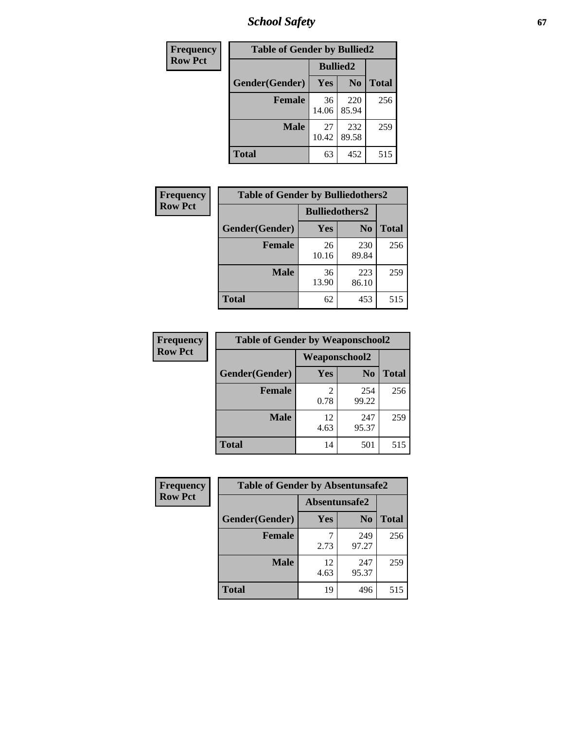| Frequency Row Pct |
|---|

| Table of Gender by Bullied2 | | | |
|---|---|---|---|
| | Bullied2 | | |
| Gender(Gender) | Yes | No | Total |
| Female | 36<br>14.06 | 220<br>85.94 | 256 |
| Male | 27<br>10.42 | 232<br>89.58 | 259 |
| Total | 63 | 452 | 515 |

| Frequency Row Pct |
|---|

| Table of Gender by Bulliedothers2 | | | |
|---|---|---|---|
| | Bulliedothers2 | | |
| Gender(Gender) | Yes | No | Total |
| Female | 26<br>10.16 | 230<br>89.84 | 256 |
| Male | 36<br>13.90 | 223<br>86.10 | 259 |
| Total | 62 | 453 | 515 |

| Frequency Row Pct |
|---|

| Table of Gender by Weaponschool2 | | | |
|---|---|---|---|
| | Weaponschool2 | | |
| Gender(Gender) | Yes | No | Total |
| Female | 2<br>0.78 | 254<br>99.22 | 256 |
| Male | 12<br>4.63 | 247<br>95.37 | 259 |
| Total | 14 | 501 | 515 |

| Frequency Row Pct |
|---|

| Table of Gender by Absentunsafe2 | | | |
|---|---|---|---|
| | Absentunsafe2 | | |
| Gender(Gender) | Yes | No | Total |
| Female | 7<br>2.73 | 249<br>97.27 | 256 |
| Male | 12<br>4.63 | 247<br>95.37 | 259 |
| Total | 19 | 496 | 515 |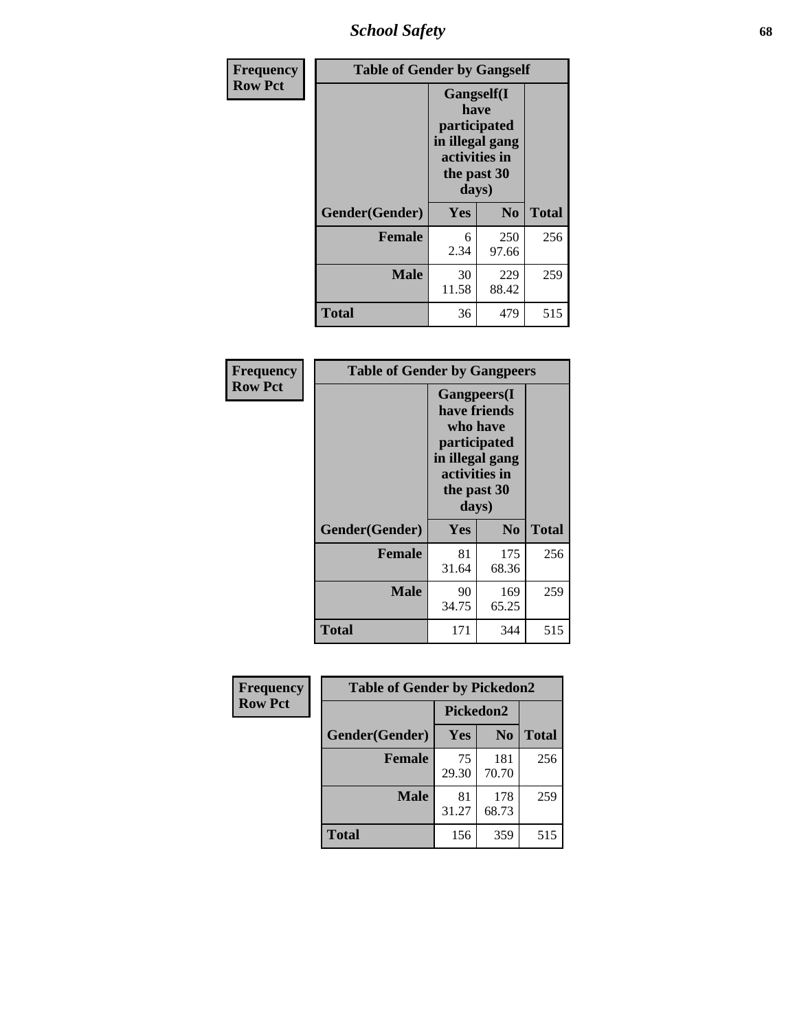## School Safety

| Frequency<br>Row Pct | Table of Gender by Gangself | | |
|---|---|---|---|
| | Gangself(I have participated in illegal gang activities in the past 30 days) | | |
| Gender(Gender) | Yes | No | Total |
| Female | 6<br>2.34 | 250<br>97.66 | 256 |
| Male | 30<br>11.58 | 229<br>88.42 | 259 |
| Total | 36 | 479 | 515 |

| Frequency<br>Row Pct | Table of Gender by Gangpeers | | |
|---|---|---|---|
| | Gangpeers(I have friends who have participated in illegal gang activities in the past 30 days) | | |
| Gender(Gender) | Yes | No | Total |
| Female | 81<br>31.64 | 175<br>68.36 | 256 |
| Male | 90<br>34.75 | 169<br>65.25 | 259 |
| Total | 171 | 344 | 515 |

| Frequency<br>Row Pct | Table of Gender by Pickedon2 | | |
|---|---|---|---|
| | Pickedon2 | | |
| Gender(Gender) | Yes | No | Total |
| Female | 75<br>29.30 | 181<br>70.70 | 256 |
| Male | 81<br>31.27 | 178<br>68.73 | 259 |
| Total | 156 | 359 | 515 |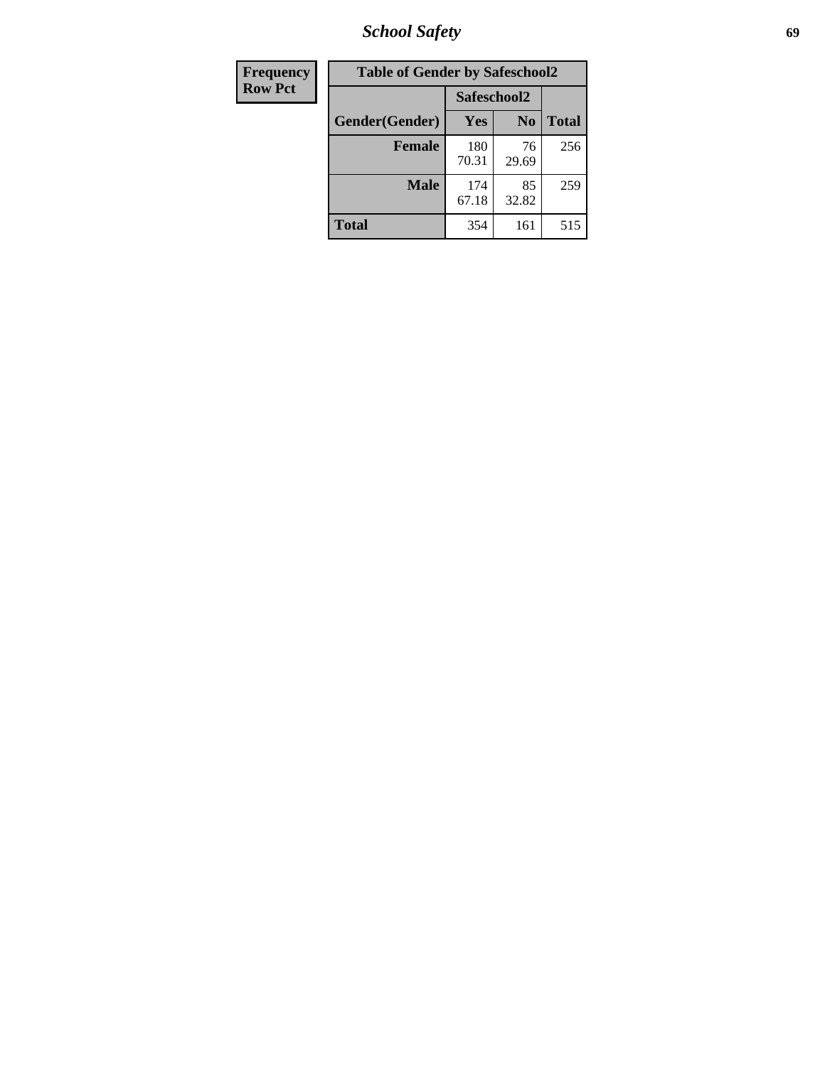| Frequency<br>Row Pct |
|---|

**Table of Gender by Safeschool2**

| Gender(Gender) | Safeschool2 | | |
|---|---|---|---|
| | Yes | No | Total |
| Female | 180<br>70.31 | 76<br>29.69 | 256 |
| Male | 174<br>67.18 | 85<br>32.82 | 259 |
| Total | 354 | 161 | 515 |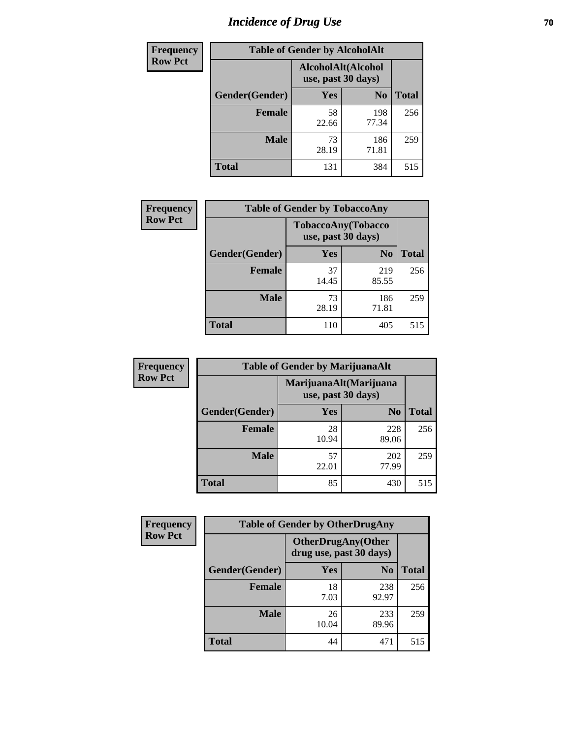# Incidence of Drug Use

| Frequency Row Pct | Table of Gender by AlcoholAlt | | |
|---|---|---|---|
| | AlcoholAlt(Alcohol use, past 30 days) | | |
| Gender(Gender) | Yes | No | Total |
| Female | 58<br>22.66 | 198<br>77.34 | 256 |
| Male | 73<br>28.19 | 186<br>71.81 | 259 |
| Total | 131 | 384 | 515 |

| Frequency Row Pct | Table of Gender by TobaccoAny | | |
|---|---|---|---|
| | TobaccoAny(Tobacco use, past 30 days) | | |
| Gender(Gender) | Yes | No | Total |
| Female | 37<br>14.45 | 219<br>85.55 | 256 |
| Male | 73<br>28.19 | 186<br>71.81 | 259 |
| Total | 110 | 405 | 515 |

| Frequency Row Pct | Table of Gender by MarijuanaAlt | | |
|---|---|---|---|
| | MarijuanaAlt(Marijuana use, past 30 days) | | |
| Gender(Gender) | Yes | No | Total |
| Female | 28<br>10.94 | 228<br>89.06 | 256 |
| Male | 57<br>22.01 | 202<br>77.99 | 259 |
| Total | 85 | 430 | 515 |

| Frequency Row Pct | Table of Gender by OtherDrugAny | | |
|---|---|---|---|
| | OtherDrugAny(Other drug use, past 30 days) | | |
| Gender(Gender) | Yes | No | Total |
| Female | 18<br>7.03 | 238<br>92.97 | 256 |
| Male | 26<br>10.04 | 233<br>89.96 | 259 |
| Total | 44 | 471 | 515 |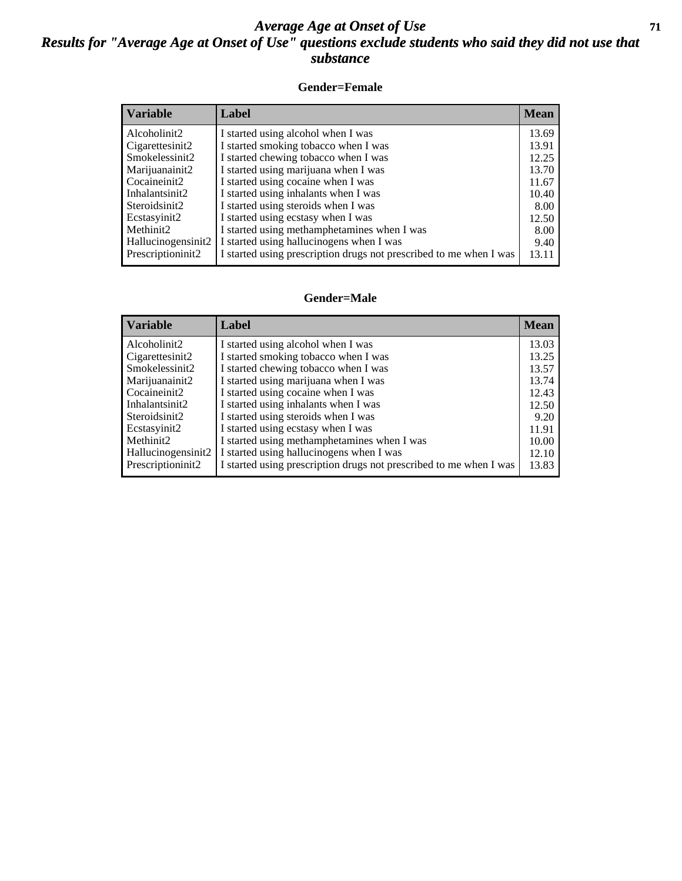# *Average Age at Onset of Use*

## *Results for "Average Age at Onset of Use" questions exclude students who said they did not use that substance*

### Gender=Female

| Variable | Label | Mean |
|---|---|---|
| Alcoholinit2 | I started using alcohol when I was | 13.69 |
| Cigarettesinit2 | I started smoking tobacco when I was | 13.91 |
| Smokelessinit2 | I started chewing tobacco when I was | 12.25 |
| Marijuanainit2 | I started using marijuana when I was | 13.70 |
| Cocaineinit2 | I started using cocaine when I was | 11.67 |
| Inhalantsinit2 | I started using inhalants when I was | 10.40 |
| Steroidsinit2 | I started using steroids when I was | 8.00 |
| Ecstasyinit2 | I started using ecstasy when I was | 12.50 |
| Methinit2 | I started using methamphetamines when I was | 8.00 |
| Hallucinogensinit2 | I started using hallucinogens when I was | 9.40 |
| Prescriptioninit2 | I started using prescription drugs not prescribed to me when I was | 13.11 |

### Gender=Male

| Variable | Label | Mean |
|---|---|---|
| Alcoholinit2 | I started using alcohol when I was | 13.03 |
| Cigarettesinit2 | I started smoking tobacco when I was | 13.25 |
| Smokelessinit2 | I started chewing tobacco when I was | 13.57 |
| Marijuanainit2 | I started using marijuana when I was | 13.74 |
| Cocaineinit2 | I started using cocaine when I was | 12.43 |
| Inhalantsinit2 | I started using inhalants when I was | 12.50 |
| Steroidsinit2 | I started using steroids when I was | 9.20 |
| Ecstasyinit2 | I started using ecstasy when I was | 11.91 |
| Methinit2 | I started using methamphetamines when I was | 10.00 |
| Hallucinogensinit2 | I started using hallucinogens when I was | 12.10 |
| Prescriptioninit2 | I started using prescription drugs not prescribed to me when I was | 13.83 |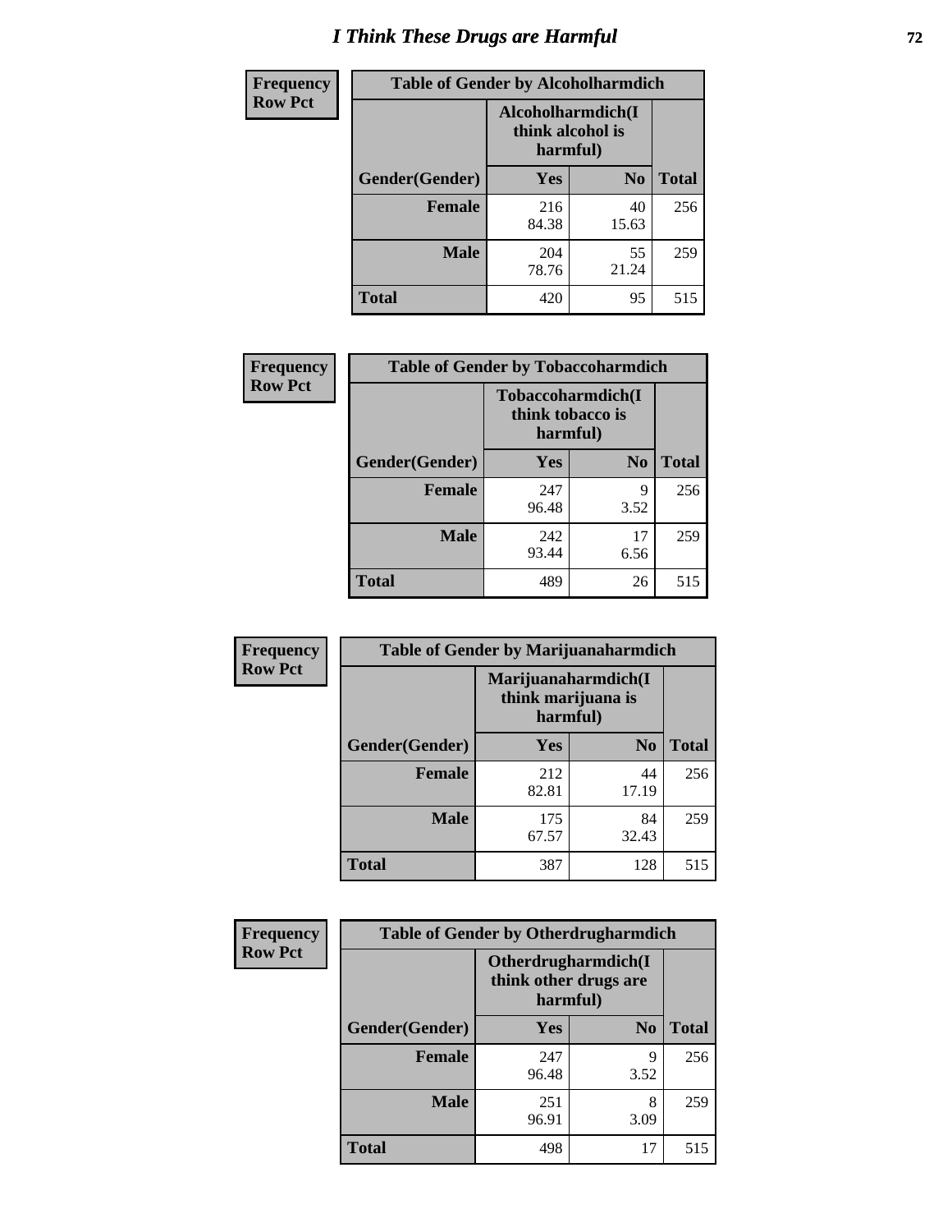# I Think These Drugs are Harmful

| Frequency Row Pct | Table of Gender by Alcoholharmdich | | |
|---|---|---|---|
| | Alcoholharmdich(I think alcohol is harmful) | | |
| Gender(Gender) | Yes | No | Total |
| Female | 216<br>84.38 | 40<br>15.63 | 256 |
| Male | 204<br>78.76 | 55<br>21.24 | 259 |
| Total | 420 | 95 | 515 |

| Frequency Row Pct | Table of Gender by Tobaccoharmdich | | |
|---|---|---|---|
| | Tobaccoharmdich(I think tobacco is harmful) | | |
| Gender(Gender) | Yes | No | Total |
| Female | 247<br>96.48 | 9<br>3.52 | 256 |
| Male | 242<br>93.44 | 17<br>6.56 | 259 |
| Total | 489 | 26 | 515 |

| Frequency Row Pct | Table of Gender by Marijuanaharmdich | | |
|---|---|---|---|
| | Marijuanaharmdich(I think marijuana is harmful) | | |
| Gender(Gender) | Yes | No | Total |
| Female | 212<br>82.81 | 44<br>17.19 | 256 |
| Male | 175<br>67.57 | 84<br>32.43 | 259 |
| Total | 387 | 128 | 515 |

| Frequency Row Pct | Table of Gender by Otherdrugharmdich | | |
|---|---|---|---|
| | Otherdrugharmdich(I think other drugs are harmful) | | |
| Gender(Gender) | Yes | No | Total |
| Female | 247<br>96.48 | 9<br>3.52 | 256 |
| Male | 251<br>96.91 | 8<br>3.09 | 259 |
| Total | 498 | 17 | 515 |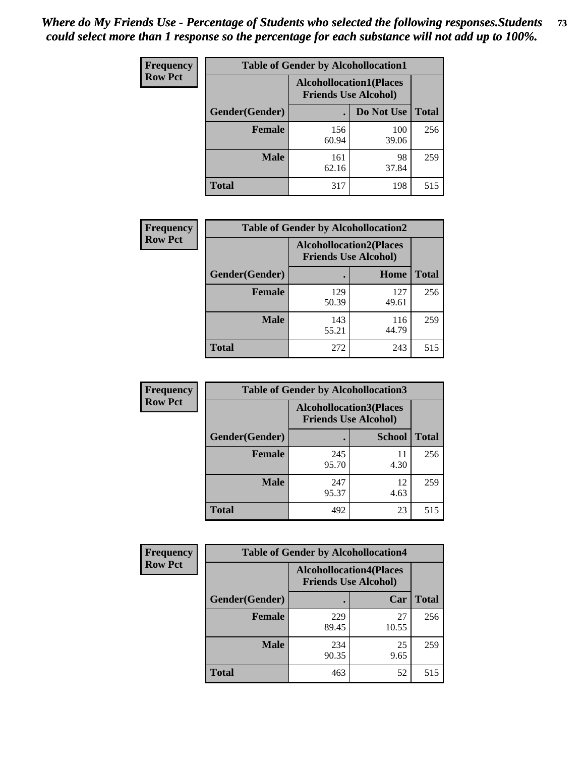*Where do My Friends Use - Percentage of Students who selected the following responses.Students could select more than 1 response so the percentage for each substance will not add up to 100%.*

**Frequency / Row Pct**

| Table of Gender by Alcohollocation1 | | | |
|---|---|---|---|
| | Alcohollocation1(Places Friends Use Alcohol) | | |
| Gender(Gender) | . | Do Not Use | Total |
| **Female** | 156<br>60.94 | 100<br>39.06 | 256 |
| **Male** | 161<br>62.16 | 98<br>37.84 | 259 |
| **Total** | 317 | 198 | 515 |

**Frequency / Row Pct**

| Table of Gender by Alcohollocation2 | | | |
|---|---|---|---|
| | Alcohollocation2(Places Friends Use Alcohol) | | |
| Gender(Gender) | . | Home | Total |
| **Female** | 129<br>50.39 | 127<br>49.61 | 256 |
| **Male** | 143<br>55.21 | 116<br>44.79 | 259 |
| **Total** | 272 | 243 | 515 |

**Frequency / Row Pct**

| Table of Gender by Alcohollocation3 | | | |
|---|---|---|---|
| | Alcohollocation3(Places Friends Use Alcohol) | | |
| Gender(Gender) | . | School | Total |
| **Female** | 245<br>95.70 | 11<br>4.30 | 256 |
| **Male** | 247<br>95.37 | 12<br>4.63 | 259 |
| **Total** | 492 | 23 | 515 |

**Frequency / Row Pct**

| Table of Gender by Alcohollocation4 | | | |
|---|---|---|---|
| | Alcohollocation4(Places Friends Use Alcohol) | | |
| Gender(Gender) | . | Car | Total |
| **Female** | 229<br>89.45 | 27<br>10.55 | 256 |
| **Male** | 234<br>90.35 | 25<br>9.65 | 259 |
| **Total** | 463 | 52 | 515 |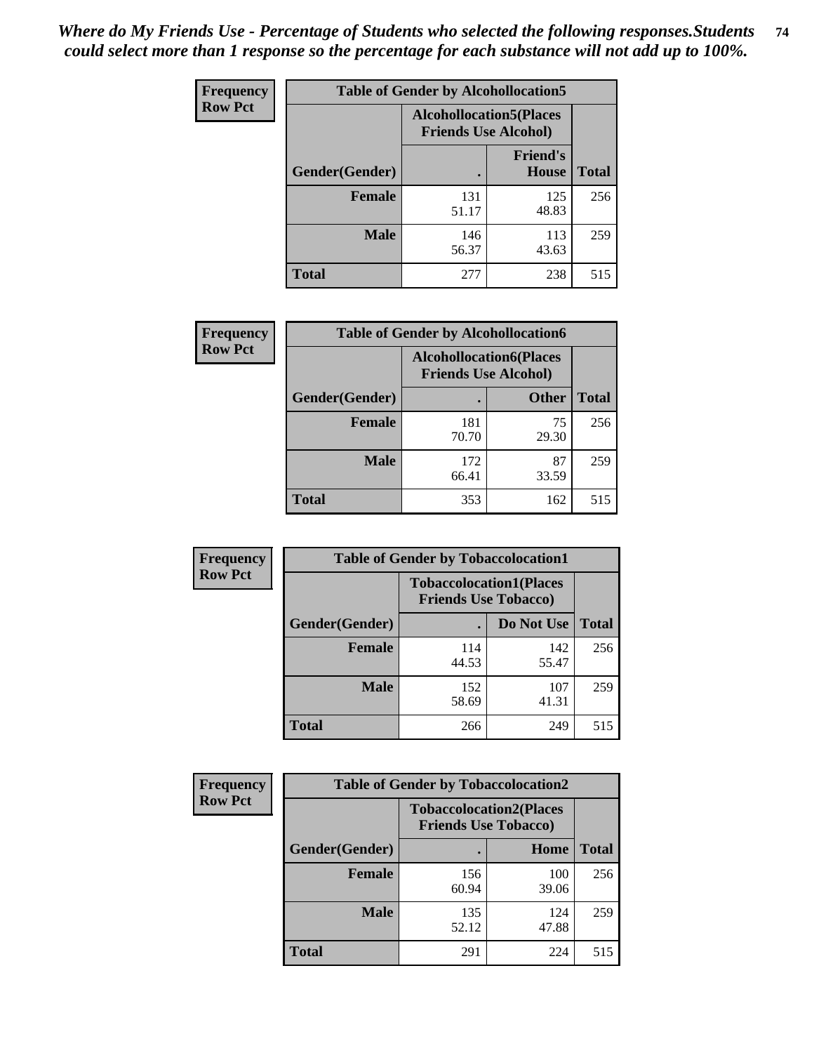*Where do My Friends Use - Percentage of Students who selected the following responses.Students could select more than 1 response so the percentage for each substance will not add up to 100%.*

**Frequency**
**Row Pct**

| Table of Gender by Alcohollocation5 | | | |
|---|---|---|---|
| | Alcohollocation5(Places Friends Use Alcohol) | | |
| Gender(Gender) | . | Friend's House | Total |
| **Female** | 131<br>51.17 | 125<br>48.83 | 256 |
| **Male** | 146<br>56.37 | 113<br>43.63 | 259 |
| **Total** | 277 | 238 | 515 |

**Frequency**
**Row Pct**

| Table of Gender by Alcohollocation6 | | | |
|---|---|---|---|
| | Alcohollocation6(Places Friends Use Alcohol) | | |
| Gender(Gender) | . | Other | Total |
| **Female** | 181<br>70.70 | 75<br>29.30 | 256 |
| **Male** | 172<br>66.41 | 87<br>33.59 | 259 |
| **Total** | 353 | 162 | 515 |

**Frequency**
**Row Pct**

| Table of Gender by Tobaccolocation1 | | | |
|---|---|---|---|
| | Tobaccolocation1(Places Friends Use Tobacco) | | |
| Gender(Gender) | . | Do Not Use | Total |
| **Female** | 114<br>44.53 | 142<br>55.47 | 256 |
| **Male** | 152<br>58.69 | 107<br>41.31 | 259 |
| **Total** | 266 | 249 | 515 |

**Frequency**
**Row Pct**

| Table of Gender by Tobaccolocation2 | | | |
|---|---|---|---|
| | Tobaccolocation2(Places Friends Use Tobacco) | | |
| Gender(Gender) | . | Home | Total |
| **Female** | 156<br>60.94 | 100<br>39.06 | 256 |
| **Male** | 135<br>52.12 | 124<br>47.88 | 259 |
| **Total** | 291 | 224 | 515 |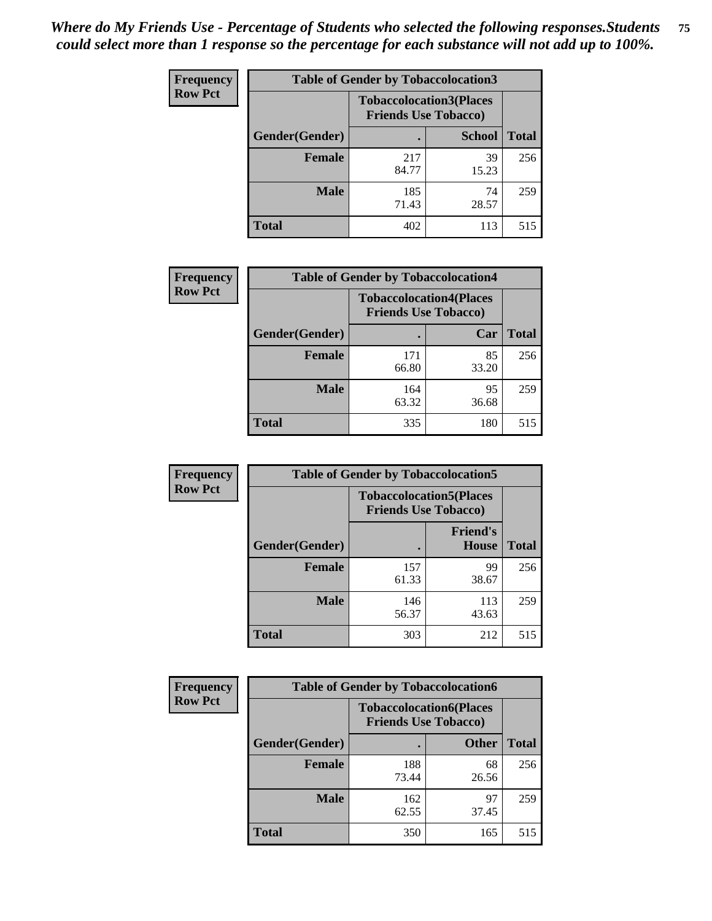*Where do My Friends Use - Percentage of Students who selected the following responses.Students could select more than 1 response so the percentage for each substance will not add up to 100%.*

**Frequency**
**Row Pct**

| Table of Gender by Tobaccolocation3 | | | |
|---|---|---|---|
| | Tobaccolocation3(Places Friends Use Tobacco) | | |
| Gender(Gender) | . | School | Total |
| Female | 217<br>84.77 | 39<br>15.23 | 256 |
| Male | 185<br>71.43 | 74<br>28.57 | 259 |
| Total | 402 | 113 | 515 |

**Frequency**
**Row Pct**

| Table of Gender by Tobaccolocation4 | | | |
|---|---|---|---|
| | Tobaccolocation4(Places Friends Use Tobacco) | | |
| Gender(Gender) | . | Car | Total |
| Female | 171<br>66.80 | 85<br>33.20 | 256 |
| Male | 164<br>63.32 | 95<br>36.68 | 259 |
| Total | 335 | 180 | 515 |

**Frequency**
**Row Pct**

| Table of Gender by Tobaccolocation5 | | | |
|---|---|---|---|
| | Tobaccolocation5(Places Friends Use Tobacco) | | |
| Gender(Gender) | . | Friend's House | Total |
| Female | 157<br>61.33 | 99<br>38.67 | 256 |
| Male | 146<br>56.37 | 113<br>43.63 | 259 |
| Total | 303 | 212 | 515 |

**Frequency**
**Row Pct**

| Table of Gender by Tobaccolocation6 | | | |
|---|---|---|---|
| | Tobaccolocation6(Places Friends Use Tobacco) | | |
| Gender(Gender) | . | Other | Total |
| Female | 188<br>73.44 | 68<br>26.56 | 256 |
| Male | 162<br>62.55 | 97<br>37.45 | 259 |
| Total | 350 | 165 | 515 |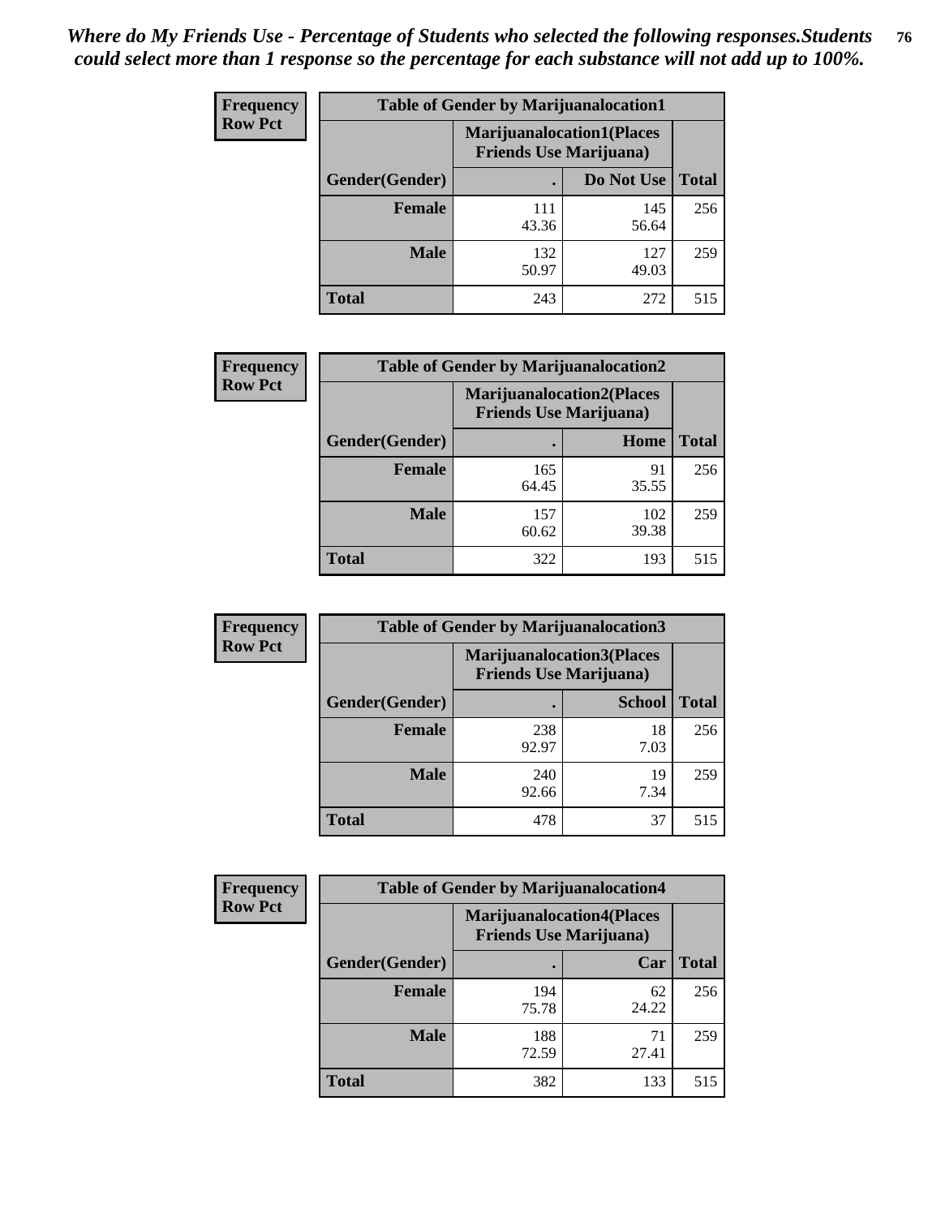*Where do My Friends Use - Percentage of Students who selected the following responses.Students could select more than 1 response so the percentage for each substance will not add up to 100%.*

**Frequency**
**Row Pct**

| Table of Gender by Marijuanalocation1 | | | |
|---|---|---|---|
| | Marijuanalocation1(Places Friends Use Marijuana) | | |
| Gender(Gender) | . | Do Not Use | Total |
| Female | 111<br>43.36 | 145<br>56.64 | 256 |
| Male | 132<br>50.97 | 127<br>49.03 | 259 |
| Total | 243 | 272 | 515 |

**Frequency**
**Row Pct**

| Table of Gender by Marijuanalocation2 | | | |
|---|---|---|---|
| | Marijuanalocation2(Places Friends Use Marijuana) | | |
| Gender(Gender) | . | Home | Total |
| Female | 165<br>64.45 | 91<br>35.55 | 256 |
| Male | 157<br>60.62 | 102<br>39.38 | 259 |
| Total | 322 | 193 | 515 |

**Frequency**
**Row Pct**

| Table of Gender by Marijuanalocation3 | | | |
|---|---|---|---|
| | Marijuanalocation3(Places Friends Use Marijuana) | | |
| Gender(Gender) | . | School | Total |
| Female | 238<br>92.97 | 18<br>7.03 | 256 |
| Male | 240<br>92.66 | 19<br>7.34 | 259 |
| Total | 478 | 37 | 515 |

**Frequency**
**Row Pct**

| Table of Gender by Marijuanalocation4 | | | |
|---|---|---|---|
| | Marijuanalocation4(Places Friends Use Marijuana) | | |
| Gender(Gender) | . | Car | Total |
| Female | 194<br>75.78 | 62<br>24.22 | 256 |
| Male | 188<br>72.59 | 71<br>27.41 | 259 |
| Total | 382 | 133 | 515 |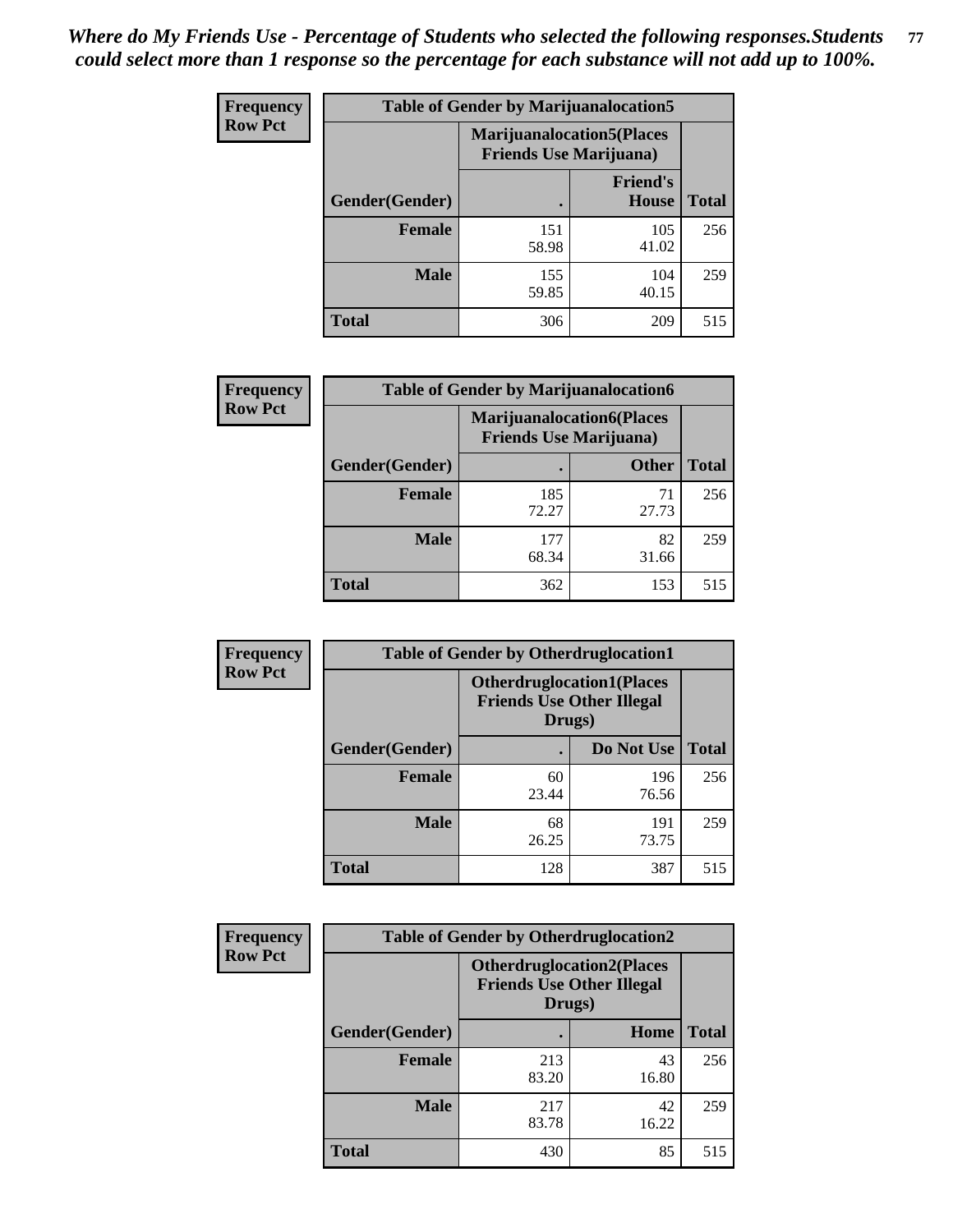*Where do My Friends Use - Percentage of Students who selected the following responses.Students could select more than 1 response so the percentage for each substance will not add up to 100%.*

**Frequency**
**Row Pct**

| Table of Gender by Marijuanalocation5 | | | |
|---|---|---|---|
| | Marijuanalocation5(Places Friends Use Marijuana) | | |
| Gender(Gender) | . | Friend's House | Total |
| **Female** | 151<br>58.98 | 105<br>41.02 | 256 |
| **Male** | 155<br>59.85 | 104<br>40.15 | 259 |
| **Total** | 306 | 209 | 515 |

**Frequency**
**Row Pct**

| Table of Gender by Marijuanalocation6 | | | |
|---|---|---|---|
| | Marijuanalocation6(Places Friends Use Marijuana) | | |
| Gender(Gender) | . | Other | Total |
| **Female** | 185<br>72.27 | 71<br>27.73 | 256 |
| **Male** | 177<br>68.34 | 82<br>31.66 | 259 |
| **Total** | 362 | 153 | 515 |

**Frequency**
**Row Pct**

| Table of Gender by Otherdruglocation1 | | | |
|---|---|---|---|
| | Otherdruglocation1(Places Friends Use Other Illegal Drugs) | | |
| Gender(Gender) | . | Do Not Use | Total |
| **Female** | 60<br>23.44 | 196<br>76.56 | 256 |
| **Male** | 68<br>26.25 | 191<br>73.75 | 259 |
| **Total** | 128 | 387 | 515 |

**Frequency**
**Row Pct**

| Table of Gender by Otherdruglocation2 | | | |
|---|---|---|---|
| | Otherdruglocation2(Places Friends Use Other Illegal Drugs) | | |
| Gender(Gender) | . | Home | Total |
| **Female** | 213<br>83.20 | 43<br>16.80 | 256 |
| **Male** | 217<br>83.78 | 42<br>16.22 | 259 |
| **Total** | 430 | 85 | 515 |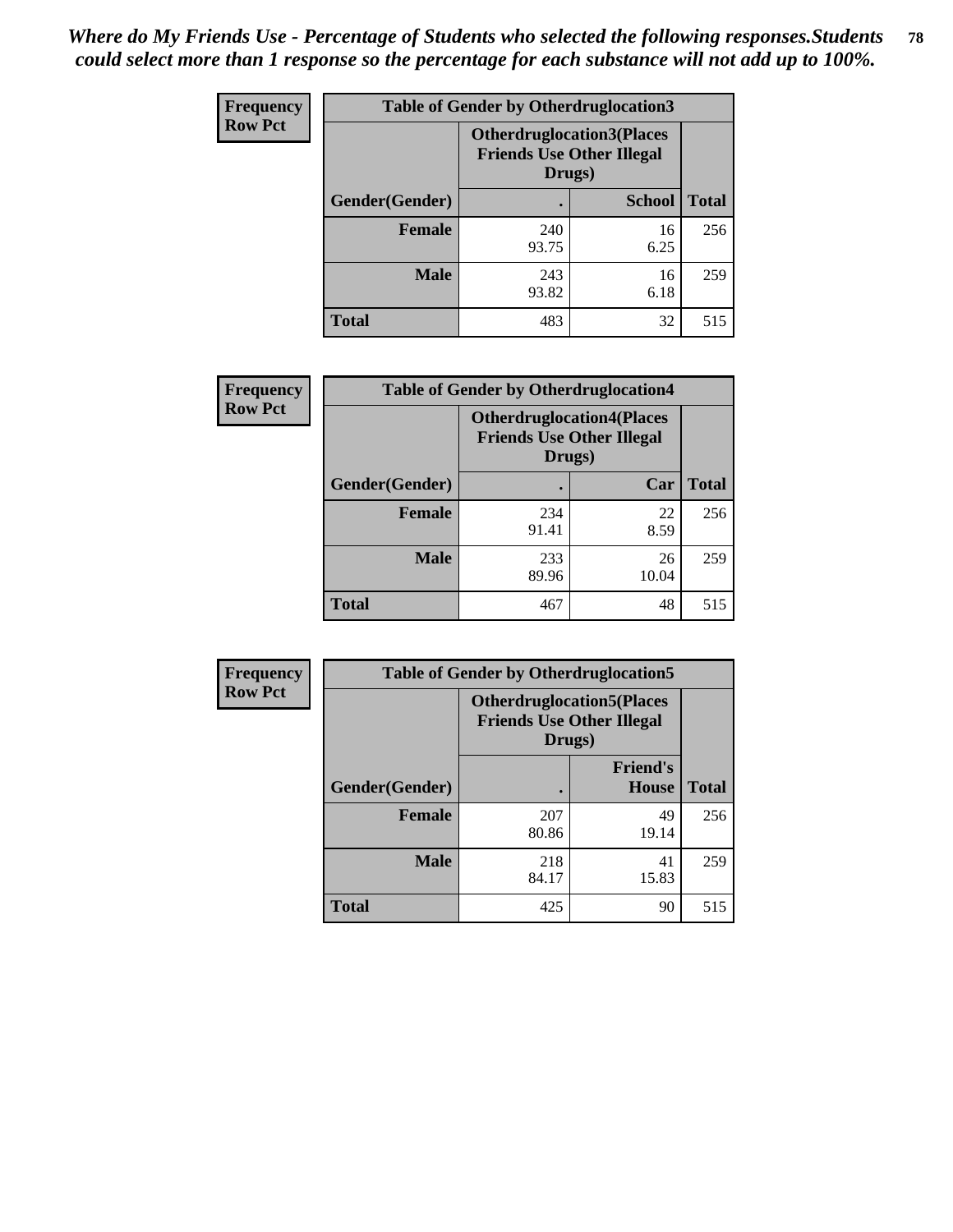*Where do My Friends Use - Percentage of Students who selected the following responses.Students could select more than 1 response so the percentage for each substance will not add up to 100%.*

**Frequency**
**Row Pct**

| Table of Gender by Otherdruglocation3 | | | |
|---|---|---|---|
| | Otherdruglocation3(Places Friends Use Other Illegal Drugs) | | |
| Gender(Gender) | . | School | Total |
| Female | 240<br>93.75 | 16<br>6.25 | 256 |
| Male | 243<br>93.82 | 16<br>6.18 | 259 |
| Total | 483 | 32 | 515 |

**Frequency**
**Row Pct**

| Table of Gender by Otherdruglocation4 | | | |
|---|---|---|---|
| | Otherdruglocation4(Places Friends Use Other Illegal Drugs) | | |
| Gender(Gender) | . | Car | Total |
| Female | 234<br>91.41 | 22<br>8.59 | 256 |
| Male | 233<br>89.96 | 26<br>10.04 | 259 |
| Total | 467 | 48 | 515 |

**Frequency**
**Row Pct**

| Table of Gender by Otherdruglocation5 | | | |
|---|---|---|---|
| | Otherdruglocation5(Places Friends Use Other Illegal Drugs) | | |
| Gender(Gender) | . | Friend's House | Total |
| Female | 207<br>80.86 | 49<br>19.14 | 256 |
| Male | 218<br>84.17 | 41<br>15.83 | 259 |
| Total | 425 | 90 | 515 |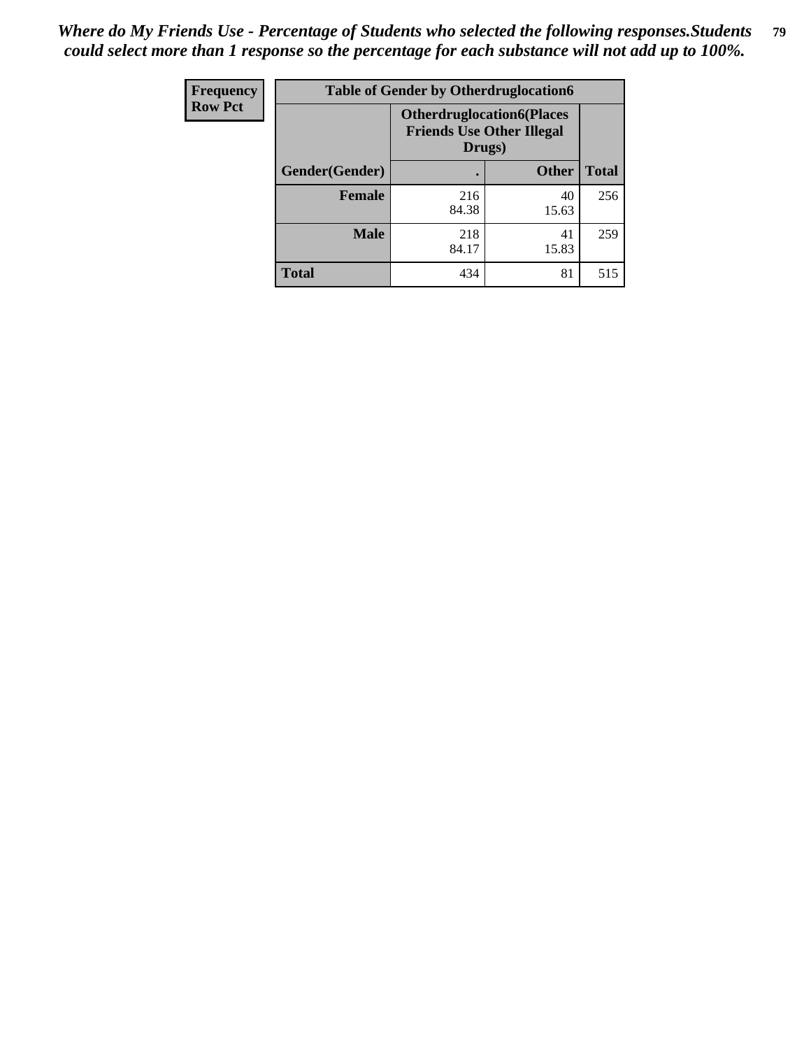*Where do My Friends Use - Percentage of Students who selected the following responses.Students could select more than 1 response so the percentage for each substance will not add up to 100%.*

| Frequency Row Pct | Table of Gender by Otherdruglocation6 | | |
|---|---|---|---|
| | Otherdruglocation6(Places Friends Use Other Illegal Drugs) | | |
| Gender(Gender) | . | Other | Total |
| Female | 216<br>84.38 | 40<br>15.63 | 256 |
| Male | 218<br>84.17 | 41<br>15.83 | 259 |
| Total | 434 | 81 | 515 |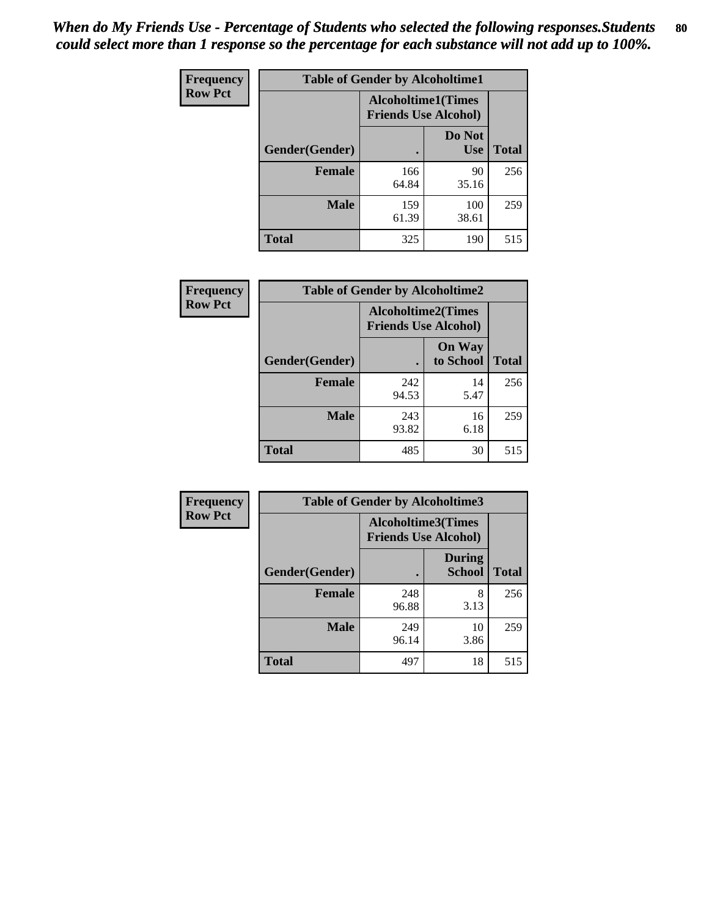*When do My Friends Use - Percentage of Students who selected the following responses.Students could select more than 1 response so the percentage for each substance will not add up to 100%.*

**Frequency**
**Row Pct**

| Table of Gender by Alcoholtime1 | | | |
|---|---|---|---|
| | Alcoholtime1(Times Friends Use Alcohol) | | |
| Gender(Gender) | . | Do Not Use | Total |
| **Female** | 166<br>64.84 | 90<br>35.16 | 256 |
| **Male** | 159<br>61.39 | 100<br>38.61 | 259 |
| **Total** | 325 | 190 | 515 |

**Frequency**
**Row Pct**

| Table of Gender by Alcoholtime2 | | | |
|---|---|---|---|
| | Alcoholtime2(Times Friends Use Alcohol) | | |
| Gender(Gender) | . | On Way to School | Total |
| **Female** | 242<br>94.53 | 14<br>5.47 | 256 |
| **Male** | 243<br>93.82 | 16<br>6.18 | 259 |
| **Total** | 485 | 30 | 515 |

**Frequency**
**Row Pct**

| Table of Gender by Alcoholtime3 | | | |
|---|---|---|---|
| | Alcoholtime3(Times Friends Use Alcohol) | | |
| Gender(Gender) | . | During School | Total |
| **Female** | 248<br>96.88 | 8<br>3.13 | 256 |
| **Male** | 249<br>96.14 | 10<br>3.86 | 259 |
| **Total** | 497 | 18 | 515 |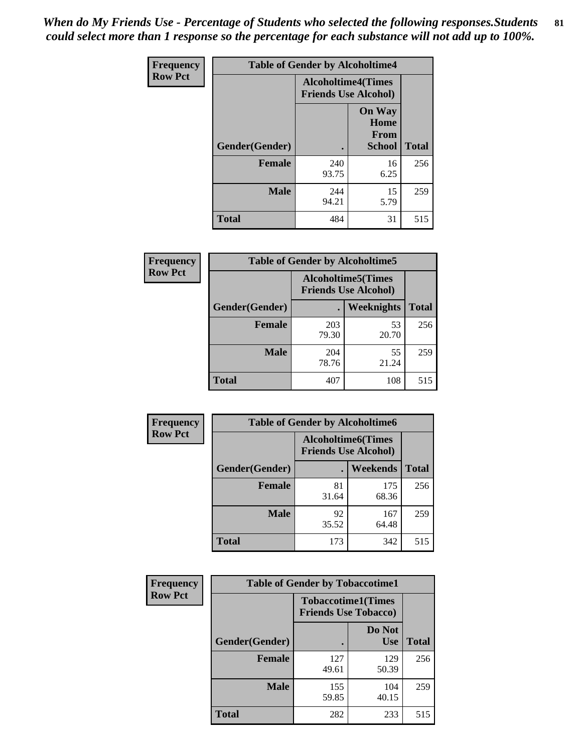*When do My Friends Use - Percentage of Students who selected the following responses.Students could select more than 1 response so the percentage for each substance will not add up to 100%.*

**Frequency**
**Row Pct**

| Table of Gender by Alcoholtime4 | | | |
|---|---|---|---|
| | Alcoholtime4(Times Friends Use Alcohol) | | |
| Gender(Gender) | . | On Way Home From School | Total |
| **Female** | 240<br>93.75 | 16<br>6.25 | 256 |
| **Male** | 244<br>94.21 | 15<br>5.79 | 259 |
| **Total** | 484 | 31 | 515 |

**Frequency**
**Row Pct**

| Table of Gender by Alcoholtime5 | | | |
|---|---|---|---|
| | Alcoholtime5(Times Friends Use Alcohol) | | |
| Gender(Gender) | . | Weeknights | Total |
| **Female** | 203<br>79.30 | 53<br>20.70 | 256 |
| **Male** | 204<br>78.76 | 55<br>21.24 | 259 |
| **Total** | 407 | 108 | 515 |

**Frequency**
**Row Pct**

| Table of Gender by Alcoholtime6 | | | |
|---|---|---|---|
| | Alcoholtime6(Times Friends Use Alcohol) | | |
| Gender(Gender) | . | Weekends | Total |
| **Female** | 81<br>31.64 | 175<br>68.36 | 256 |
| **Male** | 92<br>35.52 | 167<br>64.48 | 259 |
| **Total** | 173 | 342 | 515 |

**Frequency**
**Row Pct**

| Table of Gender by Tobaccotime1 | | | |
|---|---|---|---|
| | Tobaccotime1(Times Friends Use Tobacco) | | |
| Gender(Gender) | . | Do Not Use | Total |
| **Female** | 127<br>49.61 | 129<br>50.39 | 256 |
| **Male** | 155<br>59.85 | 104<br>40.15 | 259 |
| **Total** | 282 | 233 | 515 |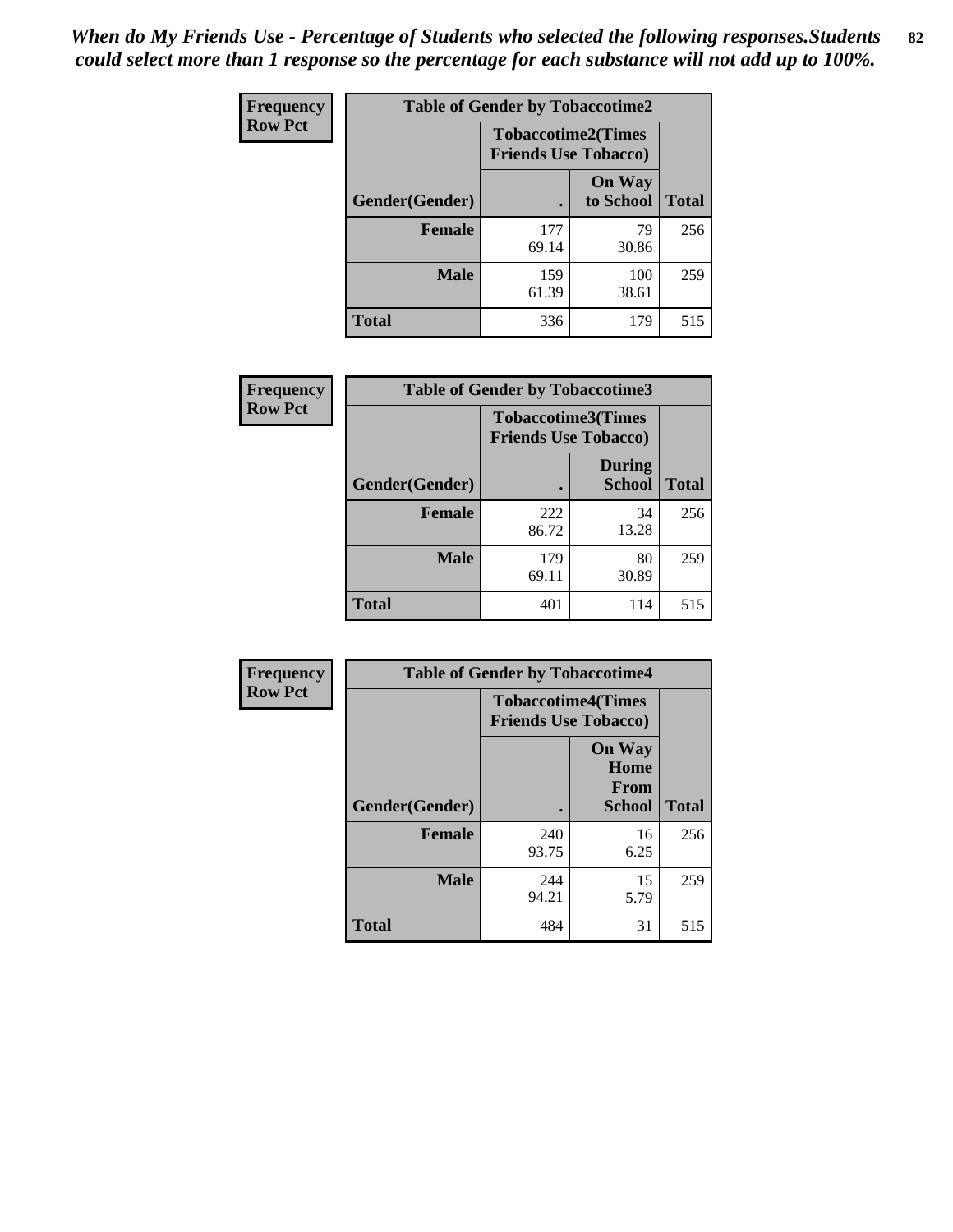*When do My Friends Use - Percentage of Students who selected the following responses.Students could select more than 1 response so the percentage for each substance will not add up to 100%.*

**Frequency**
**Row Pct**

| Table of Gender by Tobaccotime2 | | | |
|---|---|---|---|
| | Tobaccotime2(Times Friends Use Tobacco) | | |
| Gender(Gender) | . | On Way to School | Total |
| **Female** | 177<br>69.14 | 79<br>30.86 | 256 |
| **Male** | 159<br>61.39 | 100<br>38.61 | 259 |
| **Total** | 336 | 179 | 515 |

**Frequency**
**Row Pct**

| Table of Gender by Tobaccotime3 | | | |
|---|---|---|---|
| | Tobaccotime3(Times Friends Use Tobacco) | | |
| Gender(Gender) | . | During School | Total |
| **Female** | 222<br>86.72 | 34<br>13.28 | 256 |
| **Male** | 179<br>69.11 | 80<br>30.89 | 259 |
| **Total** | 401 | 114 | 515 |

**Frequency**
**Row Pct**

| Table of Gender by Tobaccotime4 | | | |
|---|---|---|---|
| | Tobaccotime4(Times Friends Use Tobacco) | | |
| Gender(Gender) | . | On Way Home From School | Total |
| **Female** | 240<br>93.75 | 16<br>6.25 | 256 |
| **Male** | 244<br>94.21 | 15<br>5.79 | 259 |
| **Total** | 484 | 31 | 515 |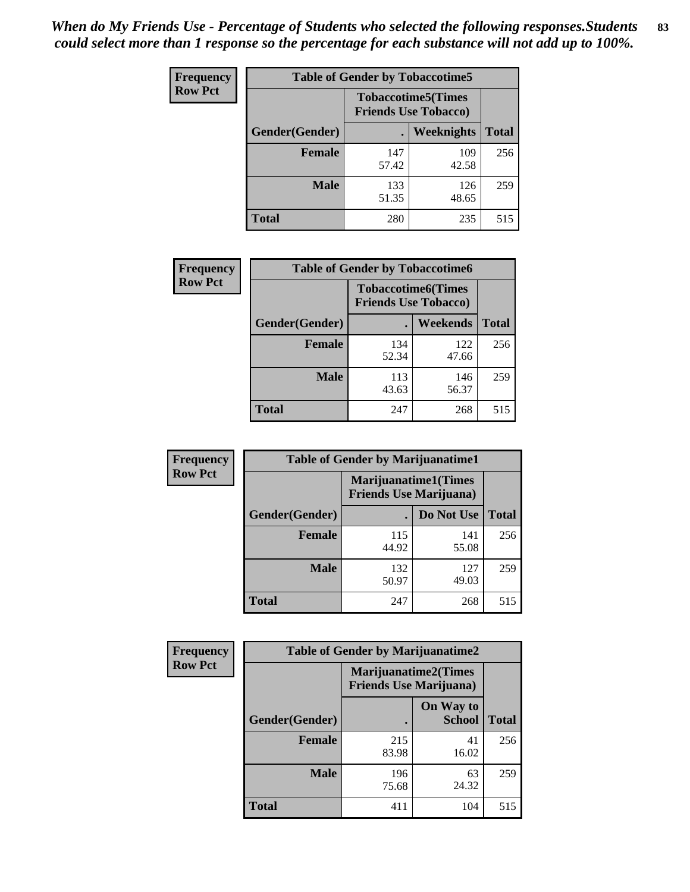*When do My Friends Use - Percentage of Students who selected the following responses.Students could select more than 1 response so the percentage for each substance will not add up to 100%.*

**Frequency**
**Row Pct**

| Table of Gender by Tobaccotime5 | | | |
|---|---|---|---|
| | Tobaccotime5(Times Friends Use Tobacco) | | |
| Gender(Gender) | . | Weeknights | Total |
| **Female** | 147<br>57.42 | 109<br>42.58 | 256 |
| **Male** | 133<br>51.35 | 126<br>48.65 | 259 |
| **Total** | 280 | 235 | 515 |

**Frequency**
**Row Pct**

| Table of Gender by Tobaccotime6 | | | |
|---|---|---|---|
| | Tobaccotime6(Times Friends Use Tobacco) | | |
| Gender(Gender) | . | Weekends | Total |
| **Female** | 134<br>52.34 | 122<br>47.66 | 256 |
| **Male** | 113<br>43.63 | 146<br>56.37 | 259 |
| **Total** | 247 | 268 | 515 |

**Frequency**
**Row Pct**

| Table of Gender by Marijuanatime1 | | | |
|---|---|---|---|
| | Marijuanatime1(Times Friends Use Marijuana) | | |
| Gender(Gender) | . | Do Not Use | Total |
| **Female** | 115<br>44.92 | 141<br>55.08 | 256 |
| **Male** | 132<br>50.97 | 127<br>49.03 | 259 |
| **Total** | 247 | 268 | 515 |

**Frequency**
**Row Pct**

| Table of Gender by Marijuanatime2 | | | |
|---|---|---|---|
| | Marijuanatime2(Times Friends Use Marijuana) | | |
| Gender(Gender) | . | On Way to School | Total |
| **Female** | 215<br>83.98 | 41<br>16.02 | 256 |
| **Male** | 196<br>75.68 | 63<br>24.32 | 259 |
| **Total** | 411 | 104 | 515 |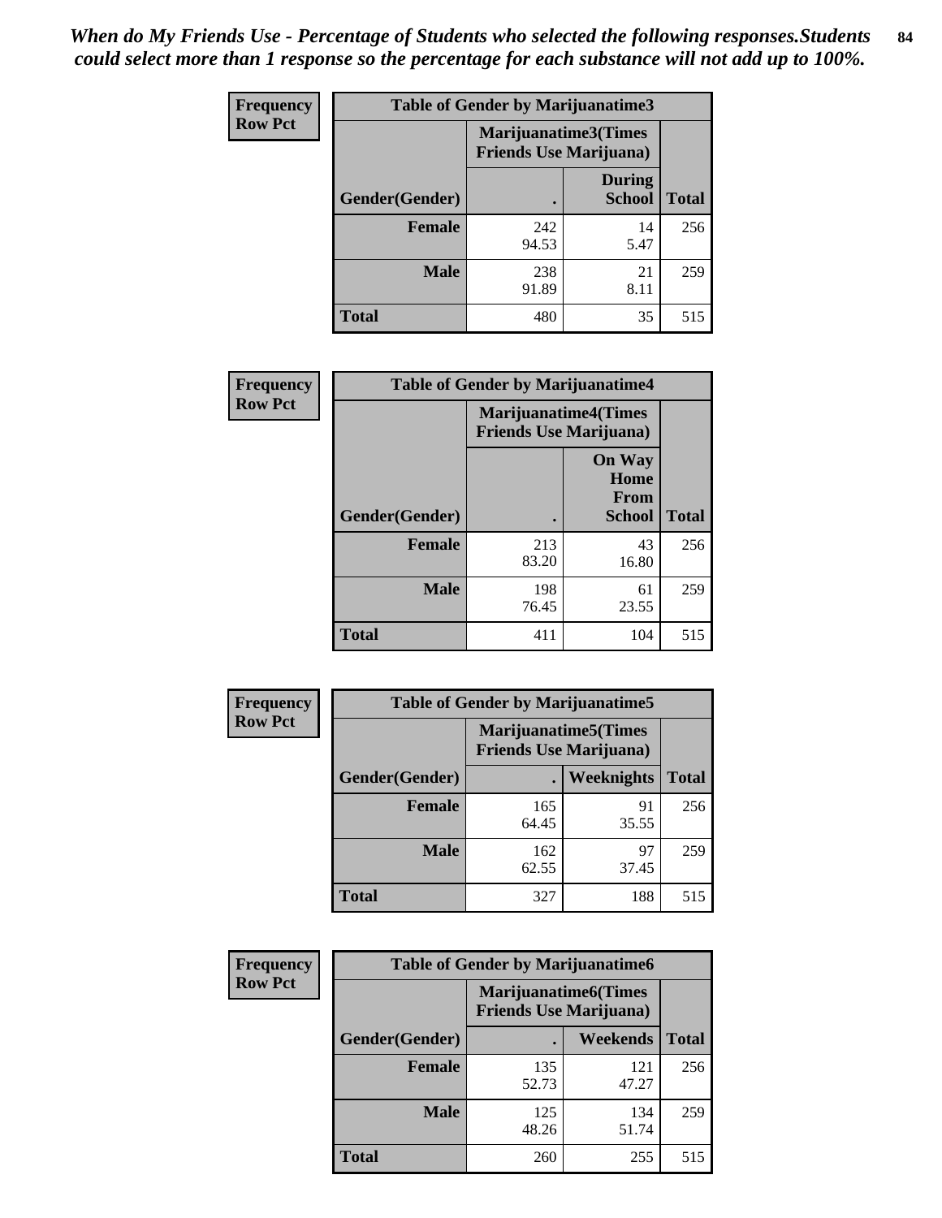*When do My Friends Use - Percentage of Students who selected the following responses.Students could select more than 1 response so the percentage for each substance will not add up to 100%.*

**Frequency**
**Row Pct**

| Table of Gender by Marijuanatime3 | | | |
|---|---|---|---|
| | Marijuanatime3(Times Friends Use Marijuana) | | |
| Gender(Gender) | . | During School | Total |
| Female | 242<br>94.53 | 14<br>5.47 | 256 |
| Male | 238<br>91.89 | 21<br>8.11 | 259 |
| Total | 480 | 35 | 515 |

**Frequency**
**Row Pct**

| Table of Gender by Marijuanatime4 | | | |
|---|---|---|---|
| | Marijuanatime4(Times Friends Use Marijuana) | | |
| Gender(Gender) | . | On Way Home From School | Total |
| Female | 213<br>83.20 | 43<br>16.80 | 256 |
| Male | 198<br>76.45 | 61<br>23.55 | 259 |
| Total | 411 | 104 | 515 |

**Frequency**
**Row Pct**

| Table of Gender by Marijuanatime5 | | | |
|---|---|---|---|
| | Marijuanatime5(Times Friends Use Marijuana) | | |
| Gender(Gender) | . | Weeknights | Total |
| Female | 165<br>64.45 | 91<br>35.55 | 256 |
| Male | 162<br>62.55 | 97<br>37.45 | 259 |
| Total | 327 | 188 | 515 |

**Frequency**
**Row Pct**

| Table of Gender by Marijuanatime6 | | | |
|---|---|---|---|
| | Marijuanatime6(Times Friends Use Marijuana) | | |
| Gender(Gender) | . | Weekends | Total |
| Female | 135<br>52.73 | 121<br>47.27 | 256 |
| Male | 125<br>48.26 | 134<br>51.74 | 259 |
| Total | 260 | 255 | 515 |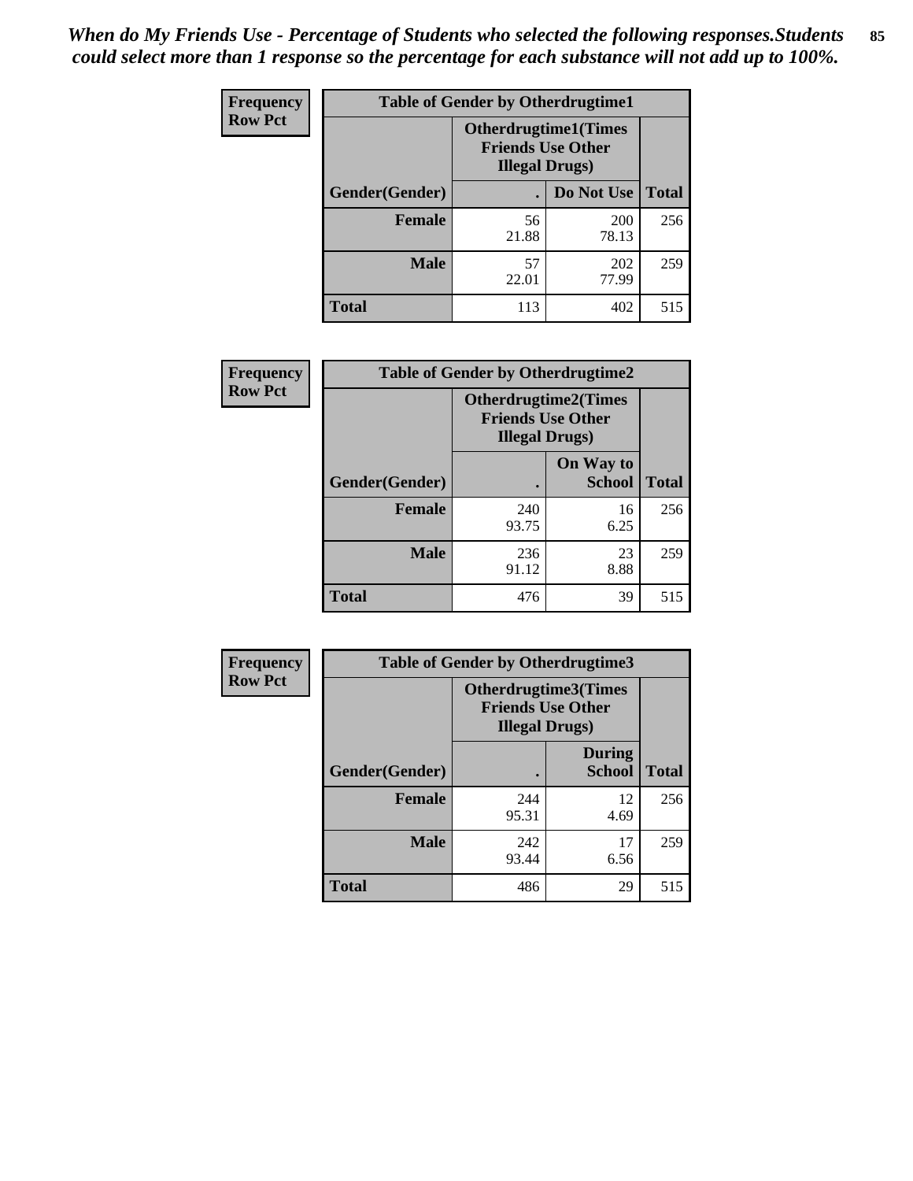*When do My Friends Use - Percentage of Students who selected the following responses.Students could select more than 1 response so the percentage for each substance will not add up to 100%.*

**Frequency**
**Row Pct**

| Table of Gender by Otherdrugtime1 | | | |
|---|---|---|---|
| | Otherdrugtime1(Times Friends Use Other Illegal Drugs) | | |
| Gender(Gender) | . | Do Not Use | Total |
| **Female** | 56<br>21.88 | 200<br>78.13 | 256 |
| **Male** | 57<br>22.01 | 202<br>77.99 | 259 |
| **Total** | 113 | 402 | 515 |

**Frequency**
**Row Pct**

| Table of Gender by Otherdrugtime2 | | | |
|---|---|---|---|
| | Otherdrugtime2(Times Friends Use Other Illegal Drugs) | | |
| Gender(Gender) | . | On Way to School | Total |
| **Female** | 240<br>93.75 | 16<br>6.25 | 256 |
| **Male** | 236<br>91.12 | 23<br>8.88 | 259 |
| **Total** | 476 | 39 | 515 |

**Frequency**
**Row Pct**

| Table of Gender by Otherdrugtime3 | | | |
|---|---|---|---|
| | Otherdrugtime3(Times Friends Use Other Illegal Drugs) | | |
| Gender(Gender) | . | During School | Total |
| **Female** | 244<br>95.31 | 12<br>4.69 | 256 |
| **Male** | 242<br>93.44 | 17<br>6.56 | 259 |
| **Total** | 486 | 29 | 515 |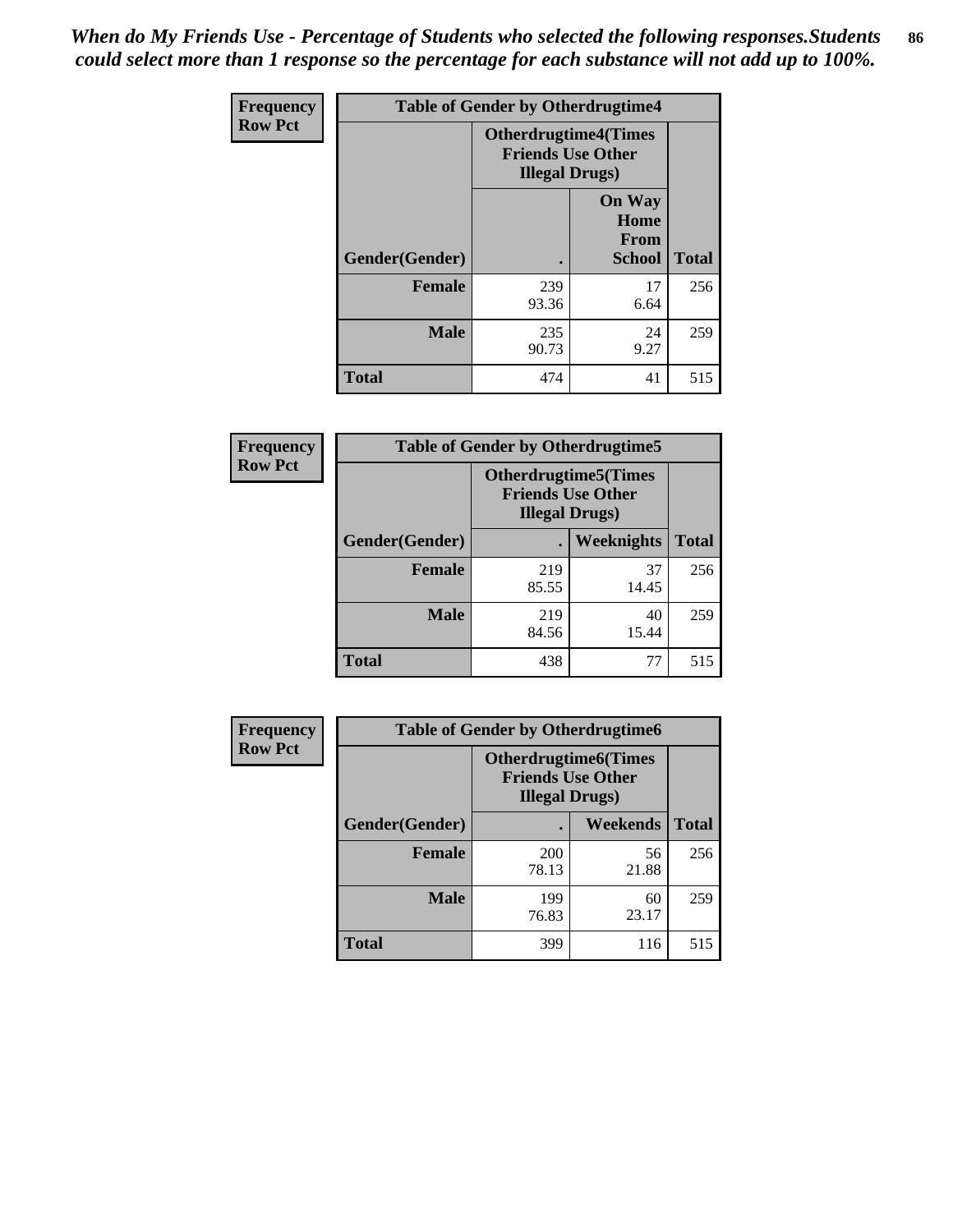*When do My Friends Use - Percentage of Students who selected the following responses.Students could select more than 1 response so the percentage for each substance will not add up to 100%.*

| Frequency Row Pct | Table of Gender by Otherdrugtime4 | | |
|---|---|---|---|
| | Otherdrugtime4(Times Friends Use Other Illegal Drugs) | | |
| Gender(Gender) | . | On Way Home From School | Total |
| Female | 239 93.36 | 17 6.64 | 256 |
| Male | 235 90.73 | 24 9.27 | 259 |
| Total | 474 | 41 | 515 |

| Frequency Row Pct | Table of Gender by Otherdrugtime5 | | |
|---|---|---|---|
| | Otherdrugtime5(Times Friends Use Other Illegal Drugs) | | |
| Gender(Gender) | . | Weeknights | Total |
| Female | 219 85.55 | 37 14.45 | 256 |
| Male | 219 84.56 | 40 15.44 | 259 |
| Total | 438 | 77 | 515 |

| Frequency Row Pct | Table of Gender by Otherdrugtime6 | | |
|---|---|---|---|
| | Otherdrugtime6(Times Friends Use Other Illegal Drugs) | | |
| Gender(Gender) | . | Weekends | Total |
| Female | 200 78.13 | 56 21.88 | 256 |
| Male | 199 76.83 | 60 23.17 | 259 |
| Total | 399 | 116 | 515 |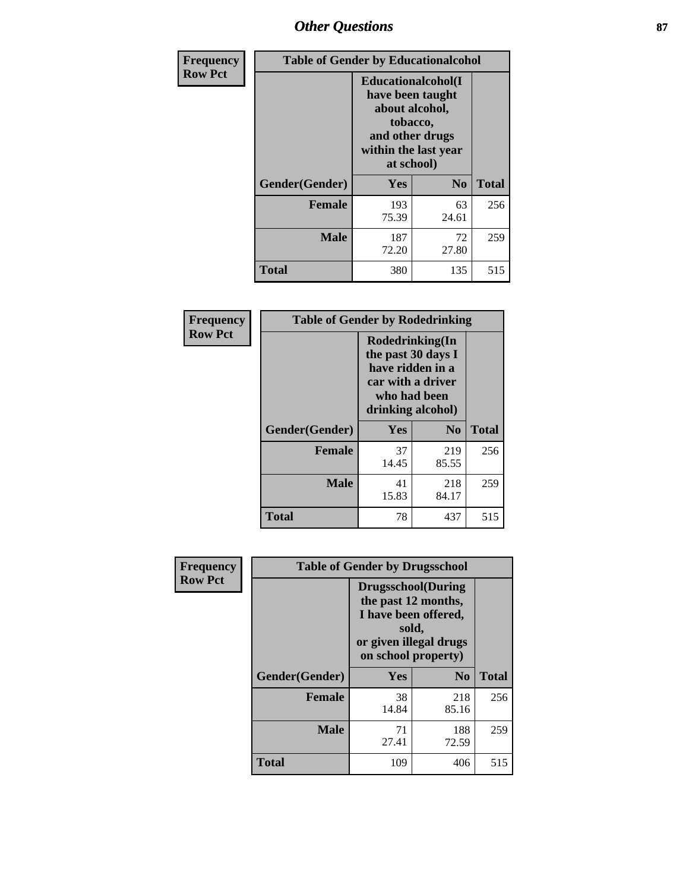# Other Questions

Frequency
Row Pct

| Table of Gender by Educationalcohol | | | |
|---|---|---|---|
| | Educationalcohol(I have been taught about alcohol, tobacco, and other drugs within the last year at school) | | |
| Gender(Gender) | Yes | No | Total |
| Female | 193<br>75.39 | 63<br>24.61 | 256 |
| Male | 187<br>72.20 | 72<br>27.80 | 259 |
| Total | 380 | 135 | 515 |

Frequency
Row Pct

| Table of Gender by Rodedrinking | | | |
|---|---|---|---|
| | Rodedrinking(In the past 30 days I have ridden in a car with a driver who had been drinking alcohol) | | |
| Gender(Gender) | Yes | No | Total |
| Female | 37<br>14.45 | 219<br>85.55 | 256 |
| Male | 41<br>15.83 | 218<br>84.17 | 259 |
| Total | 78 | 437 | 515 |

Frequency
Row Pct

| Table of Gender by Drugsschool | | | |
|---|---|---|---|
| | Drugsschool(During the past 12 months, I have been offered, sold, or given illegal drugs on school property) | | |
| Gender(Gender) | Yes | No | Total |
| Female | 38<br>14.84 | 218<br>85.16 | 256 |
| Male | 71<br>27.41 | 188<br>72.59 | 259 |
| Total | 109 | 406 | 515 |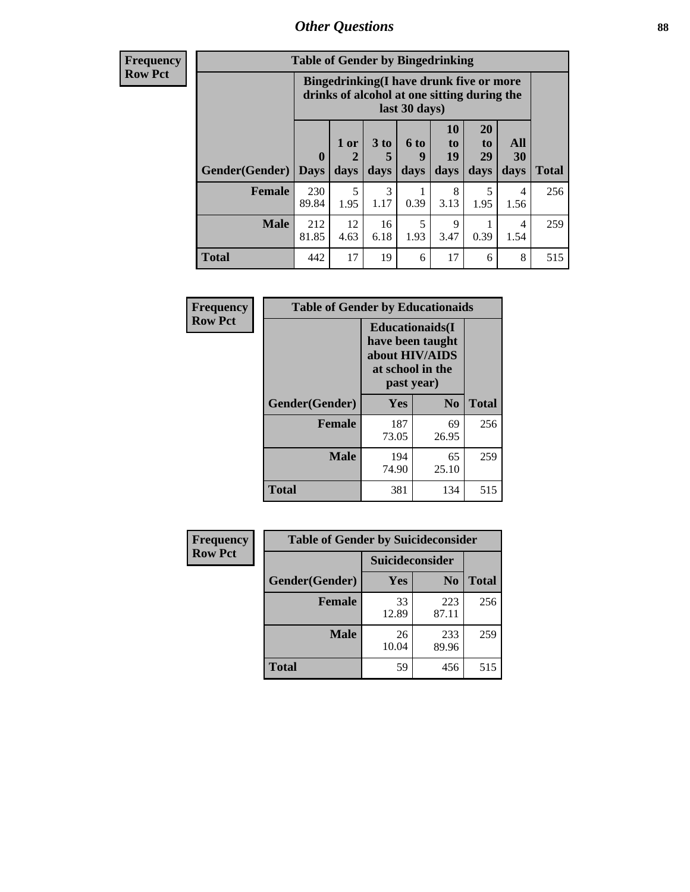## Other Questions

**Frequency**
**Row Pct**

**Table of Gender by Bingedrinking**

| Gender(Gender) | Bingedrinking(I have drunk five or more drinks of alcohol at one sitting during the last 30 days) | | | | | | | Total |
|---|---|---|---|---|---|---|---|---|
| | 0 Days | 1 or 2 days | 3 to 5 days | 6 to 9 days | 10 to 19 days | 20 to 29 days | All 30 days | |
| **Female** | 230<br>89.84 | 5<br>1.95 | 3<br>1.17 | 1<br>0.39 | 8<br>3.13 | 5<br>1.95 | 4<br>1.56 | 256 |
| **Male** | 212<br>81.85 | 12<br>4.63 | 16<br>6.18 | 5<br>1.93 | 9<br>3.47 | 1<br>0.39 | 4<br>1.54 | 259 |
| **Total** | 442 | 17 | 19 | 6 | 17 | 6 | 8 | 515 |

**Frequency**
**Row Pct**

**Table of Gender by Educationaids**

| Gender(Gender) | Educationaids(I have been taught about HIV/AIDS at school in the past year) | | Total |
|---|---|---|---|
| | Yes | No | |
| **Female** | 187<br>73.05 | 69<br>26.95 | 256 |
| **Male** | 194<br>74.90 | 65<br>25.10 | 259 |
| **Total** | 381 | 134 | 515 |

**Frequency**
**Row Pct**

**Table of Gender by Suicideconsider**

| Gender(Gender) | Suicideconsider | | Total |
|---|---|---|---|
| | Yes | No | |
| **Female** | 33<br>12.89 | 223<br>87.11 | 256 |
| **Male** | 26<br>10.04 | 233<br>89.96 | 259 |
| **Total** | 59 | 456 | 515 |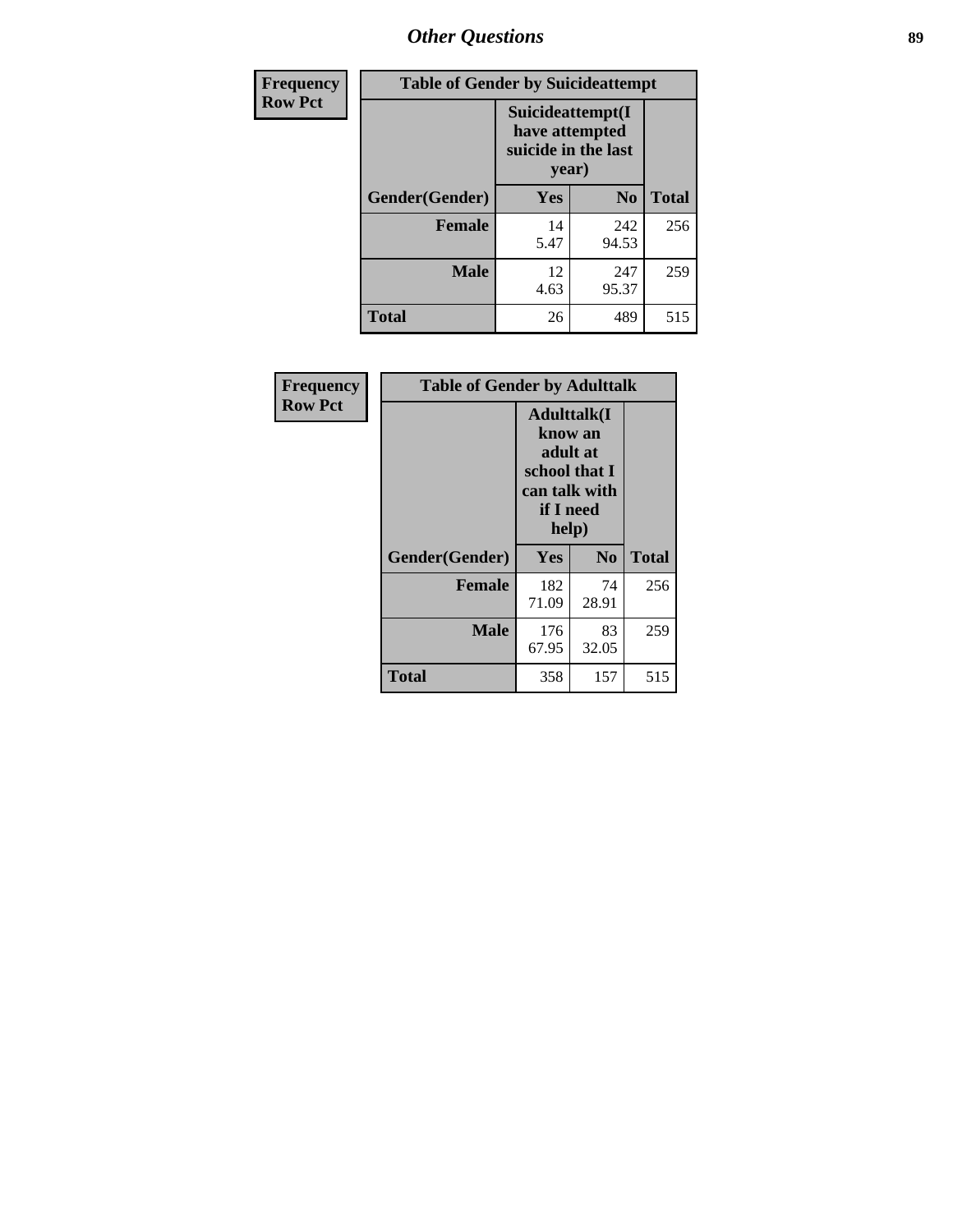# Other Questions

| Frequency Row Pct | Table of Gender by Suicideattempt | | |
|---|---|---|---|
| | Suicideattempt(I have attempted suicide in the last year) | | |
| Gender(Gender) | Yes | No | Total |
| Female | 14<br>5.47 | 242<br>94.53 | 256 |
| Male | 12<br>4.63 | 247<br>95.37 | 259 |
| Total | 26 | 489 | 515 |

| Frequency Row Pct | Table of Gender by Adulttalk | | |
|---|---|---|---|
| | Adulttalk(I know an adult at school that I can talk with if I need help) | | |
| Gender(Gender) | Yes | No | Total |
| Female | 182<br>71.09 | 74<br>28.91 | 256 |
| Male | 176<br>67.95 | 83<br>32.05 | 259 |
| Total | 358 | 157 | 515 |